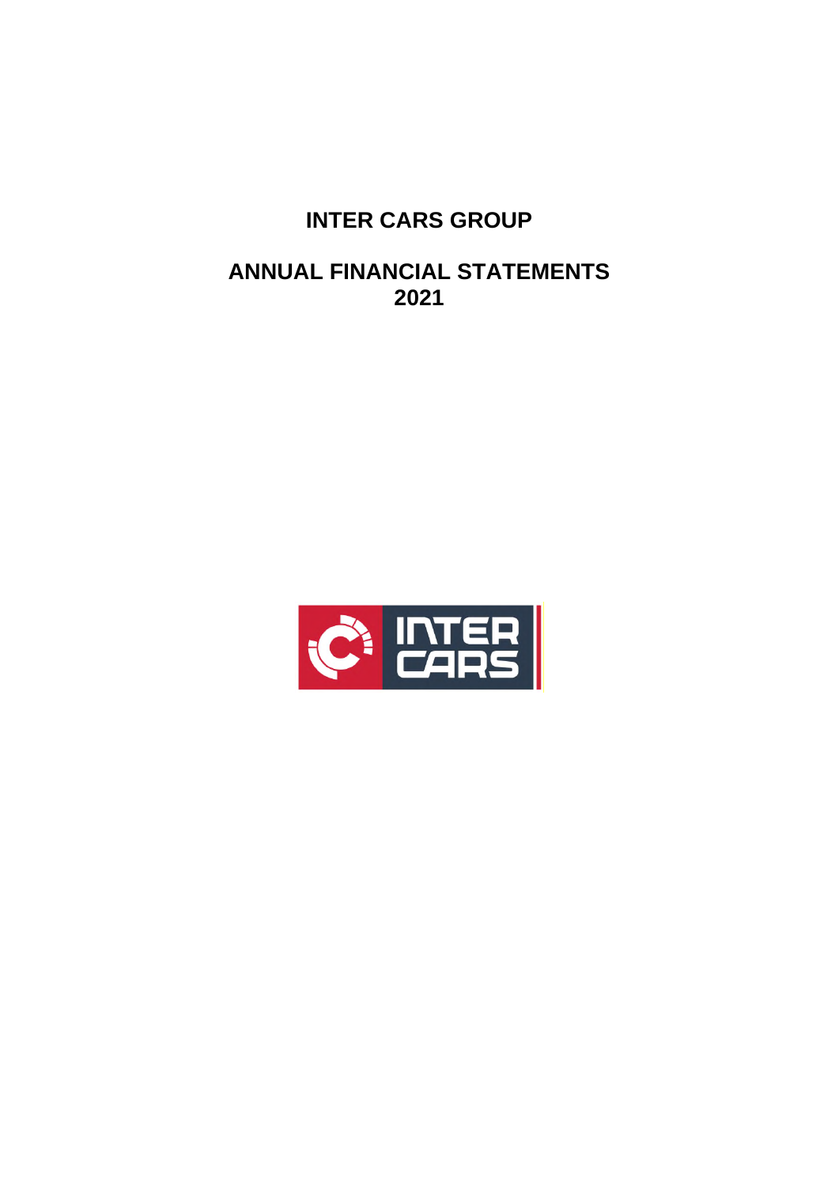# INTER CARS GROUP

## ANNUAL FINANCIAL STATEMENTS 2021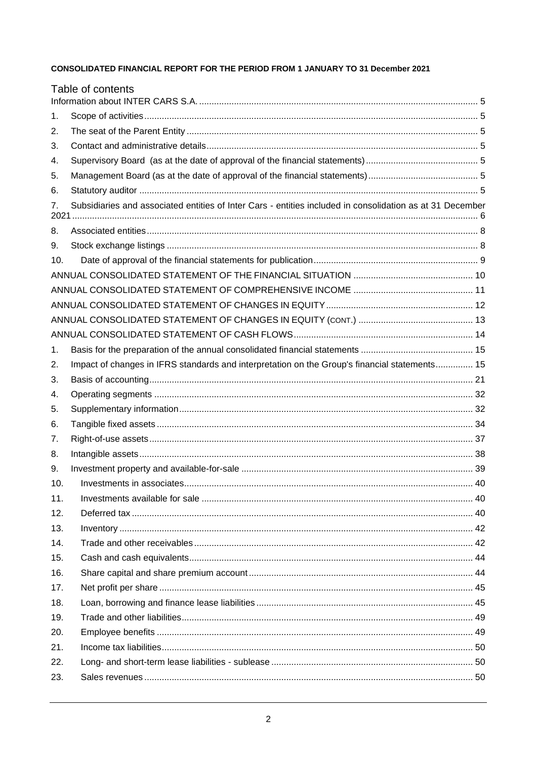**CONSOLIDATED FINANCIAL REPORT FOR THE PERIOD FROM 1 JANUARY TO 31 December 2021**

## Table of contents

Information about INTER CARS S.A. ..... 5

1. Scope of activities ..... 5
2. The seat of the Parent Entity ..... 5
3. Contact and administrative details ..... 5
4. Supervisory Board (as at the date of approval of the financial statements) ..... 5
5. Management Board (as at the date of approval of the financial statements) ..... 5
6. Statutory auditor ..... 5
7. Subsidiaries and associated entities of Inter Cars - entities included in consolidation as at 31 December 2021 ..... 6
8. Associated entities ..... 8
9. Stock exchange listings ..... 8
10. Date of approval of the financial statements for publication ..... 9

ANNUAL CONSOLIDATED STATEMENT OF THE FINANCIAL SITUATION ..... 10

ANNUAL CONSOLIDATED STATEMENT OF COMPREHENSIVE INCOME ..... 11

ANNUAL CONSOLIDATED STATEMENT OF CHANGES IN EQUITY ..... 12

ANNUAL CONSOLIDATED STATEMENT OF CHANGES IN EQUITY (CONT.) ..... 13

ANNUAL CONSOLIDATED STATEMENT OF CASH FLOWS ..... 14

1. Basis for the preparation of the annual consolidated financial statements ..... 15
2. Impact of changes in IFRS standards and interpretation on the Group's financial statements ..... 15
3. Basis of accounting ..... 21
4. Operating segments ..... 32
5. Supplementary information ..... 32
6. Tangible fixed assets ..... 34
7. Right-of-use assets ..... 37
8. Intangible assets ..... 38
9. Investment property and available-for-sale ..... 39
10. Investments in associates ..... 40
11. Investments available for sale ..... 40
12. Deferred tax ..... 40
13. Inventory ..... 42
14. Trade and other receivables ..... 42
15. Cash and cash equivalents ..... 44
16. Share capital and share premium account ..... 44
17. Net profit per share ..... 45
18. Loan, borrowing and finance lease liabilities ..... 45
19. Trade and other liabilities ..... 49
20. Employee benefits ..... 49
21. Income tax liabilities ..... 50
22. Long- and short-term lease liabilities - sublease ..... 50
23. Sales revenues ..... 50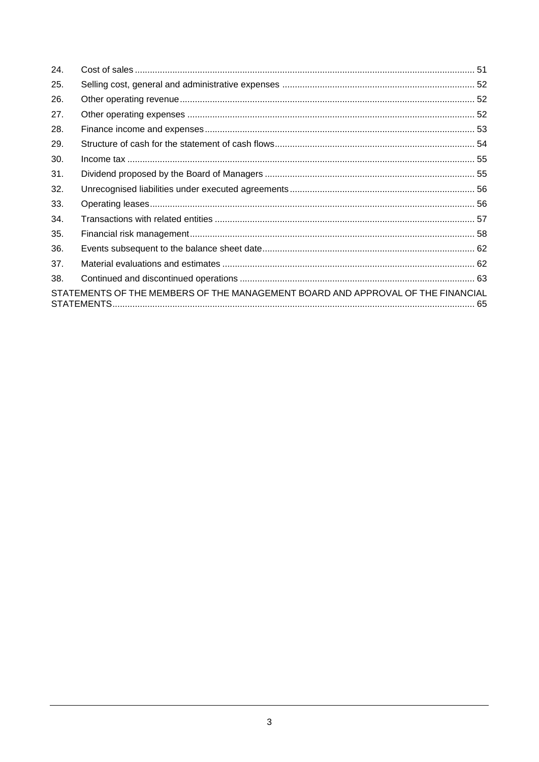| | | |
|---|---|---|
| 24. | Cost of sales | 51 |
| 25. | Selling cost, general and administrative expenses | 52 |
| 26. | Other operating revenue | 52 |
| 27. | Other operating expenses | 52 |
| 28. | Finance income and expenses | 53 |
| 29. | Structure of cash for the statement of cash flows | 54 |
| 30. | Income tax | 55 |
| 31. | Dividend proposed by the Board of Managers | 55 |
| 32. | Unrecognised liabilities under executed agreements | 56 |
| 33. | Operating leases | 56 |
| 34. | Transactions with related entities | 57 |
| 35. | Financial risk management | 58 |
| 36. | Events subsequent to the balance sheet date | 62 |
| 37. | Material evaluations and estimates | 62 |
| 38. | Continued and discontinued operations | 63 |

STATEMENTS OF THE MEMBERS OF THE MANAGEMENT BOARD AND APPROVAL OF THE FINANCIAL STATEMENTS ..... 65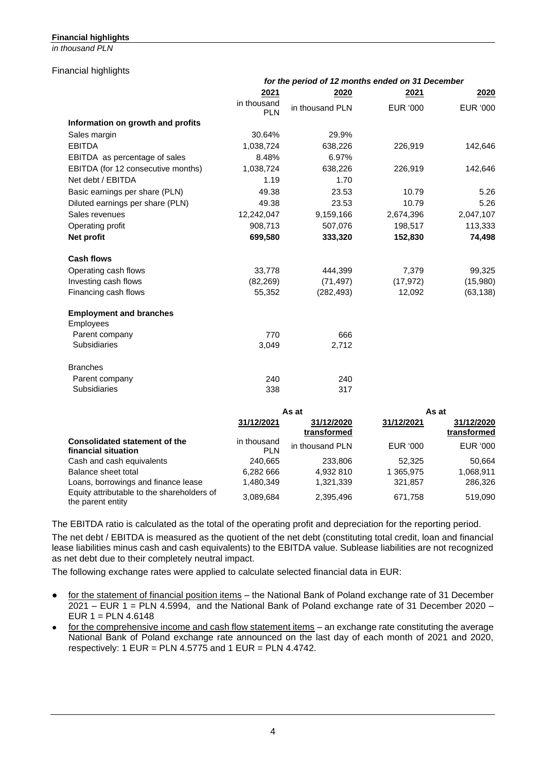**Financial highlights**
*in thousand PLN*

Financial highlights

| | *for the period of 12 months ended on 31 December* | | | |
|---|---|---|---|---|
| | **2021** | **2020** | **2021** | **2020** |
| | in thousand PLN | in thousand PLN | EUR '000 | EUR '000 |
| **Information on growth and profits** | | | | |
| Sales margin | 30.64% | 29.9% | | |
| EBITDA | 1,038,724 | 638,226 | 226,919 | 142,646 |
| EBITDA as percentage of sales | 8.48% | 6.97% | | |
| EBITDA (for 12 consecutive months) | 1,038,724 | 638,226 | 226,919 | 142,646 |
| Net debt / EBITDA | 1.19 | 1.70 | | |
| Basic earnings per share (PLN) | 49.38 | 23.53 | 10.79 | 5.26 |
| Diluted earnings per share (PLN) | 49.38 | 23.53 | 10.79 | 5.26 |
| Sales revenues | 12,242,047 | 9,159,166 | 2,674,396 | 2,047,107 |
| Operating profit | 908,713 | 507,076 | 198,517 | 113,333 |
| **Net profit** | **699,580** | **333,320** | **152,830** | **74,498** |
| **Cash flows** | | | | |
| Operating cash flows | 33,778 | 444,399 | 7,379 | 99,325 |
| Investing cash flows | (82,269) | (71,497) | (17,972) | (15,980) |
| Financing cash flows | 55,352 | (282,493) | 12,092 | (63,138) |
| **Employment and branches** | | | | |
| Employees | | | | |
| Parent company | 770 | 666 | | |
| Subsidiaries | 3,049 | 2,712 | | |
| Branches | | | | |
| Parent company | 240 | 240 | | |
| Subsidiaries | 338 | 317 | | |

| | As at | | As at | |
|---|---|---|---|---|
| | **31/12/2021** | **31/12/2020 transformed** | **31/12/2021** | **31/12/2020 transformed** |
| **Consolidated statement of the financial situation** | in thousand PLN | in thousand PLN | EUR '000 | EUR '000 |
| Cash and cash equivalents | 240,665 | 233,806 | 52,325 | 50,664 |
| Balance sheet total | 6,282 666 | 4,932 810 | 1 365,975 | 1,068,911 |
| Loans, borrowings and finance lease | 1,480,349 | 1,321,339 | 321,857 | 286,326 |
| Equity attributable to the shareholders of the parent entity | 3,089,684 | 2,395,496 | 671,758 | 519,090 |

The EBITDA ratio is calculated as the total of the operating profit and depreciation for the reporting period.

The net debt / EBITDA is measured as the quotient of the net debt (constituting total credit, loan and financial lease liabilities minus cash and cash equivalents) to the EBITDA value. Sublease liabilities are not recognized as net debt due to their completely neutral impact.

The following exchange rates were applied to calculate selected financial data in EUR:

- for the statement of financial position items – the National Bank of Poland exchange rate of 31 December 2021 – EUR 1 = PLN 4.5994, and the National Bank of Poland exchange rate of 31 December 2020 – EUR 1 = PLN 4.6148
- for the comprehensive income and cash flow statement items – an exchange rate constituting the average National Bank of Poland exchange rate announced on the last day of each month of 2021 and 2020, respectively: 1 EUR = PLN 4.5775 and 1 EUR = PLN 4.4742.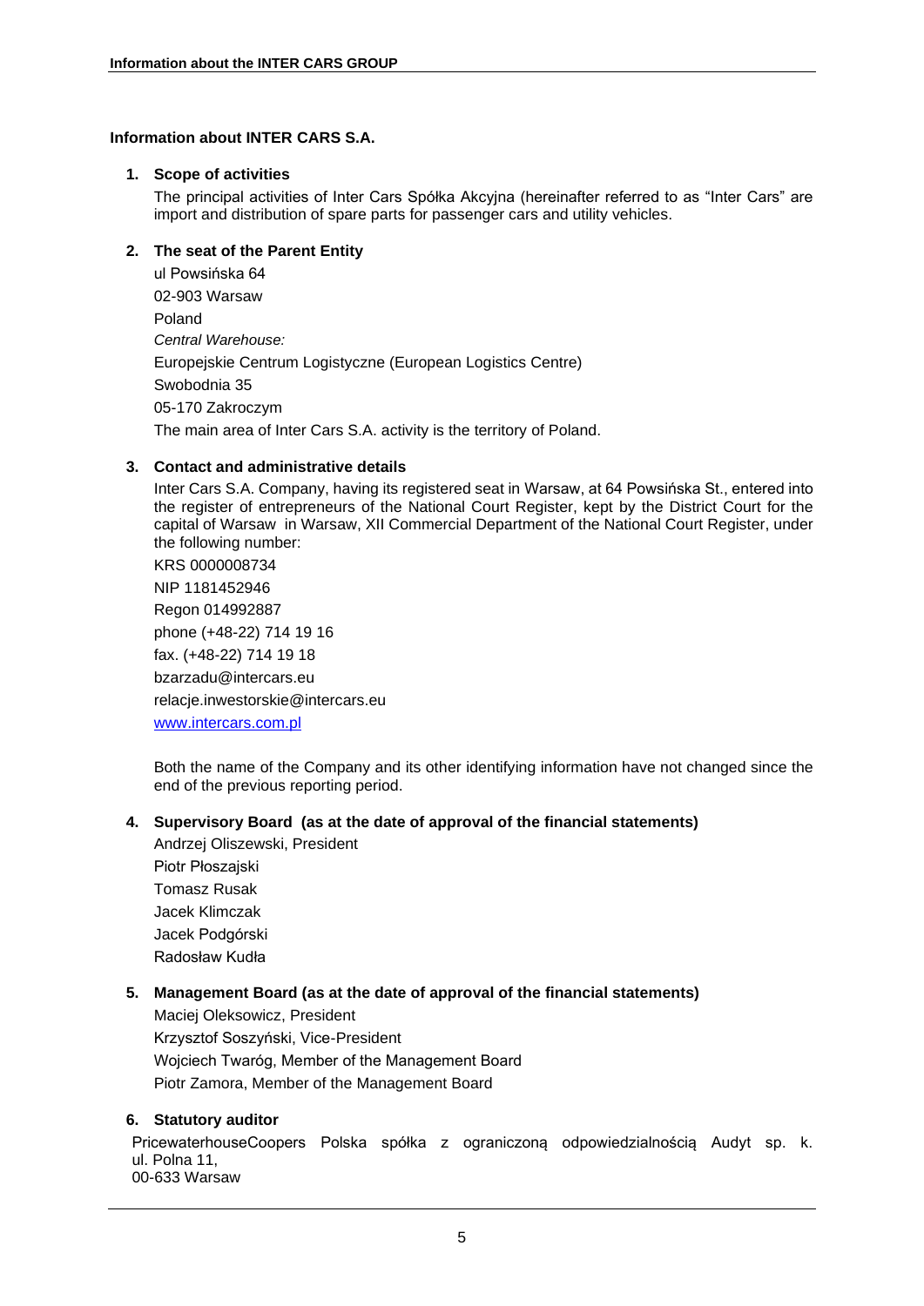## Information about INTER CARS S.A.

### 1. Scope of activities

The principal activities of Inter Cars Spółka Akcyjna (hereinafter referred to as "Inter Cars" are import and distribution of spare parts for passenger cars and utility vehicles.

### 2. The seat of the Parent Entity

ul Powsińska 64

02-903 Warsaw

Poland

*Central Warehouse:*

Europejskie Centrum Logistyczne (European Logistics Centre)

Swobodnia 35

05-170 Zakroczym

The main area of Inter Cars S.A. activity is the territory of Poland.

### 3. Contact and administrative details

Inter Cars S.A. Company, having its registered seat in Warsaw, at 64 Powsińska St., entered into the register of entrepreneurs of the National Court Register, kept by the District Court for the capital of Warsaw in Warsaw, XII Commercial Department of the National Court Register, under the following number:

KRS 0000008734

NIP 1181452946

Regon 014992887

phone (+48-22) 714 19 16

fax. (+48-22) 714 19 18

bzarzadu@intercars.eu

relacje.inwestorskie@intercars.eu

www.intercars.com.pl

Both the name of the Company and its other identifying information have not changed since the end of the previous reporting period.

### 4. Supervisory Board (as at the date of approval of the financial statements)

Andrzej Oliszewski, President

Piotr Płoszajski

Tomasz Rusak

Jacek Klimczak

Jacek Podgórski

Radosław Kudła

### 5. Management Board (as at the date of approval of the financial statements)

Maciej Oleksowicz, President

Krzysztof Soszyński, Vice-President

Wojciech Twaróg, Member of the Management Board

Piotr Zamora, Member of the Management Board

### 6. Statutory auditor

PricewaterhouseCoopers Polska spółka z ograniczoną odpowiedzialnością Audyt sp. k.
ul. Polna 11,
00-633 Warsaw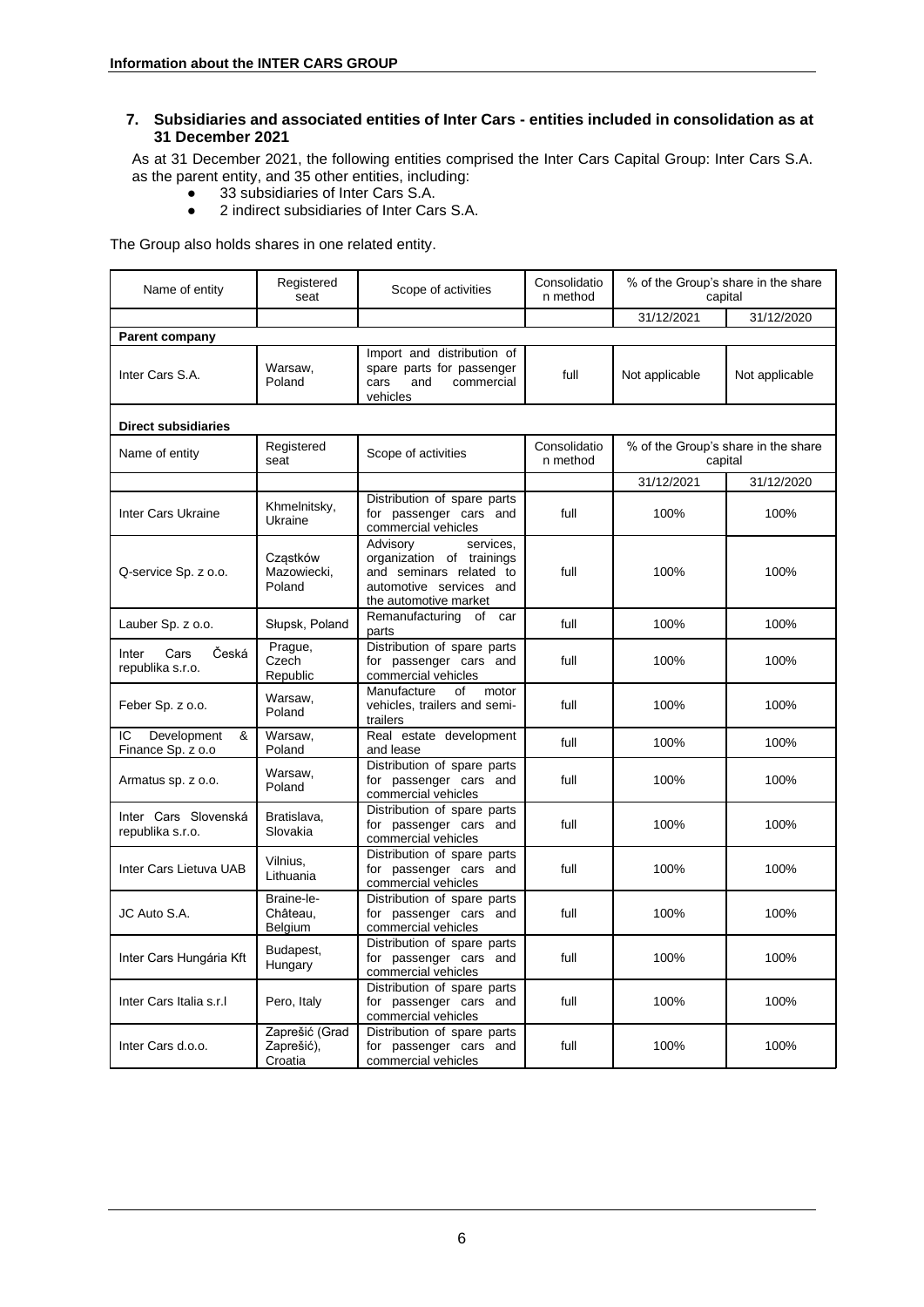## 7. Subsidiaries and associated entities of Inter Cars - entities included in consolidation as at 31 December 2021

As at 31 December 2021, the following entities comprised the Inter Cars Capital Group: Inter Cars S.A. as the parent entity, and 35 other entities, including:

- 33 subsidiaries of Inter Cars S.A.
- 2 indirect subsidiaries of Inter Cars S.A.

The Group also holds shares in one related entity.

| Name of entity | Registered seat | Scope of activities | Consolidation method | % of the Group's share in the share capital | |
|---|---|---|---|---|---|
| | | | | 31/12/2021 | 31/12/2020 |
| **Parent company** | | | | | |
| Inter Cars S.A. | Warsaw, Poland | Import and distribution of spare parts for passenger cars and commercial vehicles | full | Not applicable | Not applicable |
| **Direct subsidiaries** | | | | | |
| Name of entity | Registered seat | Scope of activities | Consolidation method | % of the Group's share in the share capital | |
| | | | | 31/12/2021 | 31/12/2020 |
| Inter Cars Ukraine | Khmelnitsky, Ukraine | Distribution of spare parts for passenger cars and commercial vehicles | full | 100% | 100% |
| Q-service Sp. z o.o. | Cząstków Mazowiecki, Poland | Advisory services, organization of trainings and seminars related to automotive services and the automotive market | full | 100% | 100% |
| Lauber Sp. z o.o. | Słupsk, Poland | Remanufacturing of car parts | full | 100% | 100% |
| Inter Cars Česká republika s.r.o. | Prague, Czech Republic | Distribution of spare parts for passenger cars and commercial vehicles | full | 100% | 100% |
| Feber Sp. z o.o. | Warsaw, Poland | Manufacture of motor vehicles, trailers and semi-trailers | full | 100% | 100% |
| IC Development & Finance Sp. z o.o | Warsaw, Poland | Real estate development and lease | full | 100% | 100% |
| Armatus sp. z o.o. | Warsaw, Poland | Distribution of spare parts for passenger cars and commercial vehicles | full | 100% | 100% |
| Inter Cars Slovenská republika s.r.o. | Bratislava, Slovakia | Distribution of spare parts for passenger cars and commercial vehicles | full | 100% | 100% |
| Inter Cars Lietuva UAB | Vilnius, Lithuania | Distribution of spare parts for passenger cars and commercial vehicles | full | 100% | 100% |
| JC Auto S.A. | Braine-le-Château, Belgium | Distribution of spare parts for passenger cars and commercial vehicles | full | 100% | 100% |
| Inter Cars Hungária Kft | Budapest, Hungary | Distribution of spare parts for passenger cars and commercial vehicles | full | 100% | 100% |
| Inter Cars Italia s.r.l | Pero, Italy | Distribution of spare parts for passenger cars and commercial vehicles | full | 100% | 100% |
| Inter Cars d.o.o. | Zaprešić (Grad Zaprešić), Croatia | Distribution of spare parts for passenger cars and commercial vehicles | full | 100% | 100% |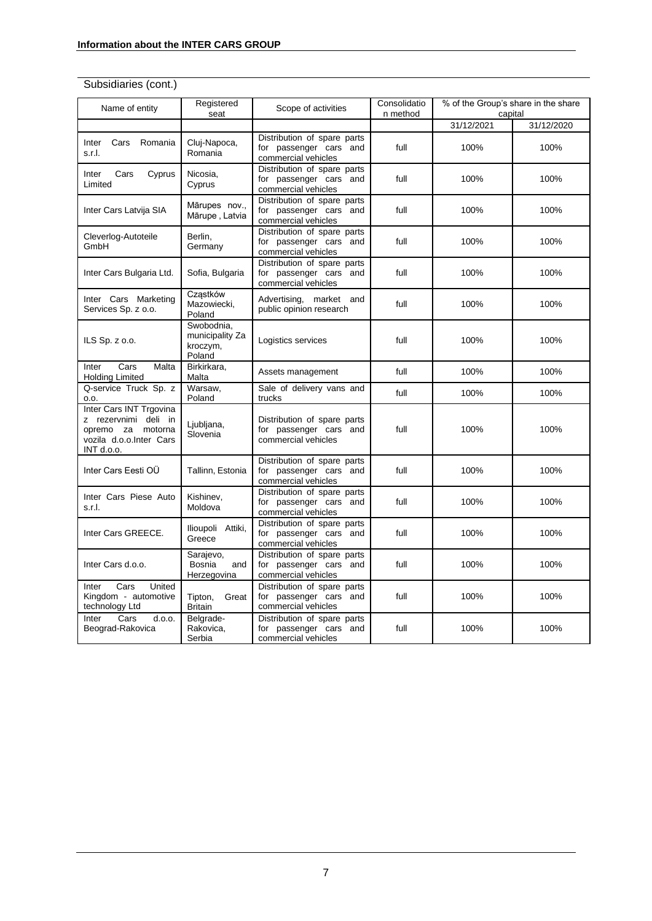**Information about the INTER CARS GROUP**

Subsidiaries (cont.)

| Name of entity | Registered seat | Scope of activities | Consolidation method | % of the Group's share in the share capital | |
|---|---|---|---|---|---|
| | | | | 31/12/2021 | 31/12/2020 |
| Inter Cars Romania s.r.l. | Cluj-Napoca, Romania | Distribution of spare parts for passenger cars and commercial vehicles | full | 100% | 100% |
| Inter Cars Cyprus Limited | Nicosia, Cyprus | Distribution of spare parts for passenger cars and commercial vehicles | full | 100% | 100% |
| Inter Cars Latvija SIA | Mārupes nov., Mārupe , Latvia | Distribution of spare parts for passenger cars and commercial vehicles | full | 100% | 100% |
| Cleverlog-Autoteile GmbH | Berlin, Germany | Distribution of spare parts for passenger cars and commercial vehicles | full | 100% | 100% |
| Inter Cars Bulgaria Ltd. | Sofia, Bulgaria | Distribution of spare parts for passenger cars and commercial vehicles | full | 100% | 100% |
| Inter Cars Marketing Services Sp. z o.o. | Cząstków Mazowiecki, Poland | Advertising, market and public opinion research | full | 100% | 100% |
| ILS Sp. z o.o. | Swobodnia, municipality Za kroczym, Poland | Logistics services | full | 100% | 100% |
| Inter Cars Malta Holding Limited | Birkirkara, Malta | Assets management | full | 100% | 100% |
| Q-service Truck Sp. z o.o. | Warsaw, Poland | Sale of delivery vans and trucks | full | 100% | 100% |
| Inter Cars INT Trgovina z rezervnimi deli in opremo za motorna vozila d.o.o.Inter Cars INT d.o.o. | Ljubljana, Slovenia | Distribution of spare parts for passenger cars and commercial vehicles | full | 100% | 100% |
| Inter Cars Eesti OÜ | Tallinn, Estonia | Distribution of spare parts for passenger cars and commercial vehicles | full | 100% | 100% |
| Inter Cars Piese Auto s.r.l. | Kishinev, Moldova | Distribution of spare parts for passenger cars and commercial vehicles | full | 100% | 100% |
| Inter Cars GREECE. | Ilioupoli Attiki, Greece | Distribution of spare parts for passenger cars and commercial vehicles | full | 100% | 100% |
| Inter Cars d.o.o. | Sarajevo, Bosnia and Herzegovina | Distribution of spare parts for passenger cars and commercial vehicles | full | 100% | 100% |
| Inter Cars United Kingdom - automotive technology Ltd | Tipton, Great Britain | Distribution of spare parts for passenger cars and commercial vehicles | full | 100% | 100% |
| Inter Cars d.o.o. Beograd-Rakovica | Belgrade-Rakovica, Serbia | Distribution of spare parts for passenger cars and commercial vehicles | full | 100% | 100% |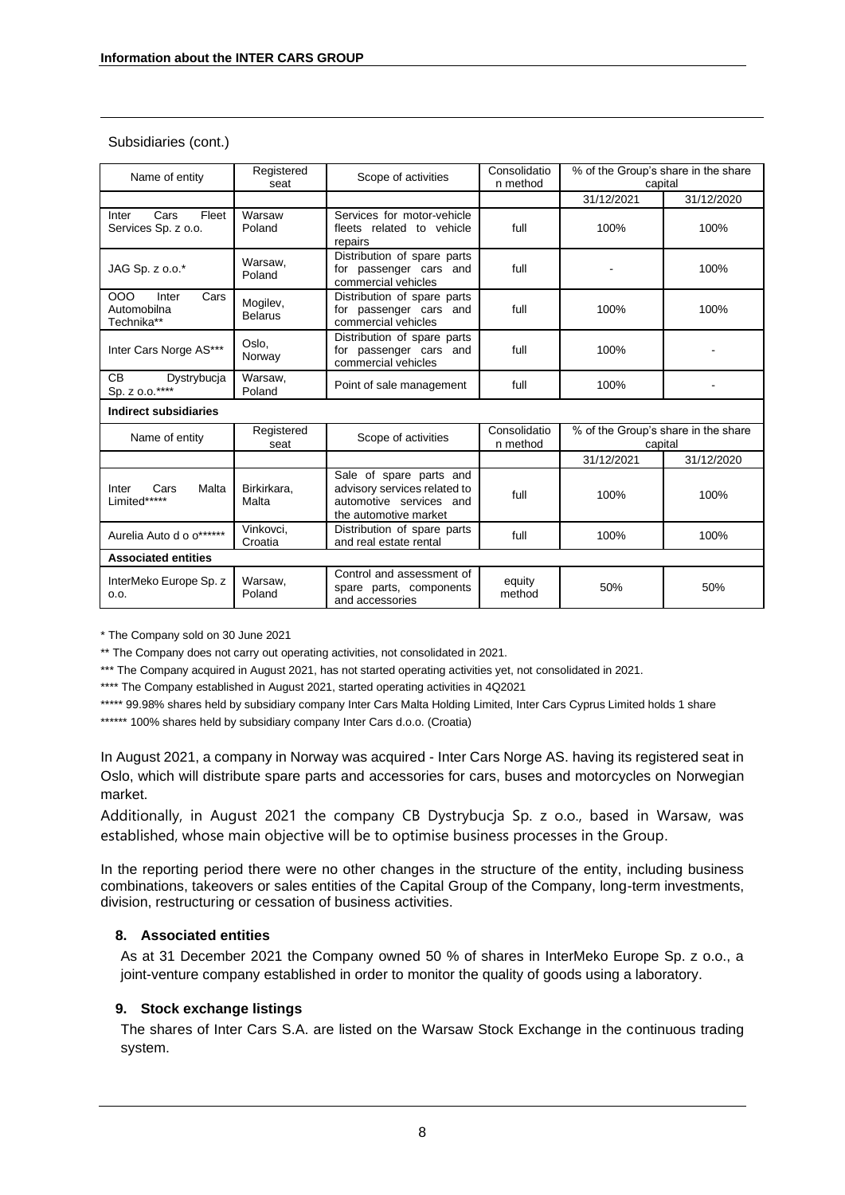Subsidiaries (cont.)

| Name of entity | Registered seat | Scope of activities | Consolidation method | % of the Group's share in the share capital | |
|---|---|---|---|---|---|
| | | | | 31/12/2021 | 31/12/2020 |
| Inter Cars Fleet Services Sp. z o.o. | Warsaw Poland | Services for motor-vehicle fleets related to vehicle repairs | full | 100% | 100% |
| JAG Sp. z o.o.* | Warsaw, Poland | Distribution of spare parts for passenger cars and commercial vehicles | full | - | 100% |
| OOO Inter Cars Automobilna Technika** | Mogilev, Belarus | Distribution of spare parts for passenger cars and commercial vehicles | full | 100% | 100% |
| Inter Cars Norge AS*** | Oslo, Norway | Distribution of spare parts for passenger cars and commercial vehicles | full | 100% | - |
| CB Dystrybucja Sp. z o.o.**** | Warsaw, Poland | Point of sale management | full | 100% | - |
| **Indirect subsidiaries** | | | | | |
| Name of entity | Registered seat | Scope of activities | Consolidation method | % of the Group's share in the share capital | |
| | | | | 31/12/2021 | 31/12/2020 |
| Inter Cars Malta Limited***** | Birkirkara, Malta | Sale of spare parts and advisory services related to automotive services and the automotive market | full | 100% | 100% |
| Aurelia Auto d o o****** | Vinkovci, Croatia | Distribution of spare parts and real estate rental | full | 100% | 100% |
| **Associated entities** | | | | | |
| InterMeko Europe Sp. z o.o. | Warsaw, Poland | Control and assessment of spare parts, components and accessories | equity method | 50% | 50% |

\* The Company sold on 30 June 2021

** The Company does not carry out operating activities, not consolidated in 2021.

*** The Company acquired in August 2021, has not started operating activities yet, not consolidated in 2021.

**** The Company established in August 2021, started operating activities in 4Q2021

***** 99.98% shares held by subsidiary company Inter Cars Malta Holding Limited, Inter Cars Cyprus Limited holds 1 share

****** 100% shares held by subsidiary company Inter Cars d.o.o. (Croatia)

In August 2021, a company in Norway was acquired - Inter Cars Norge AS. having its registered seat in Oslo, which will distribute spare parts and accessories for cars, buses and motorcycles on Norwegian market.

Additionally, in August 2021 the company CB Dystrybucja Sp. z o.o., based in Warsaw, was established, whose main objective will be to optimise business processes in the Group.

In the reporting period there were no other changes in the structure of the entity, including business combinations, takeovers or sales entities of the Capital Group of the Company, long-term investments, division, restructuring or cessation of business activities.

## 8. Associated entities

As at 31 December 2021 the Company owned 50 % of shares in InterMeko Europe Sp. z o.o., a joint-venture company established in order to monitor the quality of goods using a laboratory.

## 9. Stock exchange listings

The shares of Inter Cars S.A. are listed on the Warsaw Stock Exchange in the continuous trading system.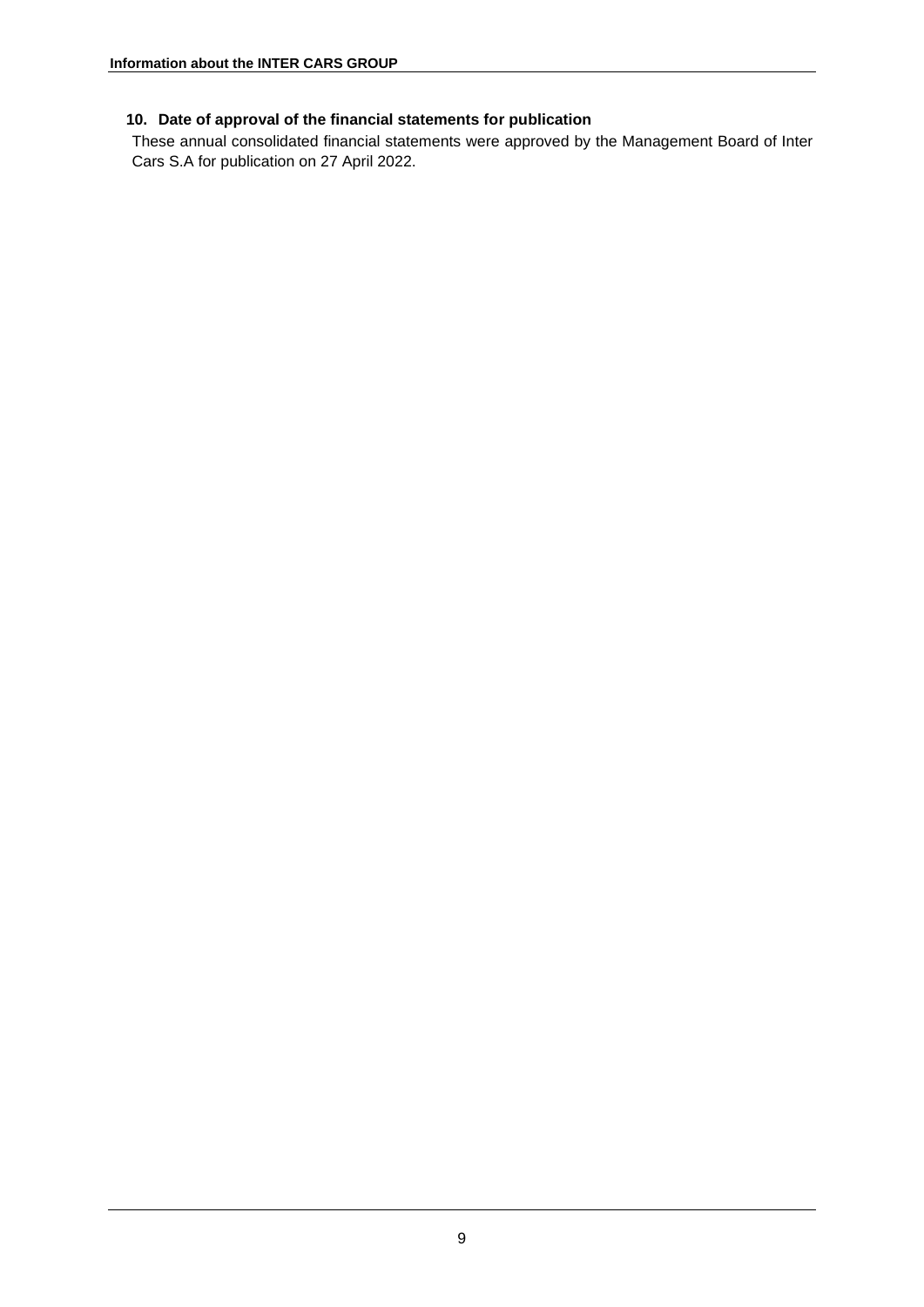## 10. Date of approval of the financial statements for publication

These annual consolidated financial statements were approved by the Management Board of Inter Cars S.A for publication on 27 April 2022.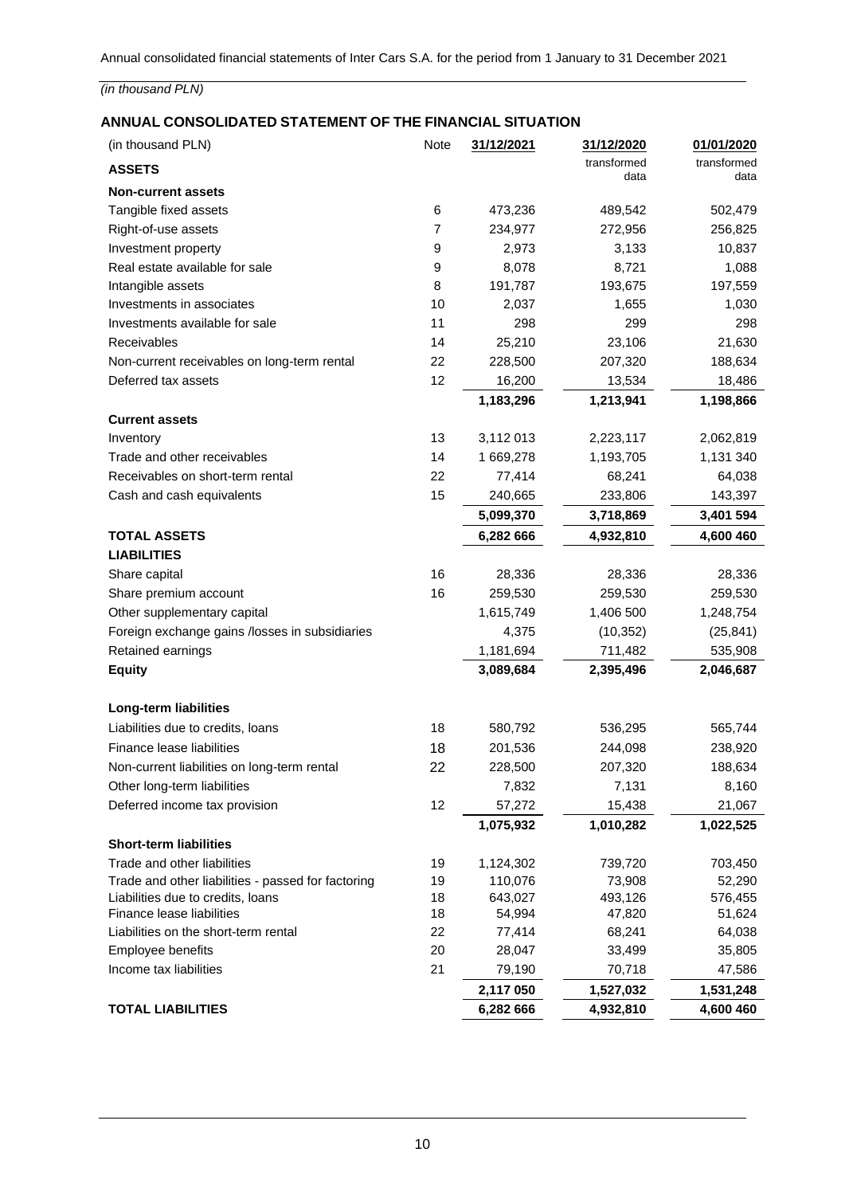*(in thousand PLN)*

## ANNUAL CONSOLIDATED STATEMENT OF THE FINANCIAL SITUATION

| (in thousand PLN) | Note | 31/12/2021 | 31/12/2020 transformed data | 01/01/2020 transformed data |
|---|---|---|---|---|
| **ASSETS** | | | | |
| **Non-current assets** | | | | |
| Tangible fixed assets | 6 | 473,236 | 489,542 | 502,479 |
| Right-of-use assets | 7 | 234,977 | 272,956 | 256,825 |
| Investment property | 9 | 2,973 | 3,133 | 10,837 |
| Real estate available for sale | 9 | 8,078 | 8,721 | 1,088 |
| Intangible assets | 8 | 191,787 | 193,675 | 197,559 |
| Investments in associates | 10 | 2,037 | 1,655 | 1,030 |
| Investments available for sale | 11 | 298 | 299 | 298 |
| Receivables | 14 | 25,210 | 23,106 | 21,630 |
| Non-current receivables on long-term rental | 22 | 228,500 | 207,320 | 188,634 |
| Deferred tax assets | 12 | 16,200 | 13,534 | 18,486 |
| | | **1,183,296** | **1,213,941** | **1,198,866** |
| **Current assets** | | | | |
| Inventory | 13 | 3,112 013 | 2,223,117 | 2,062,819 |
| Trade and other receivables | 14 | 1 669,278 | 1,193,705 | 1,131 340 |
| Receivables on short-term rental | 22 | 77,414 | 68,241 | 64,038 |
| Cash and cash equivalents | 15 | 240,665 | 233,806 | 143,397 |
| | | **5,099,370** | **3,718,869** | **3,401 594** |
| **TOTAL ASSETS** | | **6,282 666** | **4,932,810** | **4,600 460** |
| **LIABILITIES** | | | | |
| Share capital | 16 | 28,336 | 28,336 | 28,336 |
| Share premium account | 16 | 259,530 | 259,530 | 259,530 |
| Other supplementary capital | | 1,615,749 | 1,406 500 | 1,248,754 |
| Foreign exchange gains /losses in subsidiaries | | 4,375 | (10,352) | (25,841) |
| Retained earnings | | 1,181,694 | 711,482 | 535,908 |
| **Equity** | | **3,089,684** | **2,395,496** | **2,046,687** |
| **Long-term liabilities** | | | | |
| Liabilities due to credits, loans | 18 | 580,792 | 536,295 | 565,744 |
| Finance lease liabilities | 18 | 201,536 | 244,098 | 238,920 |
| Non-current liabilities on long-term rental | 22 | 228,500 | 207,320 | 188,634 |
| Other long-term liabilities | | 7,832 | 7,131 | 8,160 |
| Deferred income tax provision | 12 | 57,272 | 15,438 | 21,067 |
| | | **1,075,932** | **1,010,282** | **1,022,525** |
| **Short-term liabilities** | | | | |
| Trade and other liabilities | 19 | 1,124,302 | 739,720 | 703,450 |
| Trade and other liabilities - passed for factoring | 19 | 110,076 | 73,908 | 52,290 |
| Liabilities due to credits, loans | 18 | 643,027 | 493,126 | 576,455 |
| Finance lease liabilities | 18 | 54,994 | 47,820 | 51,624 |
| Liabilities on the short-term rental | 22 | 77,414 | 68,241 | 64,038 |
| Employee benefits | 20 | 28,047 | 33,499 | 35,805 |
| Income tax liabilities | 21 | 79,190 | 70,718 | 47,586 |
| | | **2,117 050** | **1,527,032** | **1,531,248** |
| **TOTAL LIABILITIES** | | **6,282 666** | **4,932,810** | **4,600 460** |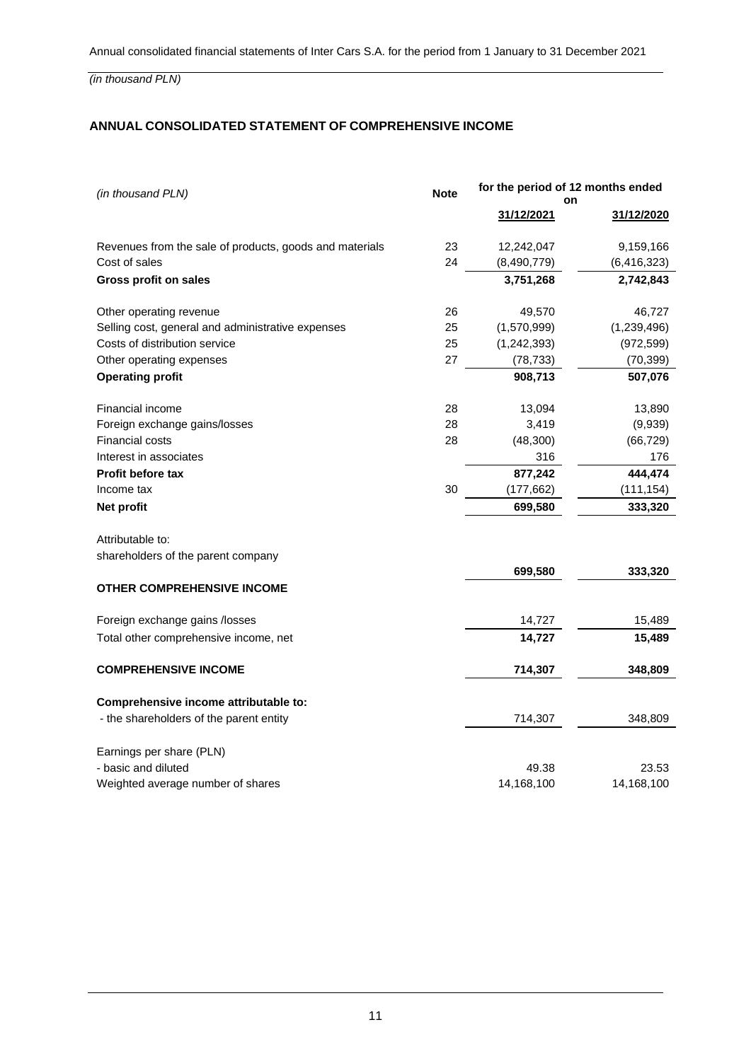*(in thousand PLN)*

## ANNUAL CONSOLIDATED STATEMENT OF COMPREHENSIVE INCOME

| *(in thousand PLN)* | Note | for the period of 12 months ended on | |
|---|---|---|---|
| | | 31/12/2021 | 31/12/2020 |
| Revenues from the sale of products, goods and materials | 23 | 12,242,047 | 9,159,166 |
| Cost of sales | 24 | (8,490,779) | (6,416,323) |
| **Gross profit on sales** | | **3,751,268** | **2,742,843** |
| Other operating revenue | 26 | 49,570 | 46,727 |
| Selling cost, general and administrative expenses | 25 | (1,570,999) | (1,239,496) |
| Costs of distribution service | 25 | (1,242,393) | (972,599) |
| Other operating expenses | 27 | (78,733) | (70,399) |
| **Operating profit** | | **908,713** | **507,076** |
| Financial income | 28 | 13,094 | 13,890 |
| Foreign exchange gains/losses | 28 | 3,419 | (9,939) |
| Financial costs | 28 | (48,300) | (66,729) |
| Interest in associates | | 316 | 176 |
| **Profit before tax** | | **877,242** | **444,474** |
| Income tax | 30 | (177,662) | (111,154) |
| **Net profit** | | **699,580** | **333,320** |
| Attributable to: | | | |
| shareholders of the parent company | | **699,580** | **333,320** |
| **OTHER COMPREHENSIVE INCOME** | | | |
| Foreign exchange gains /losses | | 14,727 | 15,489 |
| Total other comprehensive income, net | | **14,727** | **15,489** |
| **COMPREHENSIVE INCOME** | | **714,307** | **348,809** |
| **Comprehensive income attributable to:** | | | |
| - the shareholders of the parent entity | | 714,307 | 348,809 |
| Earnings per share (PLN) | | | |
| - basic and diluted | | 49.38 | 23.53 |
| Weighted average number of shares | | 14,168,100 | 14,168,100 |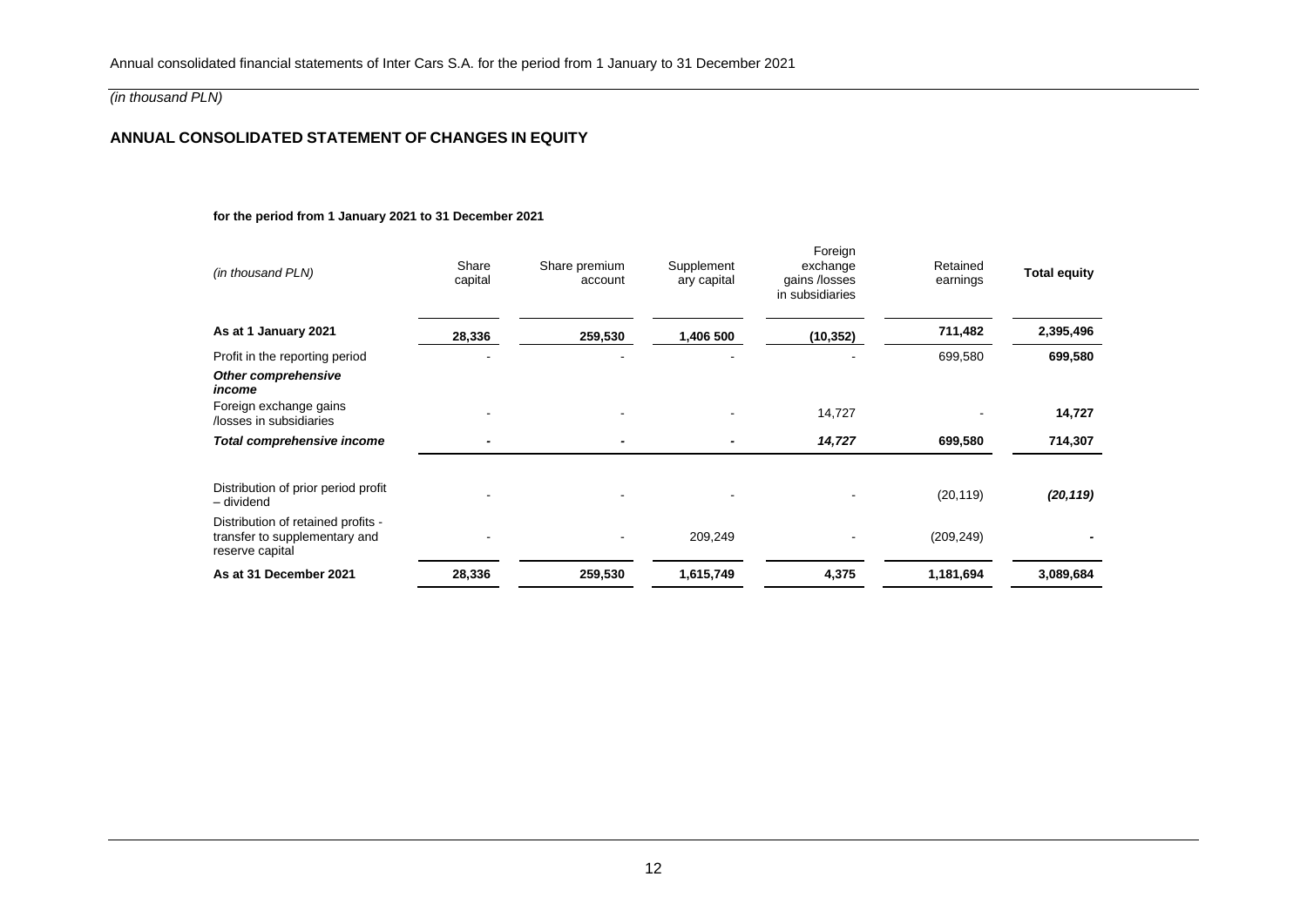*(in thousand PLN)*

## ANNUAL CONSOLIDATED STATEMENT OF CHANGES IN EQUITY

**for the period from 1 January 2021 to 31 December 2021**

| *(in thousand PLN)* | Share capital | Share premium account | Supplementary capital | Foreign exchange gains /losses in subsidiaries | Retained earnings | **Total equity** |
|---|---|---|---|---|---|---|
| **As at 1 January 2021** | **28,336** | **259,530** | **1,406 500** | **(10,352)** | **711,482** | **2,395,496** |
| Profit in the reporting period | - | - | - | - | 699,580 | **699,580** |
| ***Other comprehensive income*** | | | | | | |
| Foreign exchange gains /losses in subsidiaries | - | - | - | 14,727 | - | **14,727** |
| ***Total comprehensive income*** | **-** | **-** | **-** | ***14,727*** | **699,580** | **714,307** |
| Distribution of prior period profit – dividend | - | - | - | - | (20,119) | ***(20,119)*** |
| Distribution of retained profits - transfer to supplementary and reserve capital | - | - | 209,249 | - | (209,249) | **-** |
| **As at 31 December 2021** | **28,336** | **259,530** | **1,615,749** | **4,375** | **1,181,694** | **3,089,684** |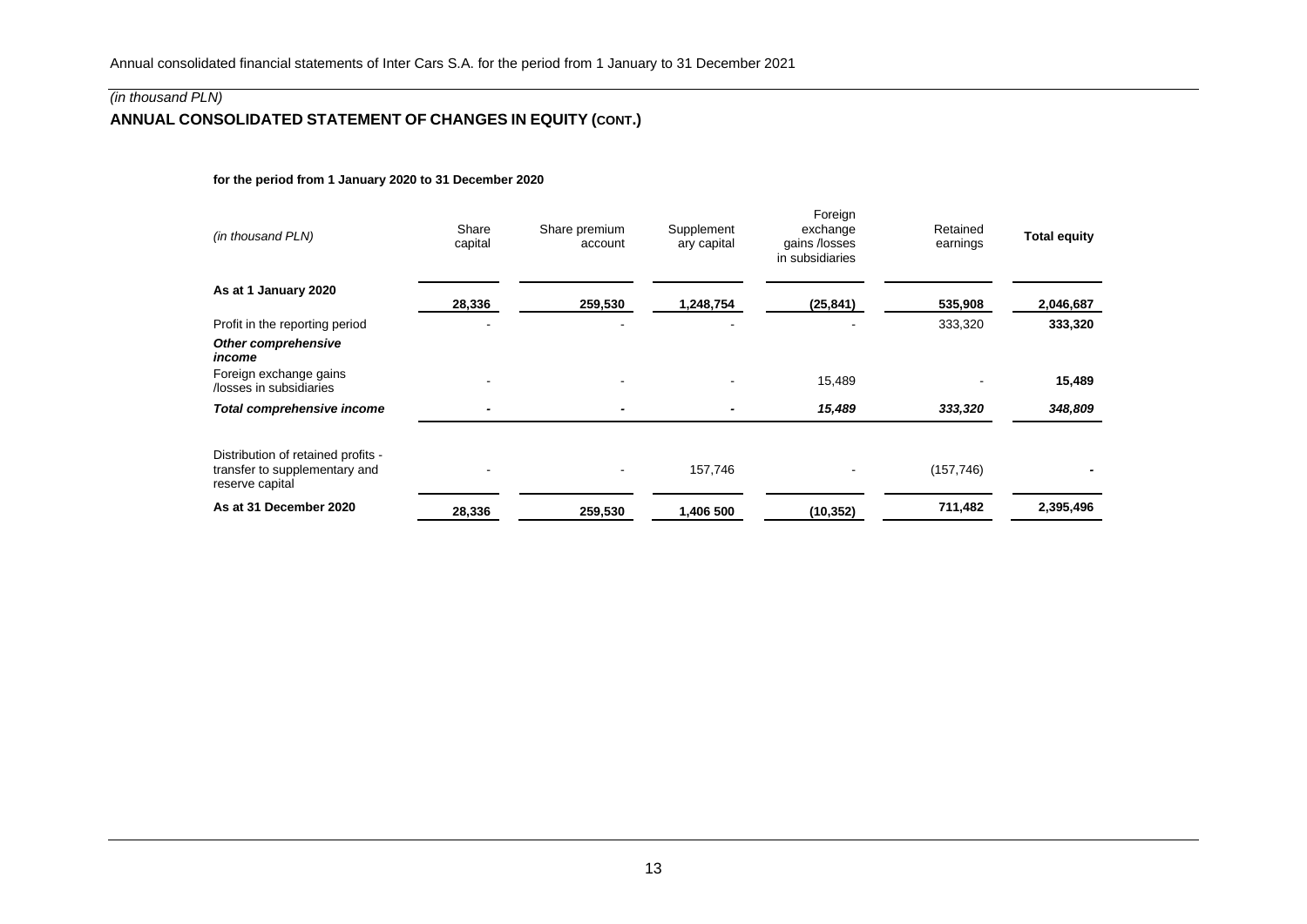*(in thousand PLN)*

## ANNUAL CONSOLIDATED STATEMENT OF CHANGES IN EQUITY (CONT.)

**for the period from 1 January 2020 to 31 December 2020**

| *(in thousand PLN)* | Share capital | Share premium account | Supplementary capital | Foreign exchange gains /losses in subsidiaries | Retained earnings | **Total equity** |
|---|---|---|---|---|---|---|
| **As at 1 January 2020** | **28,336** | **259,530** | **1,248,754** | **(25,841)** | **535,908** | **2,046,687** |
| Profit in the reporting period | - | - | - | - | 333,320 | **333,320** |
| ***Other comprehensive income*** | | | | | | |
| Foreign exchange gains /losses in subsidiaries | - | - | - | 15,489 | - | **15,489** |
| ***Total comprehensive income*** | - | - | - | ***15,489*** | ***333,320*** | ***348,809*** |
| Distribution of retained profits - transfer to supplementary and reserve capital | - | - | 157,746 | - | (157,746) | **-** |
| **As at 31 December 2020** | **28,336** | **259,530** | **1,406 500** | **(10,352)** | **711,482** | **2,395,496** |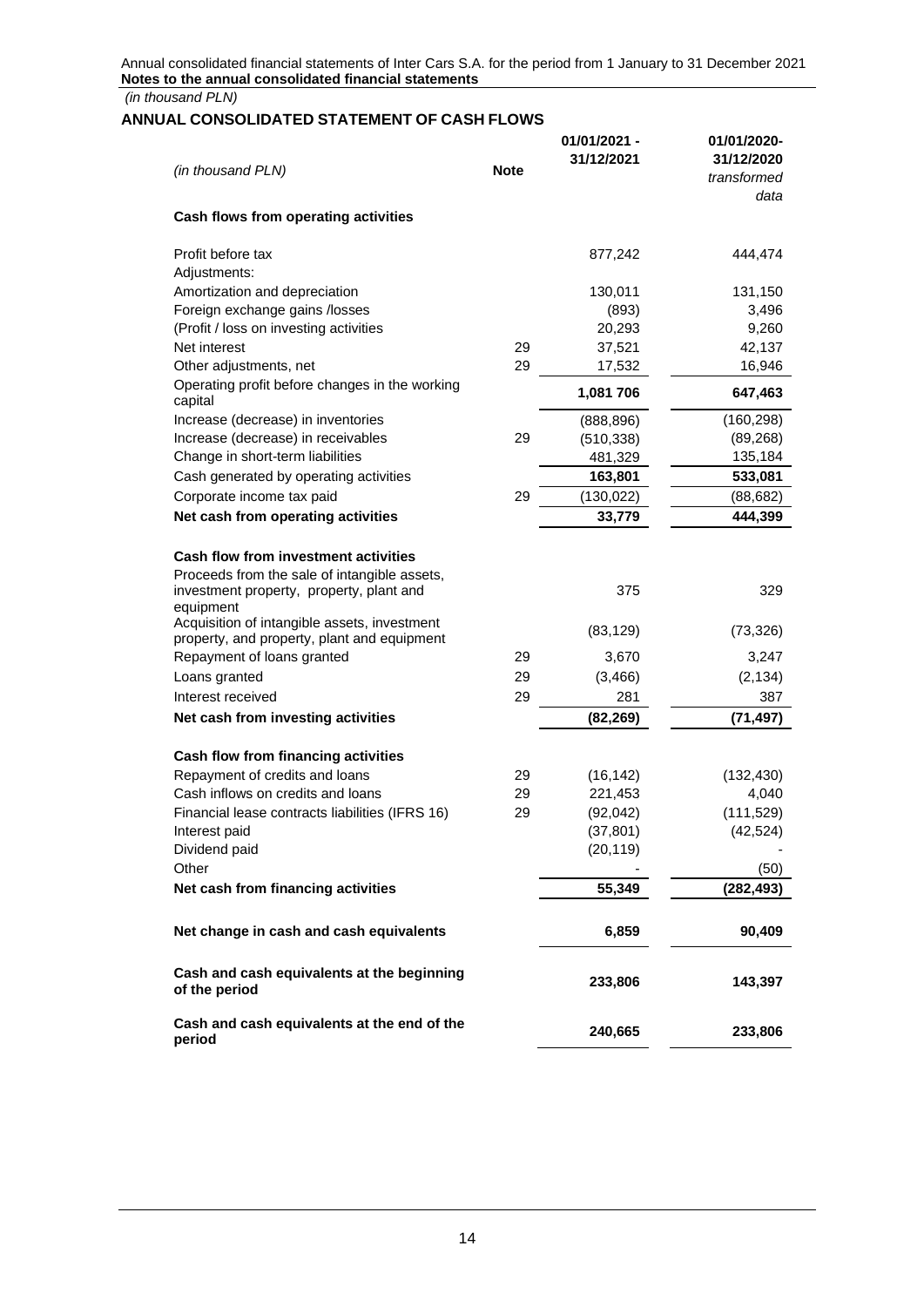*(in thousand PLN)*

## ANNUAL CONSOLIDATED STATEMENT OF CASH FLOWS

| *(in thousand PLN)* | **Note** | **01/01/2021 - 31/12/2021** | **01/01/2020- 31/12/2020** *transformed data* |
|---|---|---|---|
| **Cash flows from operating activities** | | | |
| Profit before tax | | 877,242 | 444,474 |
| Adjustments: | | | |
| Amortization and depreciation | | 130,011 | 131,150 |
| Foreign exchange gains /losses | | (893) | 3,496 |
| (Profit / loss on investing activities | | 20,293 | 9,260 |
| Net interest | 29 | 37,521 | 42,137 |
| Other adjustments, net | 29 | 17,532 | 16,946 |
| Operating profit before changes in the working capital | | **1,081 706** | **647,463** |
| Increase (decrease) in inventories | | (888,896) | (160,298) |
| Increase (decrease) in receivables | 29 | (510,338) | (89,268) |
| Change in short-term liabilities | | 481,329 | 135,184 |
| Cash generated by operating activities | | **163,801** | **533,081** |
| Corporate income tax paid | 29 | (130,022) | (88,682) |
| **Net cash from operating activities** | | **33,779** | **444,399** |
| **Cash flow from investment activities** | | | |
| Proceeds from the sale of intangible assets, investment property, property, plant and equipment | | 375 | 329 |
| Acquisition of intangible assets, investment property, and property, plant and equipment | | (83,129) | (73,326) |
| Repayment of loans granted | 29 | 3,670 | 3,247 |
| Loans granted | 29 | (3,466) | (2,134) |
| Interest received | 29 | 281 | 387 |
| **Net cash from investing activities** | | **(82,269)** | **(71,497)** |
| **Cash flow from financing activities** | | | |
| Repayment of credits and loans | 29 | (16,142) | (132,430) |
| Cash inflows on credits and loans | 29 | 221,453 | 4,040 |
| Financial lease contracts liabilities (IFRS 16) | 29 | (92,042) | (111,529) |
| Interest paid | | (37,801) | (42,524) |
| Dividend paid | | (20,119) | - |
| Other | | - | (50) |
| **Net cash from financing activities** | | **55,349** | **(282,493)** |
| **Net change in cash and cash equivalents** | | **6,859** | **90,409** |
| **Cash and cash equivalents at the beginning of the period** | | **233,806** | **143,397** |
| **Cash and cash equivalents at the end of the period** | | **240,665** | **233,806** |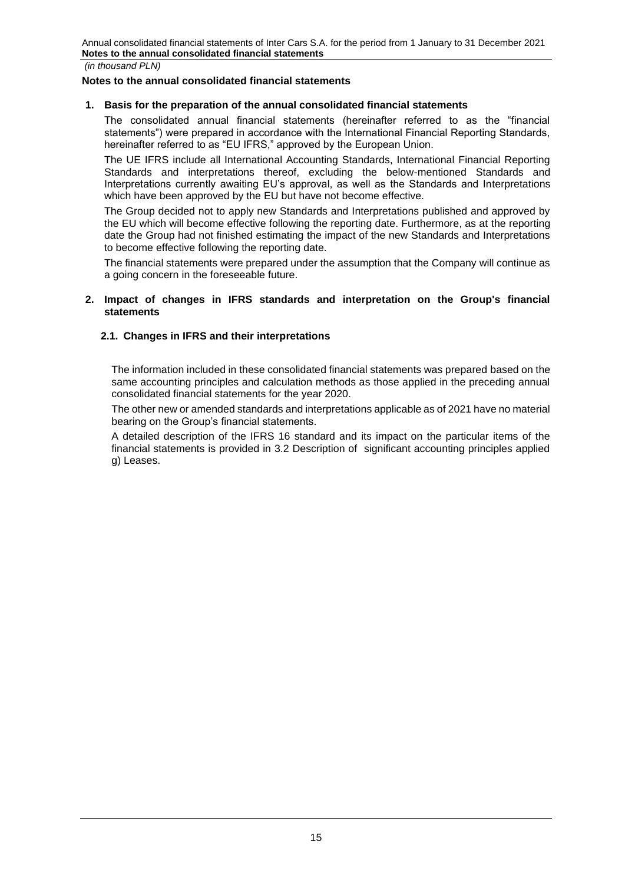## Notes to the annual consolidated financial statements

### 1. Basis for the preparation of the annual consolidated financial statements

The consolidated annual financial statements (hereinafter referred to as the "financial statements") were prepared in accordance with the International Financial Reporting Standards, hereinafter referred to as "EU IFRS," approved by the European Union.

The UE IFRS include all International Accounting Standards, International Financial Reporting Standards and interpretations thereof, excluding the below-mentioned Standards and Interpretations currently awaiting EU's approval, as well as the Standards and Interpretations which have been approved by the EU but have not become effective.

The Group decided not to apply new Standards and Interpretations published and approved by the EU which will become effective following the reporting date. Furthermore, as at the reporting date the Group had not finished estimating the impact of the new Standards and Interpretations to become effective following the reporting date.

The financial statements were prepared under the assumption that the Company will continue as a going concern in the foreseeable future.

### 2. Impact of changes in IFRS standards and interpretation on the Group's financial statements

#### 2.1. Changes in IFRS and their interpretations

The information included in these consolidated financial statements was prepared based on the same accounting principles and calculation methods as those applied in the preceding annual consolidated financial statements for the year 2020.

The other new or amended standards and interpretations applicable as of 2021 have no material bearing on the Group's financial statements.

A detailed description of the IFRS 16 standard and its impact on the particular items of the financial statements is provided in 3.2 Description of significant accounting principles applied g) Leases.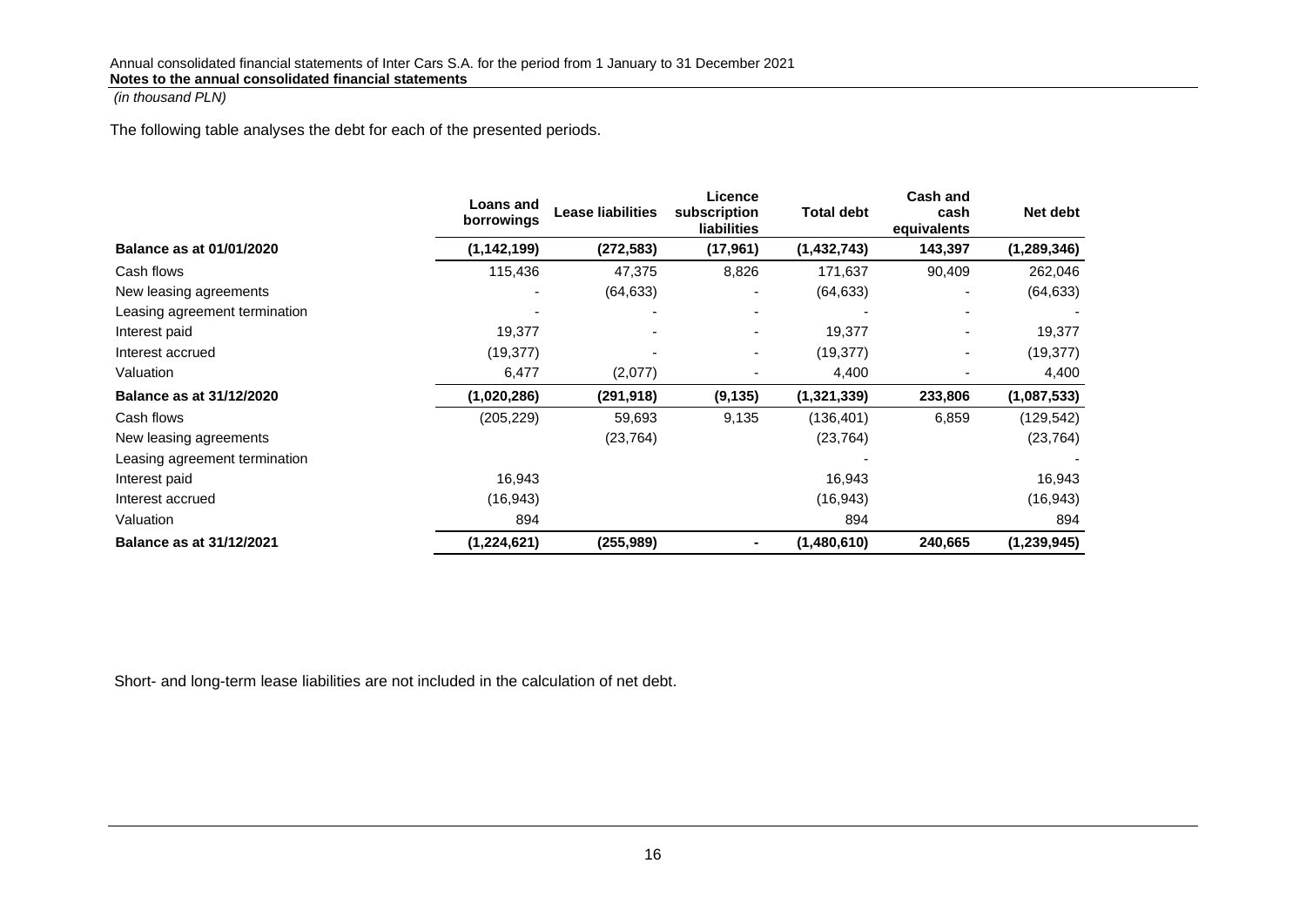The following table analyses the debt for each of the presented periods.

| | Loans and borrowings | Lease liabilities | Licence subscription liabilities | Total debt | Cash and cash equivalents | Net debt |
|---|---|---|---|---|---|---|
| **Balance as at 01/01/2020** | **(1,142,199)** | **(272,583)** | **(17,961)** | **(1,432,743)** | **143,397** | **(1,289,346)** |
| Cash flows | 115,436 | 47,375 | 8,826 | 171,637 | 90,409 | 262,046 |
| New leasing agreements | - | (64,633) | - | (64,633) | - | (64,633) |
| Leasing agreement termination | - | - | - | - | - | - |
| Interest paid | 19,377 | - | - | 19,377 | - | 19,377 |
| Interest accrued | (19,377) | - | - | (19,377) | - | (19,377) |
| Valuation | 6,477 | (2,077) | - | 4,400 | - | 4,400 |
| **Balance as at 31/12/2020** | **(1,020,286)** | **(291,918)** | **(9,135)** | **(1,321,339)** | **233,806** | **(1,087,533)** |
| Cash flows | (205,229) | 59,693 | 9,135 | (136,401) | 6,859 | (129,542) |
| New leasing agreements | | (23,764) | | (23,764) | | (23,764) |
| Leasing agreement termination | | | | - | | - |
| Interest paid | 16,943 | | | 16,943 | | 16,943 |
| Interest accrued | (16,943) | | | (16,943) | | (16,943) |
| Valuation | 894 | | | 894 | | 894 |
| **Balance as at 31/12/2021** | **(1,224,621)** | **(255,989)** | **-** | **(1,480,610)** | **240,665** | **(1,239,945)** |

Short- and long-term lease liabilities are not included in the calculation of net debt.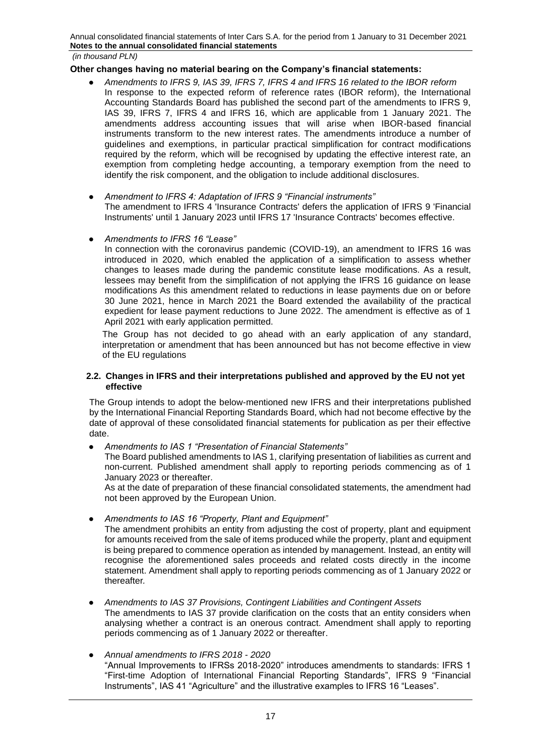**Other changes having no material bearing on the Company's financial statements:**

- *Amendments to IFRS 9, IAS 39, IFRS 7, IFRS 4 and IFRS 16 related to the IBOR reform*
  In response to the expected reform of reference rates (IBOR reform), the International Accounting Standards Board has published the second part of the amendments to IFRS 9, IAS 39, IFRS 7, IFRS 4 and IFRS 16, which are applicable from 1 January 2021. The amendments address accounting issues that will arise when IBOR-based financial instruments transform to the new interest rates. The amendments introduce a number of guidelines and exemptions, in particular practical simplification for contract modifications required by the reform, which will be recognised by updating the effective interest rate, an exemption from completing hedge accounting, a temporary exemption from the need to identify the risk component, and the obligation to include additional disclosures.

- *Amendment to IFRS 4: Adaptation of IFRS 9 "Financial instruments"*
  The amendment to IFRS 4 'Insurance Contracts' defers the application of IFRS 9 'Financial Instruments' until 1 January 2023 until IFRS 17 'Insurance Contracts' becomes effective.

- *Amendments to IFRS 16 "Lease"*
  In connection with the coronavirus pandemic (COVID-19), an amendment to IFRS 16 was introduced in 2020, which enabled the application of a simplification to assess whether changes to leases made during the pandemic constitute lease modifications. As a result, lessees may benefit from the simplification of not applying the IFRS 16 guidance on lease modifications As this amendment related to reductions in lease payments due on or before 30 June 2021, hence in March 2021 the Board extended the availability of the practical expedient for lease payment reductions to June 2022. The amendment is effective as of 1 April 2021 with early application permitted.

The Group has not decided to go ahead with an early application of any standard, interpretation or amendment that has been announced but has not become effective in view of the EU regulations

### 2.2. Changes in IFRS and their interpretations published and approved by the EU not yet effective

The Group intends to adopt the below-mentioned new IFRS and their interpretations published by the International Financial Reporting Standards Board, which had not become effective by the date of approval of these consolidated financial statements for publication as per their effective date.

- *Amendments to IAS 1 "Presentation of Financial Statements"*
  The Board published amendments to IAS 1, clarifying presentation of liabilities as current and non-current. Published amendment shall apply to reporting periods commencing as of 1 January 2023 or thereafter.
  As at the date of preparation of these financial consolidated statements, the amendment had not been approved by the European Union.

- *Amendments to IAS 16 "Property, Plant and Equipment"*
  The amendment prohibits an entity from adjusting the cost of property, plant and equipment for amounts received from the sale of items produced while the property, plant and equipment is being prepared to commence operation as intended by management. Instead, an entity will recognise the aforementioned sales proceeds and related costs directly in the income statement. Amendment shall apply to reporting periods commencing as of 1 January 2022 or thereafter.

- *Amendments to IAS 37 Provisions, Contingent Liabilities and Contingent Assets*
  The amendments to IAS 37 provide clarification on the costs that an entity considers when analysing whether a contract is an onerous contract. Amendment shall apply to reporting periods commencing as of 1 January 2022 or thereafter.

- *Annual amendments to IFRS 2018 - 2020*
  "Annual Improvements to IFRSs 2018-2020" introduces amendments to standards: IFRS 1 "First-time Adoption of International Financial Reporting Standards", IFRS 9 "Financial Instruments", IAS 41 "Agriculture" and the illustrative examples to IFRS 16 "Leases".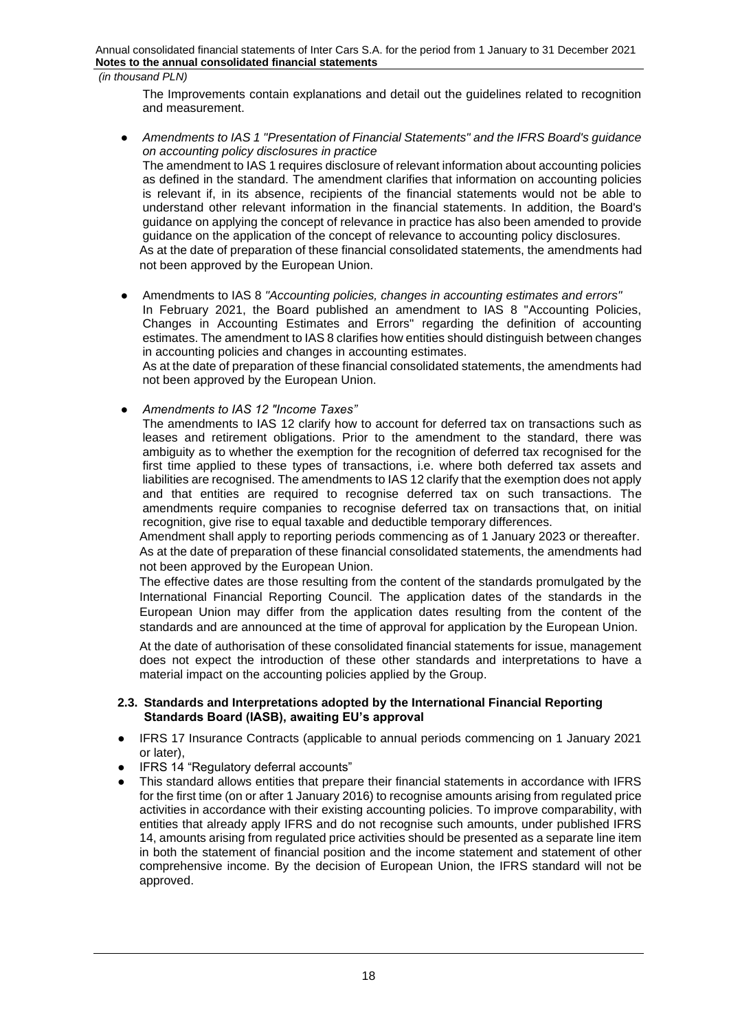The Improvements contain explanations and detail out the guidelines related to recognition and measurement.

- *Amendments to IAS 1 "Presentation of Financial Statements" and the IFRS Board's guidance on accounting policy disclosures in practice*
  The amendment to IAS 1 requires disclosure of relevant information about accounting policies as defined in the standard. The amendment clarifies that information on accounting policies is relevant if, in its absence, recipients of the financial statements would not be able to understand other relevant information in the financial statements. In addition, the Board's guidance on applying the concept of relevance in practice has also been amended to provide guidance on the application of the concept of relevance to accounting policy disclosures.
  As at the date of preparation of these financial consolidated statements, the amendments had not been approved by the European Union.

- Amendments to IAS 8 *"Accounting policies, changes in accounting estimates and errors"*
  In February 2021, the Board published an amendment to IAS 8 "Accounting Policies, Changes in Accounting Estimates and Errors" regarding the definition of accounting estimates. The amendment to IAS 8 clarifies how entities should distinguish between changes in accounting policies and changes in accounting estimates.
  As at the date of preparation of these financial consolidated statements, the amendments had not been approved by the European Union.

- *Amendments to IAS 12 "Income Taxes"*
  The amendments to IAS 12 clarify how to account for deferred tax on transactions such as leases and retirement obligations. Prior to the amendment to the standard, there was ambiguity as to whether the exemption for the recognition of deferred tax recognised for the first time applied to these types of transactions, i.e. where both deferred tax assets and liabilities are recognised. The amendments to IAS 12 clarify that the exemption does not apply and that entities are required to recognise deferred tax on such transactions. The amendments require companies to recognise deferred tax on transactions that, on initial recognition, give rise to equal taxable and deductible temporary differences.
  Amendment shall apply to reporting periods commencing as of 1 January 2023 or thereafter.
  As at the date of preparation of these financial consolidated statements, the amendments had not been approved by the European Union.
  The effective dates are those resulting from the content of the standards promulgated by the International Financial Reporting Council. The application dates of the standards in the European Union may differ from the application dates resulting from the content of the standards and are announced at the time of approval for application by the European Union.

  At the date of authorisation of these consolidated financial statements for issue, management does not expect the introduction of these other standards and interpretations to have a material impact on the accounting policies applied by the Group.

### 2.3. Standards and Interpretations adopted by the International Financial Reporting Standards Board (IASB), awaiting EU's approval

- IFRS 17 Insurance Contracts (applicable to annual periods commencing on 1 January 2021 or later),
- IFRS 14 "Regulatory deferral accounts"
- This standard allows entities that prepare their financial statements in accordance with IFRS for the first time (on or after 1 January 2016) to recognise amounts arising from regulated price activities in accordance with their existing accounting policies. To improve comparability, with entities that already apply IFRS and do not recognise such amounts, under published IFRS 14, amounts arising from regulated price activities should be presented as a separate line item in both the statement of financial position and the income statement and statement of other comprehensive income. By the decision of European Union, the IFRS standard will not be approved.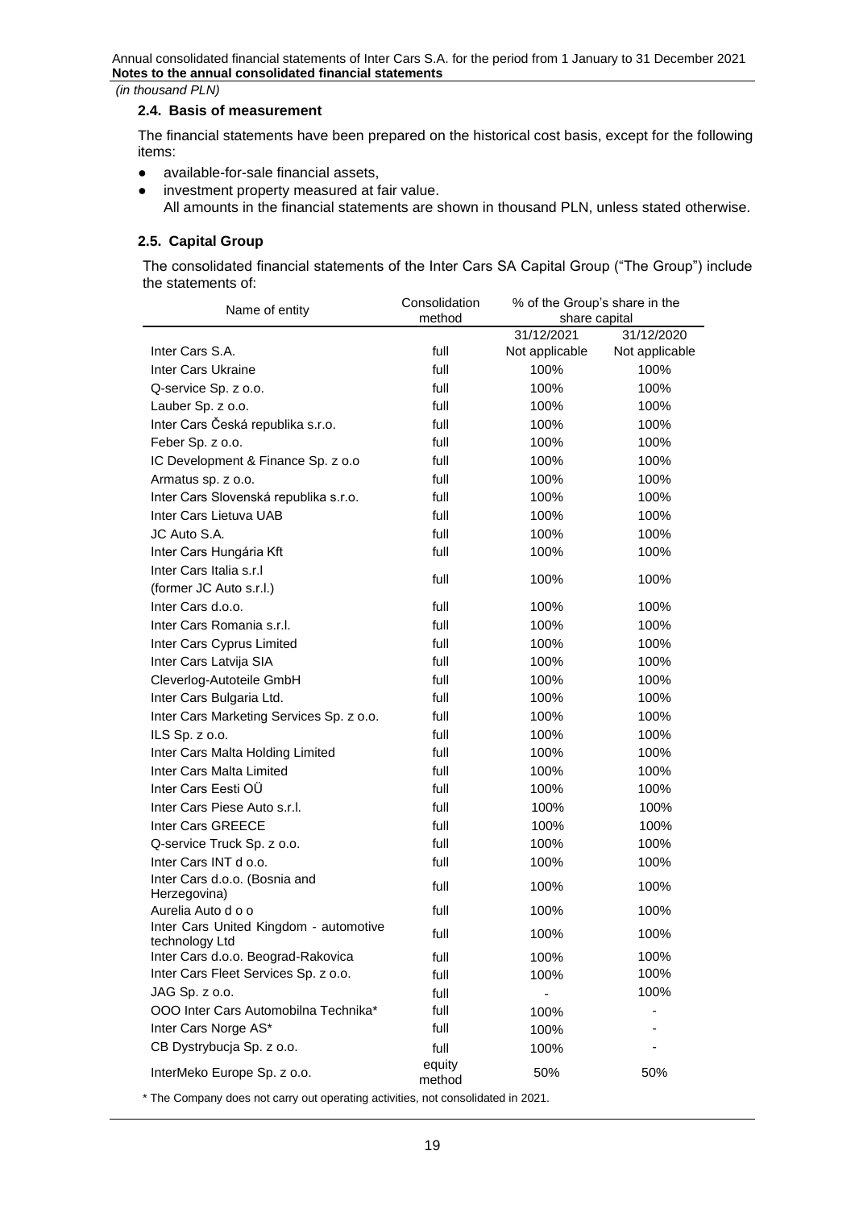*(in thousand PLN)*

### 2.4. Basis of measurement

The financial statements have been prepared on the historical cost basis, except for the following items:

- available-for-sale financial assets,
- investment property measured at fair value.
  All amounts in the financial statements are shown in thousand PLN, unless stated otherwise.

### 2.5. Capital Group

The consolidated financial statements of the Inter Cars SA Capital Group ("The Group") include the statements of:

| Name of entity | Consolidation method | % of the Group's share in the share capital | |
|---|---|---|---|
| | | 31/12/2021 | 31/12/2020 |
| Inter Cars S.A. | full | Not applicable | Not applicable |
| Inter Cars Ukraine | full | 100% | 100% |
| Q-service Sp. z o.o. | full | 100% | 100% |
| Lauber Sp. z o.o. | full | 100% | 100% |
| Inter Cars Česká republika s.r.o. | full | 100% | 100% |
| Feber Sp. z o.o. | full | 100% | 100% |
| IC Development & Finance Sp. z o.o | full | 100% | 100% |
| Armatus sp. z o.o. | full | 100% | 100% |
| Inter Cars Slovenská republika s.r.o. | full | 100% | 100% |
| Inter Cars Lietuva UAB | full | 100% | 100% |
| JC Auto S.A. | full | 100% | 100% |
| Inter Cars Hungária Kft | full | 100% | 100% |
| Inter Cars Italia s.r.l (former JC Auto s.r.l.) | full | 100% | 100% |
| Inter Cars d.o.o. | full | 100% | 100% |
| Inter Cars Romania s.r.l. | full | 100% | 100% |
| Inter Cars Cyprus Limited | full | 100% | 100% |
| Inter Cars Latvija SIA | full | 100% | 100% |
| Cleverlog-Autoteile GmbH | full | 100% | 100% |
| Inter Cars Bulgaria Ltd. | full | 100% | 100% |
| Inter Cars Marketing Services Sp. z o.o. | full | 100% | 100% |
| ILS Sp. z o.o. | full | 100% | 100% |
| Inter Cars Malta Holding Limited | full | 100% | 100% |
| Inter Cars Malta Limited | full | 100% | 100% |
| Inter Cars Eesti OÜ | full | 100% | 100% |
| Inter Cars Piese Auto s.r.l. | full | 100% | 100% |
| Inter Cars GREECE | full | 100% | 100% |
| Q-service Truck Sp. z o.o. | full | 100% | 100% |
| Inter Cars INT d o.o. | full | 100% | 100% |
| Inter Cars d.o.o. (Bosnia and Herzegovina) | full | 100% | 100% |
| Aurelia Auto d o o | full | 100% | 100% |
| Inter Cars United Kingdom - automotive technology Ltd | full | 100% | 100% |
| Inter Cars d.o.o. Beograd-Rakovica | full | 100% | 100% |
| Inter Cars Fleet Services Sp. z o.o. | full | 100% | 100% |
| JAG Sp. z o.o. | full | - | 100% |
| OOO Inter Cars Automobilna Technika* | full | 100% | - |
| Inter Cars Norge AS* | full | 100% | - |
| CB Dystrybucja Sp. z o.o. | full | 100% | - |
| InterMeko Europe Sp. z o.o. | equity method | 50% | 50% |

\* The Company does not carry out operating activities, not consolidated in 2021.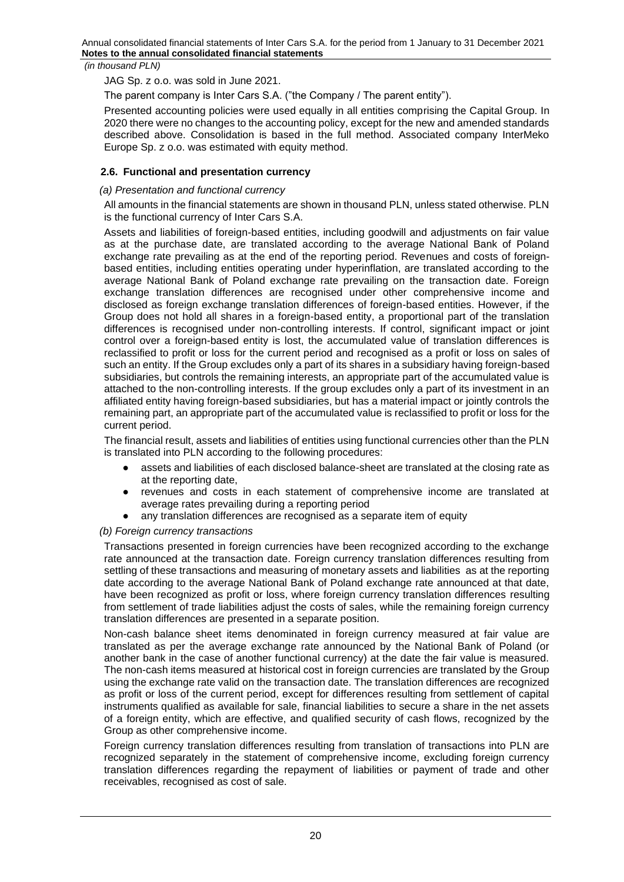JAG Sp. z o.o. was sold in June 2021.

The parent company is Inter Cars S.A. ("the Company / The parent entity").

Presented accounting policies were used equally in all entities comprising the Capital Group. In 2020 there were no changes to the accounting policy, except for the new and amended standards described above. Consolidation is based in the full method. Associated company InterMeko Europe Sp. z o.o. was estimated with equity method.

### 2.6. Functional and presentation currency

*(a) Presentation and functional currency*

All amounts in the financial statements are shown in thousand PLN, unless stated otherwise. PLN is the functional currency of Inter Cars S.A.

Assets and liabilities of foreign-based entities, including goodwill and adjustments on fair value as at the purchase date, are translated according to the average National Bank of Poland exchange rate prevailing as at the end of the reporting period. Revenues and costs of foreign-based entities, including entities operating under hyperinflation, are translated according to the average National Bank of Poland exchange rate prevailing on the transaction date. Foreign exchange translation differences are recognised under other comprehensive income and disclosed as foreign exchange translation differences of foreign-based entities. However, if the Group does not hold all shares in a foreign-based entity, a proportional part of the translation differences is recognised under non-controlling interests. If control, significant impact or joint control over a foreign-based entity is lost, the accumulated value of translation differences is reclassified to profit or loss for the current period and recognised as a profit or loss on sales of such an entity. If the Group excludes only a part of its shares in a subsidiary having foreign-based subsidiaries, but controls the remaining interests, an appropriate part of the accumulated value is attached to the non-controlling interests. If the group excludes only a part of its investment in an affiliated entity having foreign-based subsidiaries, but has a material impact or jointly controls the remaining part, an appropriate part of the accumulated value is reclassified to profit or loss for the current period.

The financial result, assets and liabilities of entities using functional currencies other than the PLN is translated into PLN according to the following procedures:

- assets and liabilities of each disclosed balance-sheet are translated at the closing rate as at the reporting date,
- revenues and costs in each statement of comprehensive income are translated at average rates prevailing during a reporting period
- any translation differences are recognised as a separate item of equity

*(b) Foreign currency transactions*

Transactions presented in foreign currencies have been recognized according to the exchange rate announced at the transaction date. Foreign currency translation differences resulting from settling of these transactions and measuring of monetary assets and liabilities as at the reporting date according to the average National Bank of Poland exchange rate announced at that date, have been recognized as profit or loss, where foreign currency translation differences resulting from settlement of trade liabilities adjust the costs of sales, while the remaining foreign currency translation differences are presented in a separate position.

Non-cash balance sheet items denominated in foreign currency measured at fair value are translated as per the average exchange rate announced by the National Bank of Poland (or another bank in the case of another functional currency) at the date the fair value is measured. The non-cash items measured at historical cost in foreign currencies are translated by the Group using the exchange rate valid on the transaction date. The translation differences are recognized as profit or loss of the current period, except for differences resulting from settlement of capital instruments qualified as available for sale, financial liabilities to secure a share in the net assets of a foreign entity, which are effective, and qualified security of cash flows, recognized by the Group as other comprehensive income.

Foreign currency translation differences resulting from translation of transactions into PLN are recognized separately in the statement of comprehensive income, excluding foreign currency translation differences regarding the repayment of liabilities or payment of trade and other receivables, recognised as cost of sale.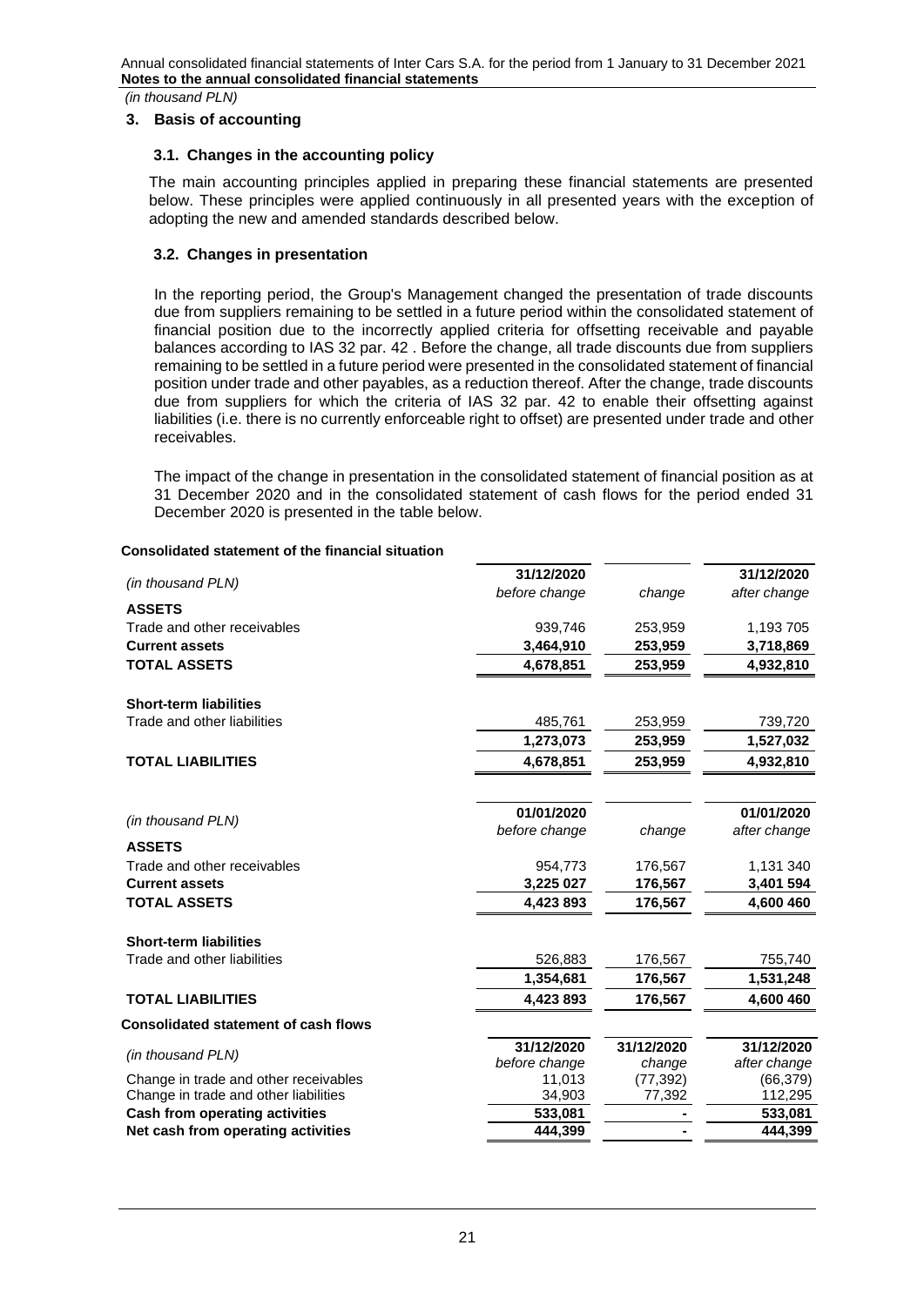*(in thousand PLN)*

## 3. Basis of accounting

### 3.1. Changes in the accounting policy

The main accounting principles applied in preparing these financial statements are presented below. These principles were applied continuously in all presented years with the exception of adopting the new and amended standards described below.

### 3.2. Changes in presentation

In the reporting period, the Group's Management changed the presentation of trade discounts due from suppliers remaining to be settled in a future period within the consolidated statement of financial position due to the incorrectly applied criteria for offsetting receivable and payable balances according to IAS 32 par. 42 . Before the change, all trade discounts due from suppliers remaining to be settled in a future period were presented in the consolidated statement of financial position under trade and other payables, as a reduction thereof. After the change, trade discounts due from suppliers for which the criteria of IAS 32 par. 42 to enable their offsetting against liabilities (i.e. there is no currently enforceable right to offset) are presented under trade and other receivables.

The impact of the change in presentation in the consolidated statement of financial position as at 31 December 2020 and in the consolidated statement of cash flows for the period ended 31 December 2020 is presented in the table below.

**Consolidated statement of the financial situation**

| *(in thousand PLN)* | 31/12/2020 *before change* | *change* | 31/12/2020 *after change* |
|---|---|---|---|
| **ASSETS** | | | |
| Trade and other receivables | 939,746 | 253,959 | 1,193 705 |
| **Current assets** | **3,464,910** | **253,959** | **3,718,869** |
| **TOTAL ASSETS** | **4,678,851** | **253,959** | **4,932,810** |
| **Short-term liabilities** | | | |
| Trade and other liabilities | 485,761 | 253,959 | 739,720 |
| | **1,273,073** | **253,959** | **1,527,032** |
| **TOTAL LIABILITIES** | **4,678,851** | **253,959** | **4,932,810** |

| *(in thousand PLN)* | 01/01/2020 *before change* | *change* | 01/01/2020 *after change* |
|---|---|---|---|
| **ASSETS** | | | |
| Trade and other receivables | 954,773 | 176,567 | 1,131 340 |
| **Current assets** | **3,225 027** | **176,567** | **3,401 594** |
| **TOTAL ASSETS** | **4,423 893** | **176,567** | **4,600 460** |
| **Short-term liabilities** | | | |
| Trade and other liabilities | 526,883 | 176,567 | 755,740 |
| | **1,354,681** | **176,567** | **1,531,248** |
| **TOTAL LIABILITIES** | **4,423 893** | **176,567** | **4,600 460** |

**Consolidated statement of cash flows**

| *(in thousand PLN)* | 31/12/2020 *before change* | 31/12/2020 *change* | 31/12/2020 *after change* |
|---|---|---|---|
| Change in trade and other receivables | 11,013 | (77,392) | (66,379) |
| Change in trade and other liabilities | 34,903 | 77,392 | 112,295 |
| **Cash from operating activities** | **533,081** | **-** | **533,081** |
| **Net cash from operating activities** | **444,399** | **-** | **444,399** |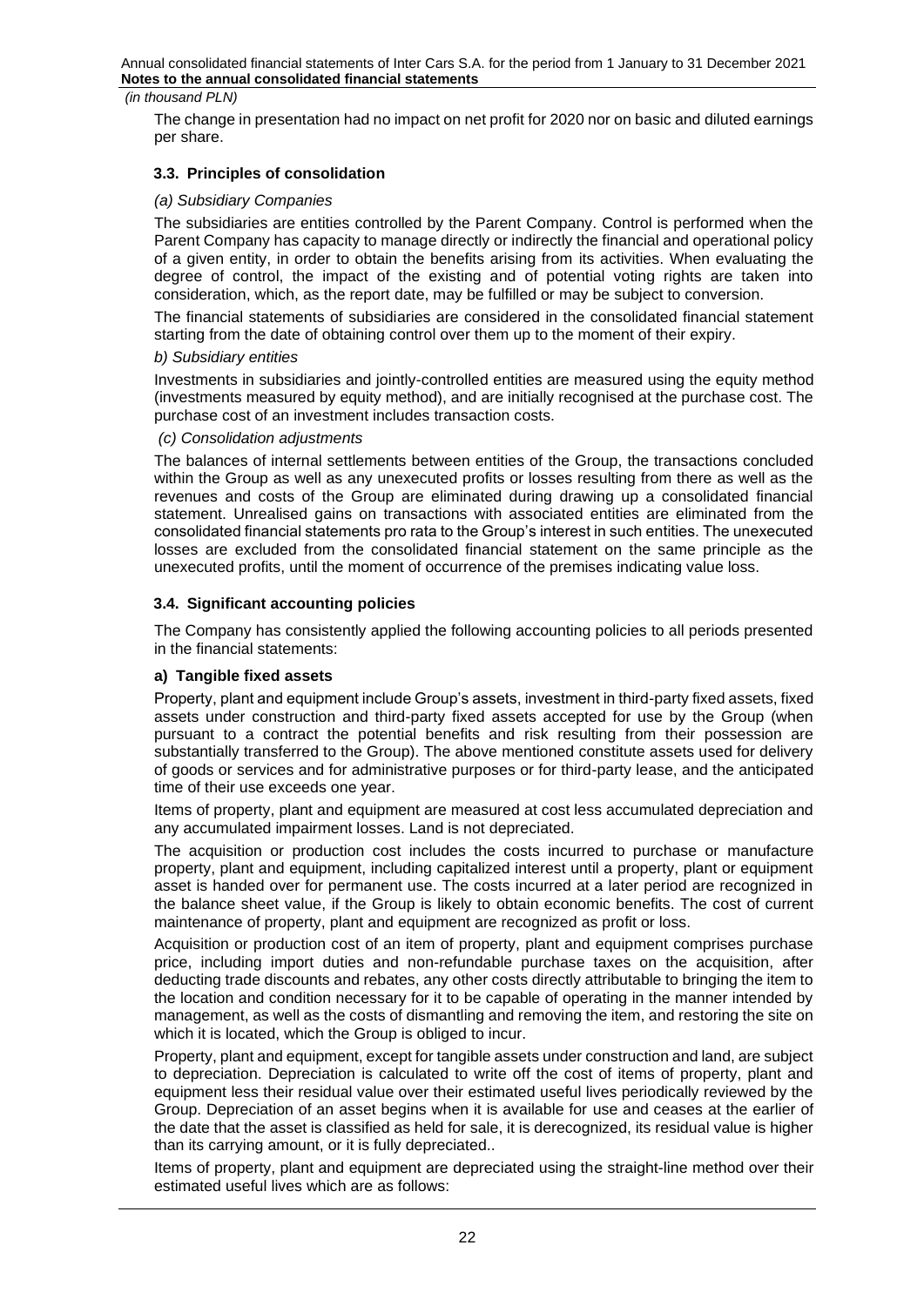The change in presentation had no impact on net profit for 2020 nor on basic and diluted earnings per share.

### 3.3. Principles of consolidation

*(a) Subsidiary Companies*

The subsidiaries are entities controlled by the Parent Company. Control is performed when the Parent Company has capacity to manage directly or indirectly the financial and operational policy of a given entity, in order to obtain the benefits arising from its activities. When evaluating the degree of control, the impact of the existing and of potential voting rights are taken into consideration, which, as the report date, may be fulfilled or may be subject to conversion.

The financial statements of subsidiaries are considered in the consolidated financial statement starting from the date of obtaining control over them up to the moment of their expiry.

*b) Subsidiary entities*

Investments in subsidiaries and jointly-controlled entities are measured using the equity method (investments measured by equity method), and are initially recognised at the purchase cost. The purchase cost of an investment includes transaction costs.

*(c) Consolidation adjustments*

The balances of internal settlements between entities of the Group, the transactions concluded within the Group as well as any unexecuted profits or losses resulting from there as well as the revenues and costs of the Group are eliminated during drawing up a consolidated financial statement. Unrealised gains on transactions with associated entities are eliminated from the consolidated financial statements pro rata to the Group's interest in such entities. The unexecuted losses are excluded from the consolidated financial statement on the same principle as the unexecuted profits, until the moment of occurrence of the premises indicating value loss.

### 3.4. Significant accounting policies

The Company has consistently applied the following accounting policies to all periods presented in the financial statements:

**a) Tangible fixed assets**

Property, plant and equipment include Group's assets, investment in third-party fixed assets, fixed assets under construction and third-party fixed assets accepted for use by the Group (when pursuant to a contract the potential benefits and risk resulting from their possession are substantially transferred to the Group). The above mentioned constitute assets used for delivery of goods or services and for administrative purposes or for third-party lease, and the anticipated time of their use exceeds one year.

Items of property, plant and equipment are measured at cost less accumulated depreciation and any accumulated impairment losses. Land is not depreciated.

The acquisition or production cost includes the costs incurred to purchase or manufacture property, plant and equipment, including capitalized interest until a property, plant or equipment asset is handed over for permanent use. The costs incurred at a later period are recognized in the balance sheet value, if the Group is likely to obtain economic benefits. The cost of current maintenance of property, plant and equipment are recognized as profit or loss.

Acquisition or production cost of an item of property, plant and equipment comprises purchase price, including import duties and non-refundable purchase taxes on the acquisition, after deducting trade discounts and rebates, any other costs directly attributable to bringing the item to the location and condition necessary for it to be capable of operating in the manner intended by management, as well as the costs of dismantling and removing the item, and restoring the site on which it is located, which the Group is obliged to incur.

Property, plant and equipment, except for tangible assets under construction and land, are subject to depreciation. Depreciation is calculated to write off the cost of items of property, plant and equipment less their residual value over their estimated useful lives periodically reviewed by the Group. Depreciation of an asset begins when it is available for use and ceases at the earlier of the date that the asset is classified as held for sale, it is derecognized, its residual value is higher than its carrying amount, or it is fully depreciated..

Items of property, plant and equipment are depreciated using the straight-line method over their estimated useful lives which are as follows: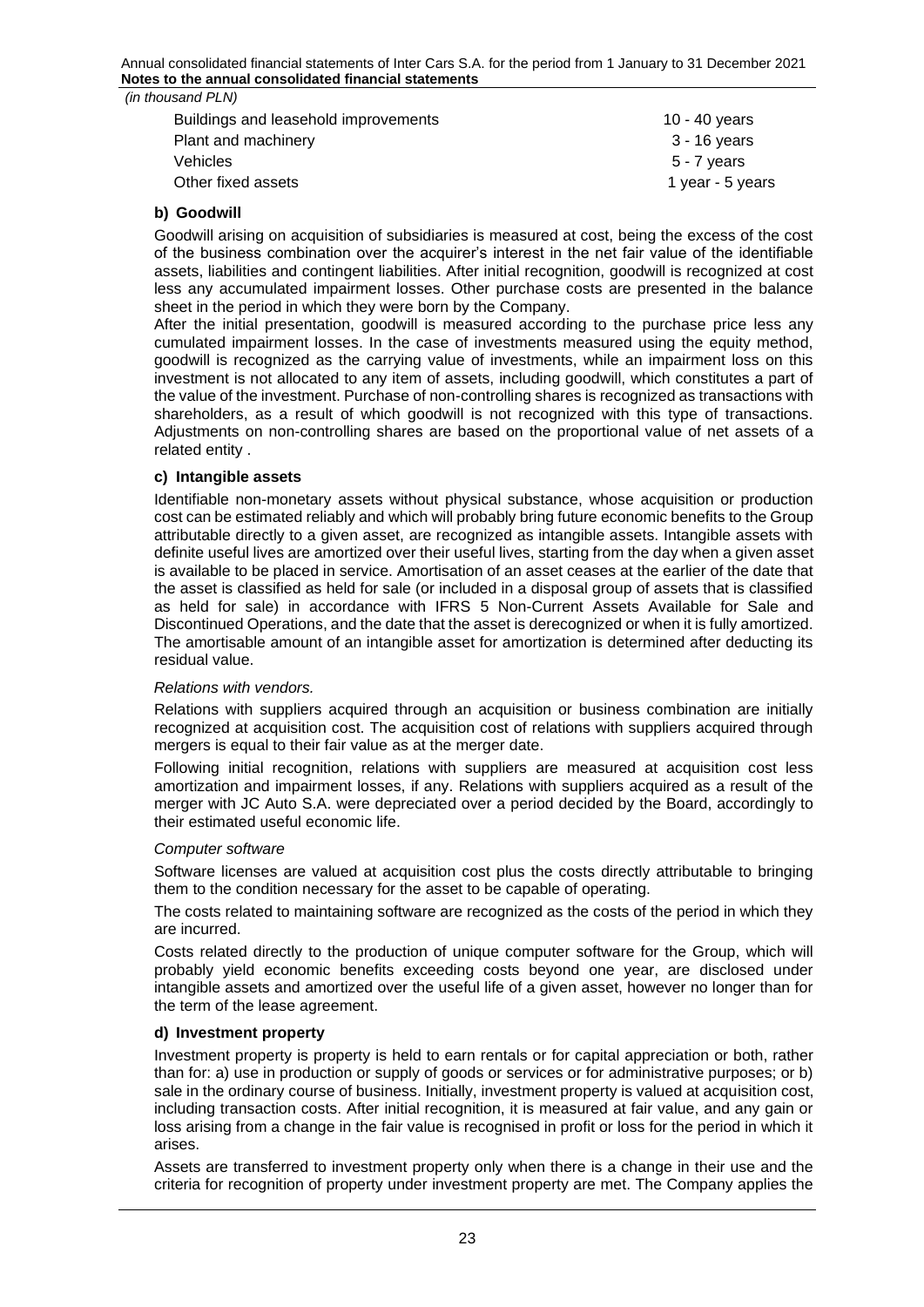(in thousand PLN)

| | |
|---|---|
| Buildings and leasehold improvements | 10 - 40 years |
| Plant and machinery | 3 - 16 years |
| Vehicles | 5 - 7 years |
| Other fixed assets | 1 year - 5 years |

**b) Goodwill**

Goodwill arising on acquisition of subsidiaries is measured at cost, being the excess of the cost of the business combination over the acquirer's interest in the net fair value of the identifiable assets, liabilities and contingent liabilities. After initial recognition, goodwill is recognized at cost less any accumulated impairment losses. Other purchase costs are presented in the balance sheet in the period in which they were born by the Company.

After the initial presentation, goodwill is measured according to the purchase price less any cumulated impairment losses. In the case of investments measured using the equity method, goodwill is recognized as the carrying value of investments, while an impairment loss on this investment is not allocated to any item of assets, including goodwill, which constitutes a part of the value of the investment. Purchase of non-controlling shares is recognized as transactions with shareholders, as a result of which goodwill is not recognized with this type of transactions. Adjustments on non-controlling shares are based on the proportional value of net assets of a related entity .

**c) Intangible assets**

Identifiable non-monetary assets without physical substance, whose acquisition or production cost can be estimated reliably and which will probably bring future economic benefits to the Group attributable directly to a given asset, are recognized as intangible assets. Intangible assets with definite useful lives are amortized over their useful lives, starting from the day when a given asset is available to be placed in service. Amortisation of an asset ceases at the earlier of the date that the asset is classified as held for sale (or included in a disposal group of assets that is classified as held for sale) in accordance with IFRS 5 Non-Current Assets Available for Sale and Discontinued Operations, and the date that the asset is derecognized or when it is fully amortized. The amortisable amount of an intangible asset for amortization is determined after deducting its residual value.

*Relations with vendors.*

Relations with suppliers acquired through an acquisition or business combination are initially recognized at acquisition cost. The acquisition cost of relations with suppliers acquired through mergers is equal to their fair value as at the merger date.

Following initial recognition, relations with suppliers are measured at acquisition cost less amortization and impairment losses, if any. Relations with suppliers acquired as a result of the merger with JC Auto S.A. were depreciated over a period decided by the Board, accordingly to their estimated useful economic life.

*Computer software*

Software licenses are valued at acquisition cost plus the costs directly attributable to bringing them to the condition necessary for the asset to be capable of operating.

The costs related to maintaining software are recognized as the costs of the period in which they are incurred.

Costs related directly to the production of unique computer software for the Group, which will probably yield economic benefits exceeding costs beyond one year, are disclosed under intangible assets and amortized over the useful life of a given asset, however no longer than for the term of the lease agreement.

**d) Investment property**

Investment property is property is held to earn rentals or for capital appreciation or both, rather than for: a) use in production or supply of goods or services or for administrative purposes; or b) sale in the ordinary course of business. Initially, investment property is valued at acquisition cost, including transaction costs. After initial recognition, it is measured at fair value, and any gain or loss arising from a change in the fair value is recognised in profit or loss for the period in which it arises.

Assets are transferred to investment property only when there is a change in their use and the criteria for recognition of property under investment property are met. The Company applies the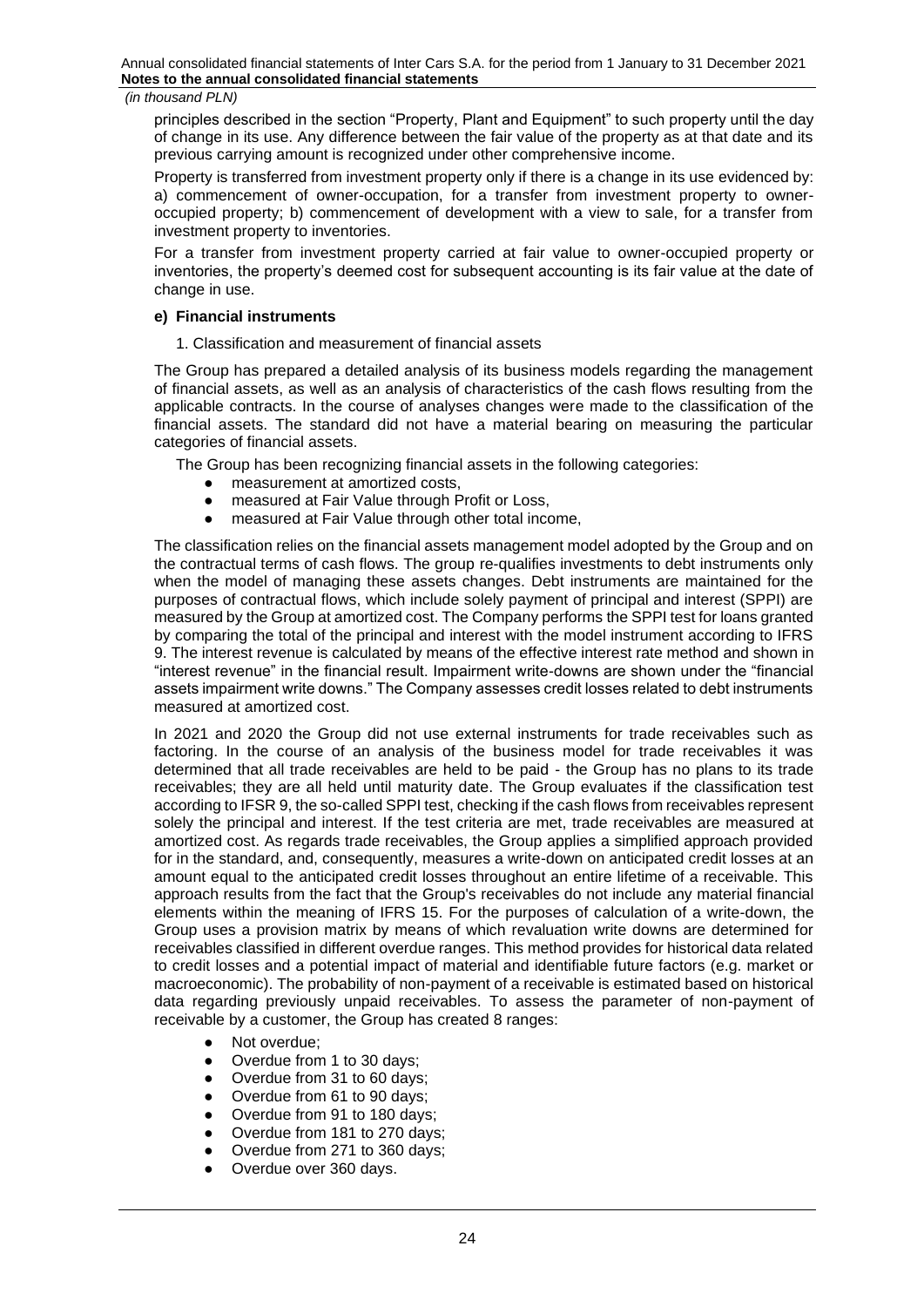principles described in the section "Property, Plant and Equipment" to such property until the day of change in its use. Any difference between the fair value of the property as at that date and its previous carrying amount is recognized under other comprehensive income.

Property is transferred from investment property only if there is a change in its use evidenced by: a) commencement of owner-occupation, for a transfer from investment property to owner-occupied property; b) commencement of development with a view to sale, for a transfer from investment property to inventories.

For a transfer from investment property carried at fair value to owner-occupied property or inventories, the property's deemed cost for subsequent accounting is its fair value at the date of change in use.

### e) Financial instruments

1. Classification and measurement of financial assets

The Group has prepared a detailed analysis of its business models regarding the management of financial assets, as well as an analysis of characteristics of the cash flows resulting from the applicable contracts. In the course of analyses changes were made to the classification of the financial assets. The standard did not have a material bearing on measuring the particular categories of financial assets.

The Group has been recognizing financial assets in the following categories:

- measurement at amortized costs,
- measured at Fair Value through Profit or Loss,
- measured at Fair Value through other total income,

The classification relies on the financial assets management model adopted by the Group and on the contractual terms of cash flows. The group re-qualifies investments to debt instruments only when the model of managing these assets changes. Debt instruments are maintained for the purposes of contractual flows, which include solely payment of principal and interest (SPPI) are measured by the Group at amortized cost. The Company performs the SPPI test for loans granted by comparing the total of the principal and interest with the model instrument according to IFRS 9. The interest revenue is calculated by means of the effective interest rate method and shown in "interest revenue" in the financial result. Impairment write-downs are shown under the "financial assets impairment write downs." The Company assesses credit losses related to debt instruments measured at amortized cost.

In 2021 and 2020 the Group did not use external instruments for trade receivables such as factoring. In the course of an analysis of the business model for trade receivables it was determined that all trade receivables are held to be paid - the Group has no plans to its trade receivables; they are all held until maturity date. The Group evaluates if the classification test according to IFSR 9, the so-called SPPI test, checking if the cash flows from receivables represent solely the principal and interest. If the test criteria are met, trade receivables are measured at amortized cost. As regards trade receivables, the Group applies a simplified approach provided for in the standard, and, consequently, measures a write-down on anticipated credit losses at an amount equal to the anticipated credit losses throughout an entire lifetime of a receivable. This approach results from the fact that the Group's receivables do not include any material financial elements within the meaning of IFRS 15. For the purposes of calculation of a write-down, the Group uses a provision matrix by means of which revaluation write downs are determined for receivables classified in different overdue ranges. This method provides for historical data related to credit losses and a potential impact of material and identifiable future factors (e.g. market or macroeconomic). The probability of non-payment of a receivable is estimated based on historical data regarding previously unpaid receivables. To assess the parameter of non-payment of receivable by a customer, the Group has created 8 ranges:

- Not overdue;
- Overdue from 1 to 30 days;
- Overdue from 31 to 60 days;
- Overdue from 61 to 90 days;
- Overdue from 91 to 180 days;
- Overdue from 181 to 270 days;
- Overdue from 271 to 360 days;
- Overdue over 360 days.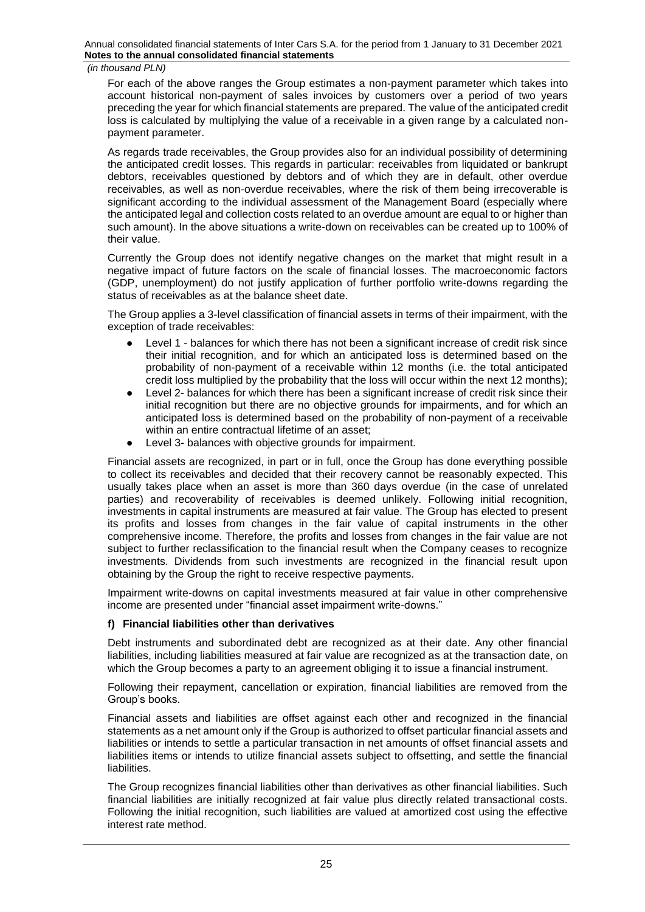*(in thousand PLN)*

For each of the above ranges the Group estimates a non-payment parameter which takes into account historical non-payment of sales invoices by customers over a period of two years preceding the year for which financial statements are prepared. The value of the anticipated credit loss is calculated by multiplying the value of a receivable in a given range by a calculated non-payment parameter.

As regards trade receivables, the Group provides also for an individual possibility of determining the anticipated credit losses. This regards in particular: receivables from liquidated or bankrupt debtors, receivables questioned by debtors and of which they are in default, other overdue receivables, as well as non-overdue receivables, where the risk of them being irrecoverable is significant according to the individual assessment of the Management Board (especially where the anticipated legal and collection costs related to an overdue amount are equal to or higher than such amount). In the above situations a write-down on receivables can be created up to 100% of their value.

Currently the Group does not identify negative changes on the market that might result in a negative impact of future factors on the scale of financial losses. The macroeconomic factors (GDP, unemployment) do not justify application of further portfolio write-downs regarding the status of receivables as at the balance sheet date.

The Group applies a 3-level classification of financial assets in terms of their impairment, with the exception of trade receivables:

- Level 1 - balances for which there has not been a significant increase of credit risk since their initial recognition, and for which an anticipated loss is determined based on the probability of non-payment of a receivable within 12 months (i.e. the total anticipated credit loss multiplied by the probability that the loss will occur within the next 12 months);
- Level 2- balances for which there has been a significant increase of credit risk since their initial recognition but there are no objective grounds for impairments, and for which an anticipated loss is determined based on the probability of non-payment of a receivable within an entire contractual lifetime of an asset;
- Level 3- balances with objective grounds for impairment.

Financial assets are recognized, in part or in full, once the Group has done everything possible to collect its receivables and decided that their recovery cannot be reasonably expected. This usually takes place when an asset is more than 360 days overdue (in the case of unrelated parties) and recoverability of receivables is deemed unlikely. Following initial recognition, investments in capital instruments are measured at fair value. The Group has elected to present its profits and losses from changes in the fair value of capital instruments in the other comprehensive income. Therefore, the profits and losses from changes in the fair value are not subject to further reclassification to the financial result when the Company ceases to recognize investments. Dividends from such investments are recognized in the financial result upon obtaining by the Group the right to receive respective payments.

Impairment write-downs on capital investments measured at fair value in other comprehensive income are presented under "financial asset impairment write-downs."

**f) Financial liabilities other than derivatives**

Debt instruments and subordinated debt are recognized as at their date. Any other financial liabilities, including liabilities measured at fair value are recognized as at the transaction date, on which the Group becomes a party to an agreement obliging it to issue a financial instrument.

Following their repayment, cancellation or expiration, financial liabilities are removed from the Group's books.

Financial assets and liabilities are offset against each other and recognized in the financial statements as a net amount only if the Group is authorized to offset particular financial assets and liabilities or intends to settle a particular transaction in net amounts of offset financial assets and liabilities items or intends to utilize financial assets subject to offsetting, and settle the financial liabilities.

The Group recognizes financial liabilities other than derivatives as other financial liabilities. Such financial liabilities are initially recognized at fair value plus directly related transactional costs. Following the initial recognition, such liabilities are valued at amortized cost using the effective interest rate method.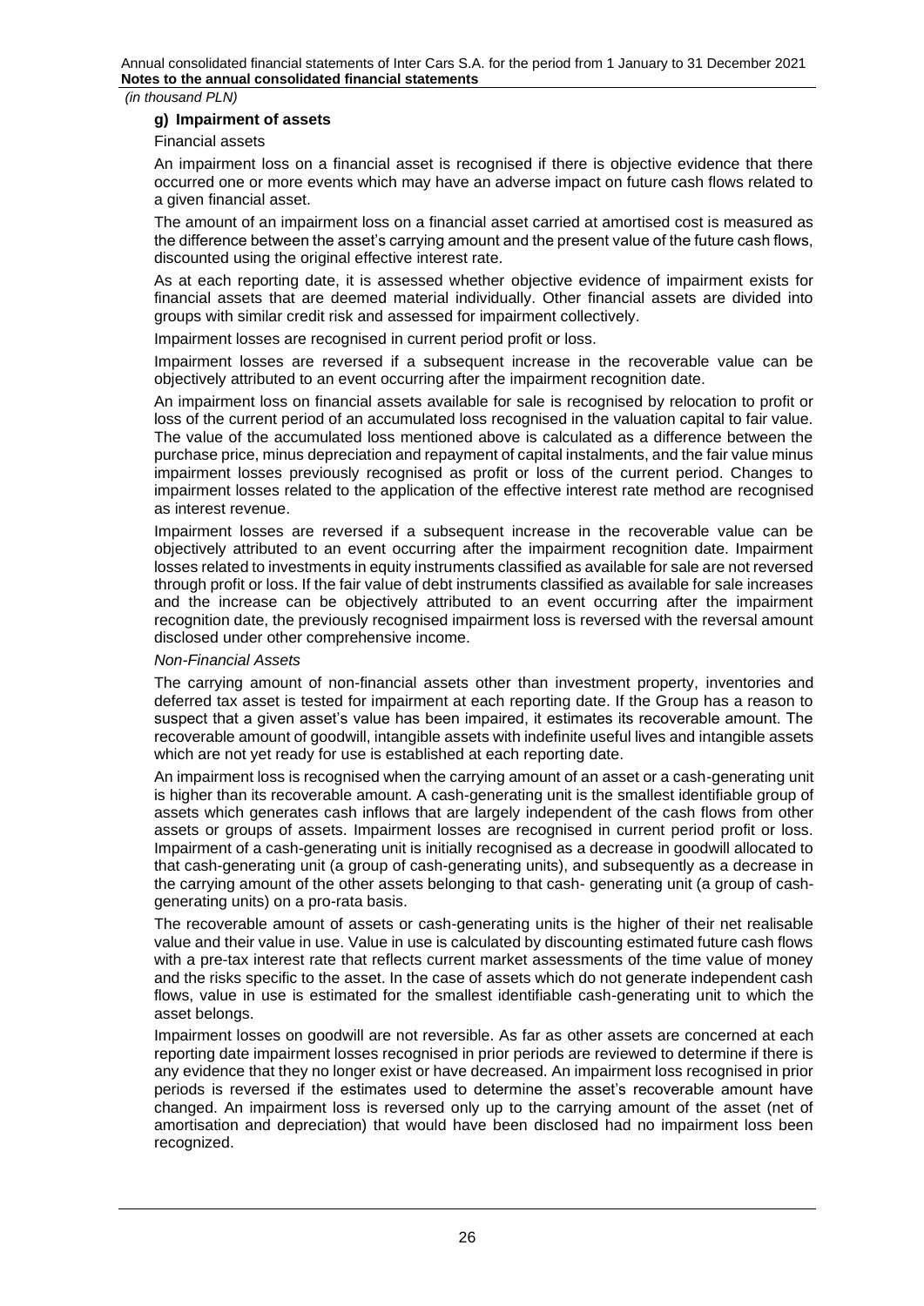### g) Impairment of assets

Financial assets

An impairment loss on a financial asset is recognised if there is objective evidence that there occurred one or more events which may have an adverse impact on future cash flows related to a given financial asset.

The amount of an impairment loss on a financial asset carried at amortised cost is measured as the difference between the asset's carrying amount and the present value of the future cash flows, discounted using the original effective interest rate.

As at each reporting date, it is assessed whether objective evidence of impairment exists for financial assets that are deemed material individually. Other financial assets are divided into groups with similar credit risk and assessed for impairment collectively.

Impairment losses are recognised in current period profit or loss.

Impairment losses are reversed if a subsequent increase in the recoverable value can be objectively attributed to an event occurring after the impairment recognition date.

An impairment loss on financial assets available for sale is recognised by relocation to profit or loss of the current period of an accumulated loss recognised in the valuation capital to fair value. The value of the accumulated loss mentioned above is calculated as a difference between the purchase price, minus depreciation and repayment of capital instalments, and the fair value minus impairment losses previously recognised as profit or loss of the current period. Changes to impairment losses related to the application of the effective interest rate method are recognised as interest revenue.

Impairment losses are reversed if a subsequent increase in the recoverable value can be objectively attributed to an event occurring after the impairment recognition date. Impairment losses related to investments in equity instruments classified as available for sale are not reversed through profit or loss. If the fair value of debt instruments classified as available for sale increases and the increase can be objectively attributed to an event occurring after the impairment recognition date, the previously recognised impairment loss is reversed with the reversal amount disclosed under other comprehensive income.

*Non-Financial Assets*

The carrying amount of non-financial assets other than investment property, inventories and deferred tax asset is tested for impairment at each reporting date. If the Group has a reason to suspect that a given asset's value has been impaired, it estimates its recoverable amount. The recoverable amount of goodwill, intangible assets with indefinite useful lives and intangible assets which are not yet ready for use is established at each reporting date.

An impairment loss is recognised when the carrying amount of an asset or a cash-generating unit is higher than its recoverable amount. A cash-generating unit is the smallest identifiable group of assets which generates cash inflows that are largely independent of the cash flows from other assets or groups of assets. Impairment losses are recognised in current period profit or loss. Impairment of a cash-generating unit is initially recognised as a decrease in goodwill allocated to that cash-generating unit (a group of cash-generating units), and subsequently as a decrease in the carrying amount of the other assets belonging to that cash- generating unit (a group of cash-generating units) on a pro-rata basis.

The recoverable amount of assets or cash-generating units is the higher of their net realisable value and their value in use. Value in use is calculated by discounting estimated future cash flows with a pre-tax interest rate that reflects current market assessments of the time value of money and the risks specific to the asset. In the case of assets which do not generate independent cash flows, value in use is estimated for the smallest identifiable cash-generating unit to which the asset belongs.

Impairment losses on goodwill are not reversible. As far as other assets are concerned at each reporting date impairment losses recognised in prior periods are reviewed to determine if there is any evidence that they no longer exist or have decreased. An impairment loss recognised in prior periods is reversed if the estimates used to determine the asset's recoverable amount have changed. An impairment loss is reversed only up to the carrying amount of the asset (net of amortisation and depreciation) that would have been disclosed had no impairment loss been recognized.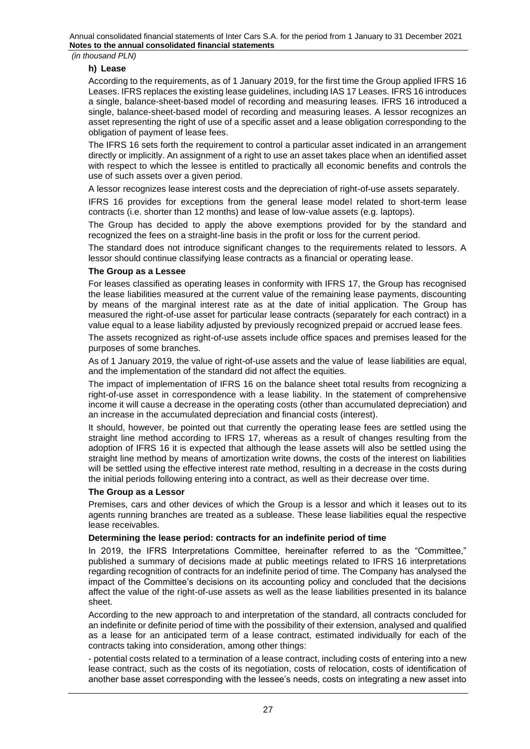*(in thousand PLN)*

### h) Lease

According to the requirements, as of 1 January 2019, for the first time the Group applied IFRS 16 Leases. IFRS replaces the existing lease guidelines, including IAS 17 Leases. IFRS 16 introduces a single, balance-sheet-based model of recording and measuring leases. IFRS 16 introduced a single, balance-sheet-based model of recording and measuring leases. A lessor recognizes an asset representing the right of use of a specific asset and a lease obligation corresponding to the obligation of payment of lease fees.

The IFRS 16 sets forth the requirement to control a particular asset indicated in an arrangement directly or implicitly. An assignment of a right to use an asset takes place when an identified asset with respect to which the lessee is entitled to practically all economic benefits and controls the use of such assets over a given period.

A lessor recognizes lease interest costs and the depreciation of right-of-use assets separately.

IFRS 16 provides for exceptions from the general lease model related to short-term lease contracts (i.e. shorter than 12 months) and lease of low-value assets (e.g. laptops).

The Group has decided to apply the above exemptions provided for by the standard and recognized the fees on a straight-line basis in the profit or loss for the current period.

The standard does not introduce significant changes to the requirements related to lessors. A lessor should continue classifying lease contracts as a financial or operating lease.

**The Group as a Lessee**

For leases classified as operating leases in conformity with IFRS 17, the Group has recognised the lease liabilities measured at the current value of the remaining lease payments, discounting by means of the marginal interest rate as at the date of initial application. The Group has measured the right-of-use asset for particular lease contracts (separately for each contract) in a value equal to a lease liability adjusted by previously recognized prepaid or accrued lease fees.

The assets recognized as right-of-use assets include office spaces and premises leased for the purposes of some branches.

As of 1 January 2019, the value of right-of-use assets and the value of lease liabilities are equal, and the implementation of the standard did not affect the equities.

The impact of implementation of IFRS 16 on the balance sheet total results from recognizing a right-of-use asset in correspondence with a lease liability. In the statement of comprehensive income it will cause a decrease in the operating costs (other than accumulated depreciation) and an increase in the accumulated depreciation and financial costs (interest).

It should, however, be pointed out that currently the operating lease fees are settled using the straight line method according to IFRS 17, whereas as a result of changes resulting from the adoption of IFRS 16 it is expected that although the lease assets will also be settled using the straight line method by means of amortization write downs, the costs of the interest on liabilities will be settled using the effective interest rate method, resulting in a decrease in the costs during the initial periods following entering into a contract, as well as their decrease over time.

**The Group as a Lessor**

Premises, cars and other devices of which the Group is a lessor and which it leases out to its agents running branches are treated as a sublease. These lease liabilities equal the respective lease receivables.

**Determining the lease period: contracts for an indefinite period of time**

In 2019, the IFRS Interpretations Committee, hereinafter referred to as the "Committee," published a summary of decisions made at public meetings related to IFRS 16 interpretations regarding recognition of contracts for an indefinite period of time. The Company has analysed the impact of the Committee's decisions on its accounting policy and concluded that the decisions affect the value of the right-of-use assets as well as the lease liabilities presented in its balance sheet.

According to the new approach to and interpretation of the standard, all contracts concluded for an indefinite or definite period of time with the possibility of their extension, analysed and qualified as a lease for an anticipated term of a lease contract, estimated individually for each of the contracts taking into consideration, among other things:

- potential costs related to a termination of a lease contract, including costs of entering into a new lease contract, such as the costs of its negotiation, costs of relocation, costs of identification of another base asset corresponding with the lessee's needs, costs on integrating a new asset into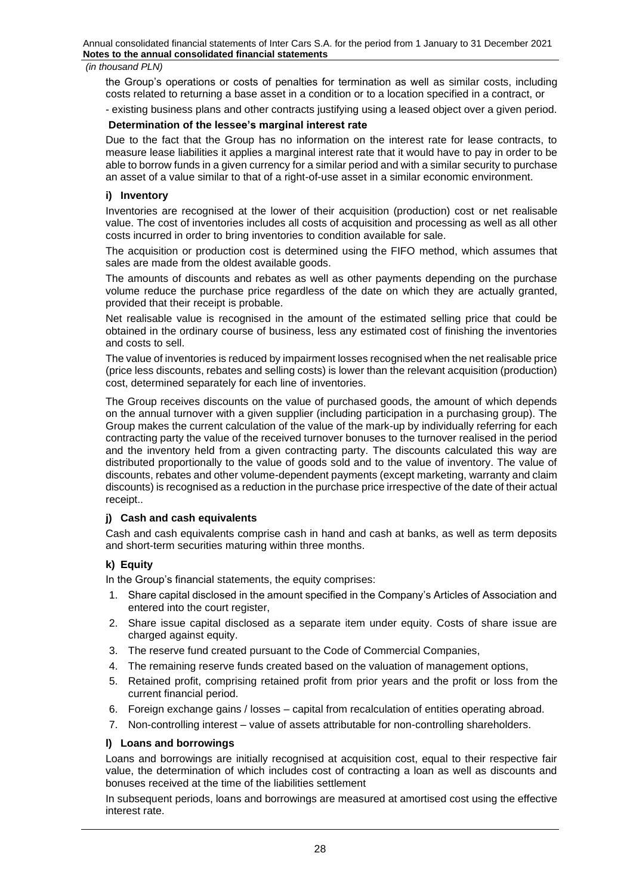the Group's operations or costs of penalties for termination as well as similar costs, including costs related to returning a base asset in a condition or to a location specified in a contract, or

- existing business plans and other contracts justifying using a leased object over a given period.

**Determination of the lessee's marginal interest rate**

Due to the fact that the Group has no information on the interest rate for lease contracts, to measure lease liabilities it applies a marginal interest rate that it would have to pay in order to be able to borrow funds in a given currency for a similar period and with a similar security to purchase an asset of a value similar to that of a right-of-use asset in a similar economic environment.

### i) Inventory

Inventories are recognised at the lower of their acquisition (production) cost or net realisable value. The cost of inventories includes all costs of acquisition and processing as well as all other costs incurred in order to bring inventories to condition available for sale.

The acquisition or production cost is determined using the FIFO method, which assumes that sales are made from the oldest available goods.

The amounts of discounts and rebates as well as other payments depending on the purchase volume reduce the purchase price regardless of the date on which they are actually granted, provided that their receipt is probable.

Net realisable value is recognised in the amount of the estimated selling price that could be obtained in the ordinary course of business, less any estimated cost of finishing the inventories and costs to sell.

The value of inventories is reduced by impairment losses recognised when the net realisable price (price less discounts, rebates and selling costs) is lower than the relevant acquisition (production) cost, determined separately for each line of inventories.

The Group receives discounts on the value of purchased goods, the amount of which depends on the annual turnover with a given supplier (including participation in a purchasing group). The Group makes the current calculation of the value of the mark-up by individually referring for each contracting party the value of the received turnover bonuses to the turnover realised in the period and the inventory held from a given contracting party. The discounts calculated this way are distributed proportionally to the value of goods sold and to the value of inventory. The value of discounts, rebates and other volume-dependent payments (except marketing, warranty and claim discounts) is recognised as a reduction in the purchase price irrespective of the date of their actual receipt..

### j) Cash and cash equivalents

Cash and cash equivalents comprise cash in hand and cash at banks, as well as term deposits and short-term securities maturing within three months.

### k) Equity

In the Group's financial statements, the equity comprises:

1. Share capital disclosed in the amount specified in the Company's Articles of Association and entered into the court register,
2. Share issue capital disclosed as a separate item under equity. Costs of share issue are charged against equity.
3. The reserve fund created pursuant to the Code of Commercial Companies,
4. The remaining reserve funds created based on the valuation of management options,
5. Retained profit, comprising retained profit from prior years and the profit or loss from the current financial period.
6. Foreign exchange gains / losses – capital from recalculation of entities operating abroad.
7. Non-controlling interest – value of assets attributable for non-controlling shareholders.

### l) Loans and borrowings

Loans and borrowings are initially recognised at acquisition cost, equal to their respective fair value, the determination of which includes cost of contracting a loan as well as discounts and bonuses received at the time of the liabilities settlement

In subsequent periods, loans and borrowings are measured at amortised cost using the effective interest rate.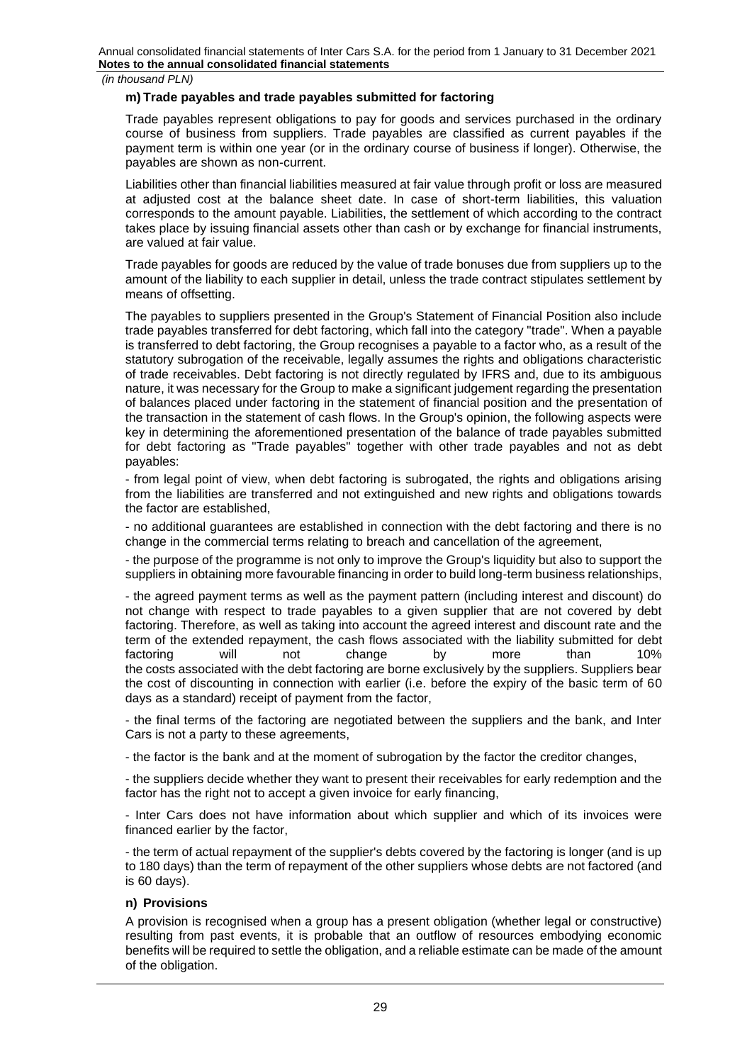#### m) Trade payables and trade payables submitted for factoring

Trade payables represent obligations to pay for goods and services purchased in the ordinary course of business from suppliers. Trade payables are classified as current payables if the payment term is within one year (or in the ordinary course of business if longer). Otherwise, the payables are shown as non-current.

Liabilities other than financial liabilities measured at fair value through profit or loss are measured at adjusted cost at the balance sheet date. In case of short-term liabilities, this valuation corresponds to the amount payable. Liabilities, the settlement of which according to the contract takes place by issuing financial assets other than cash or by exchange for financial instruments, are valued at fair value.

Trade payables for goods are reduced by the value of trade bonuses due from suppliers up to the amount of the liability to each supplier in detail, unless the trade contract stipulates settlement by means of offsetting.

The payables to suppliers presented in the Group's Statement of Financial Position also include trade payables transferred for debt factoring, which fall into the category "trade". When a payable is transferred to debt factoring, the Group recognises a payable to a factor who, as a result of the statutory subrogation of the receivable, legally assumes the rights and obligations characteristic of trade receivables. Debt factoring is not directly regulated by IFRS and, due to its ambiguous nature, it was necessary for the Group to make a significant judgement regarding the presentation of balances placed under factoring in the statement of financial position and the presentation of the transaction in the statement of cash flows. In the Group's opinion, the following aspects were key in determining the aforementioned presentation of the balance of trade payables submitted for debt factoring as "Trade payables" together with other trade payables and not as debt payables:

- from legal point of view, when debt factoring is subrogated, the rights and obligations arising from the liabilities are transferred and not extinguished and new rights and obligations towards the factor are established,

- no additional guarantees are established in connection with the debt factoring and there is no change in the commercial terms relating to breach and cancellation of the agreement,

- the purpose of the programme is not only to improve the Group's liquidity but also to support the suppliers in obtaining more favourable financing in order to build long-term business relationships,

- the agreed payment terms as well as the payment pattern (including interest and discount) do not change with respect to trade payables to a given supplier that are not covered by debt factoring. Therefore, as well as taking into account the agreed interest and discount rate and the term of the extended repayment, the cash flows associated with the liability submitted for debt factoring will not change by more than 10% the costs associated with the debt factoring are borne exclusively by the suppliers. Suppliers bear the cost of discounting in connection with earlier (i.e. before the expiry of the basic term of 60 days as a standard) receipt of payment from the factor,

- the final terms of the factoring are negotiated between the suppliers and the bank, and Inter Cars is not a party to these agreements,

- the factor is the bank and at the moment of subrogation by the factor the creditor changes,

- the suppliers decide whether they want to present their receivables for early redemption and the factor has the right not to accept a given invoice for early financing,

- Inter Cars does not have information about which supplier and which of its invoices were financed earlier by the factor,

- the term of actual repayment of the supplier's debts covered by the factoring is longer (and is up to 180 days) than the term of repayment of the other suppliers whose debts are not factored (and is 60 days).

#### n) Provisions

A provision is recognised when a group has a present obligation (whether legal or constructive) resulting from past events, it is probable that an outflow of resources embodying economic benefits will be required to settle the obligation, and a reliable estimate can be made of the amount of the obligation.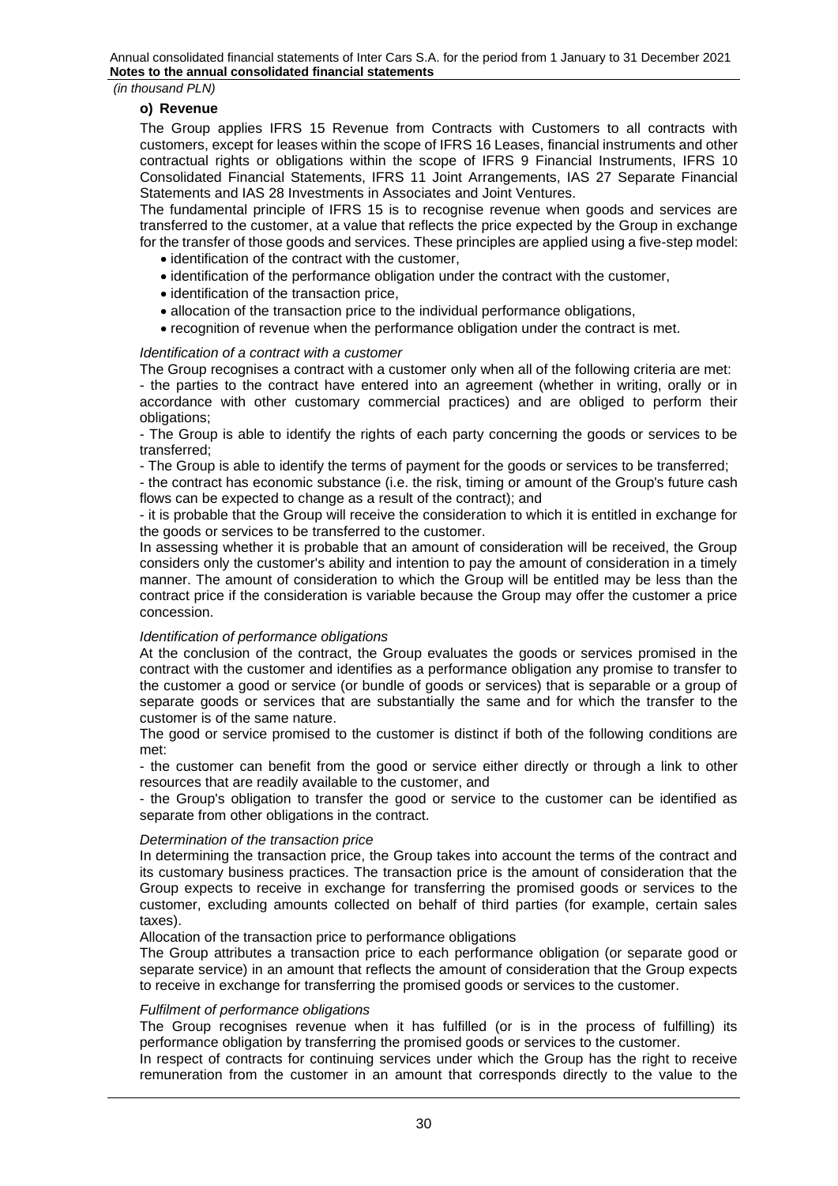*(in thousand PLN)*

### o) Revenue

The Group applies IFRS 15 Revenue from Contracts with Customers to all contracts with customers, except for leases within the scope of IFRS 16 Leases, financial instruments and other contractual rights or obligations within the scope of IFRS 9 Financial Instruments, IFRS 10 Consolidated Financial Statements, IFRS 11 Joint Arrangements, IAS 27 Separate Financial Statements and IAS 28 Investments in Associates and Joint Ventures.

The fundamental principle of IFRS 15 is to recognise revenue when goods and services are transferred to the customer, at a value that reflects the price expected by the Group in exchange for the transfer of those goods and services. These principles are applied using a five-step model:

- identification of the contract with the customer,
- identification of the performance obligation under the contract with the customer,
- identification of the transaction price,
- allocation of the transaction price to the individual performance obligations,
- recognition of revenue when the performance obligation under the contract is met.

*Identification of a contract with a customer*

The Group recognises a contract with a customer only when all of the following criteria are met:

- the parties to the contract have entered into an agreement (whether in writing, orally or in accordance with other customary commercial practices) and are obliged to perform their obligations;

- The Group is able to identify the rights of each party concerning the goods or services to be transferred;

- The Group is able to identify the terms of payment for the goods or services to be transferred;

- the contract has economic substance (i.e. the risk, timing or amount of the Group's future cash flows can be expected to change as a result of the contract); and

- it is probable that the Group will receive the consideration to which it is entitled in exchange for the goods or services to be transferred to the customer.

In assessing whether it is probable that an amount of consideration will be received, the Group considers only the customer's ability and intention to pay the amount of consideration in a timely manner. The amount of consideration to which the Group will be entitled may be less than the contract price if the consideration is variable because the Group may offer the customer a price concession.

*Identification of performance obligations*

At the conclusion of the contract, the Group evaluates the goods or services promised in the contract with the customer and identifies as a performance obligation any promise to transfer to the customer a good or service (or bundle of goods or services) that is separable or a group of separate goods or services that are substantially the same and for which the transfer to the customer is of the same nature.

The good or service promised to the customer is distinct if both of the following conditions are met:

- the customer can benefit from the good or service either directly or through a link to other resources that are readily available to the customer, and

- the Group's obligation to transfer the good or service to the customer can be identified as separate from other obligations in the contract.

*Determination of the transaction price*

In determining the transaction price, the Group takes into account the terms of the contract and its customary business practices. The transaction price is the amount of consideration that the Group expects to receive in exchange for transferring the promised goods or services to the customer, excluding amounts collected on behalf of third parties (for example, certain sales taxes).

Allocation of the transaction price to performance obligations

The Group attributes a transaction price to each performance obligation (or separate good or separate service) in an amount that reflects the amount of consideration that the Group expects to receive in exchange for transferring the promised goods or services to the customer.

*Fulfilment of performance obligations*

The Group recognises revenue when it has fulfilled (or is in the process of fulfilling) its performance obligation by transferring the promised goods or services to the customer.

In respect of contracts for continuing services under which the Group has the right to receive remuneration from the customer in an amount that corresponds directly to the value to the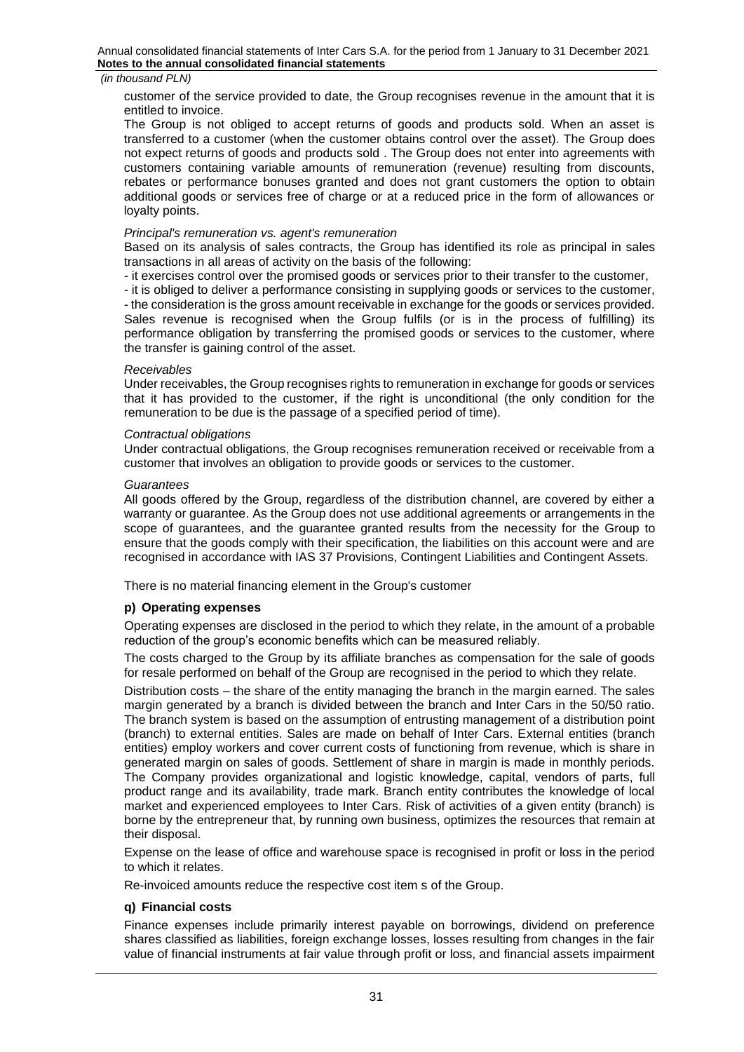customer of the service provided to date, the Group recognises revenue in the amount that it is entitled to invoice.

The Group is not obliged to accept returns of goods and products sold. When an asset is transferred to a customer (when the customer obtains control over the asset). The Group does not expect returns of goods and products sold . The Group does not enter into agreements with customers containing variable amounts of remuneration (revenue) resulting from discounts, rebates or performance bonuses granted and does not grant customers the option to obtain additional goods or services free of charge or at a reduced price in the form of allowances or loyalty points.

*Principal's remuneration vs. agent's remuneration*

Based on its analysis of sales contracts, the Group has identified its role as principal in sales transactions in all areas of activity on the basis of the following:

- it exercises control over the promised goods or services prior to their transfer to the customer,
- it is obliged to deliver a performance consisting in supplying goods or services to the customer,
- the consideration is the gross amount receivable in exchange for the goods or services provided.

Sales revenue is recognised when the Group fulfils (or is in the process of fulfilling) its performance obligation by transferring the promised goods or services to the customer, where the transfer is gaining control of the asset.

*Receivables*

Under receivables, the Group recognises rights to remuneration in exchange for goods or services that it has provided to the customer, if the right is unconditional (the only condition for the remuneration to be due is the passage of a specified period of time).

*Contractual obligations*

Under contractual obligations, the Group recognises remuneration received or receivable from a customer that involves an obligation to provide goods or services to the customer.

*Guarantees*

All goods offered by the Group, regardless of the distribution channel, are covered by either a warranty or guarantee. As the Group does not use additional agreements or arrangements in the scope of guarantees, and the guarantee granted results from the necessity for the Group to ensure that the goods comply with their specification, the liabilities on this account were and are recognised in accordance with IAS 37 Provisions, Contingent Liabilities and Contingent Assets.

There is no material financing element in the Group's customer

### p) Operating expenses

Operating expenses are disclosed in the period to which they relate, in the amount of a probable reduction of the group's economic benefits which can be measured reliably.

The costs charged to the Group by its affiliate branches as compensation for the sale of goods for resale performed on behalf of the Group are recognised in the period to which they relate.

Distribution costs – the share of the entity managing the branch in the margin earned. The sales margin generated by a branch is divided between the branch and Inter Cars in the 50/50 ratio. The branch system is based on the assumption of entrusting management of a distribution point (branch) to external entities. Sales are made on behalf of Inter Cars. External entities (branch entities) employ workers and cover current costs of functioning from revenue, which is share in generated margin on sales of goods. Settlement of share in margin is made in monthly periods. The Company provides organizational and logistic knowledge, capital, vendors of parts, full product range and its availability, trade mark. Branch entity contributes the knowledge of local market and experienced employees to Inter Cars. Risk of activities of a given entity (branch) is borne by the entrepreneur that, by running own business, optimizes the resources that remain at their disposal.

Expense on the lease of office and warehouse space is recognised in profit or loss in the period to which it relates.

Re-invoiced amounts reduce the respective cost item s of the Group.

### q) Financial costs

Finance expenses include primarily interest payable on borrowings, dividend on preference shares classified as liabilities, foreign exchange losses, losses resulting from changes in the fair value of financial instruments at fair value through profit or loss, and financial assets impairment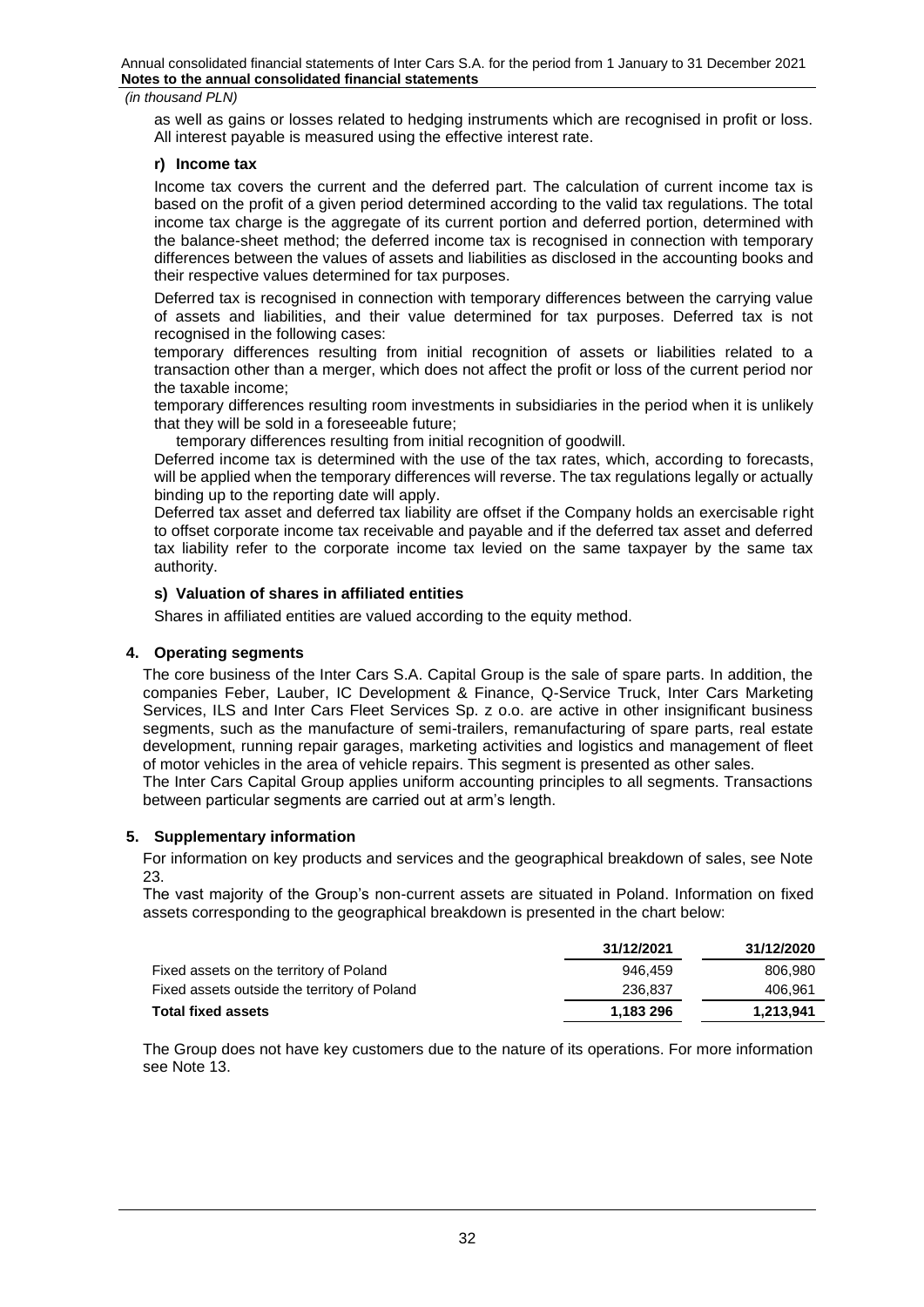as well as gains or losses related to hedging instruments which are recognised in profit or loss. All interest payable is measured using the effective interest rate.

**r) Income tax**

Income tax covers the current and the deferred part. The calculation of current income tax is based on the profit of a given period determined according to the valid tax regulations. The total income tax charge is the aggregate of its current portion and deferred portion, determined with the balance-sheet method; the deferred income tax is recognised in connection with temporary differences between the values of assets and liabilities as disclosed in the accounting books and their respective values determined for tax purposes.

Deferred tax is recognised in connection with temporary differences between the carrying value of assets and liabilities, and their value determined for tax purposes. Deferred tax is not recognised in the following cases:

temporary differences resulting from initial recognition of assets or liabilities related to a transaction other than a merger, which does not affect the profit or loss of the current period nor the taxable income;

temporary differences resulting room investments in subsidiaries in the period when it is unlikely that they will be sold in a foreseeable future;

temporary differences resulting from initial recognition of goodwill.

Deferred income tax is determined with the use of the tax rates, which, according to forecasts, will be applied when the temporary differences will reverse. The tax regulations legally or actually binding up to the reporting date will apply.

Deferred tax asset and deferred tax liability are offset if the Company holds an exercisable right to offset corporate income tax receivable and payable and if the deferred tax asset and deferred tax liability refer to the corporate income tax levied on the same taxpayer by the same tax authority.

**s) Valuation of shares in affiliated entities**

Shares in affiliated entities are valued according to the equity method.

## 4. Operating segments

The core business of the Inter Cars S.A. Capital Group is the sale of spare parts. In addition, the companies Feber, Lauber, IC Development & Finance, Q-Service Truck, Inter Cars Marketing Services, ILS and Inter Cars Fleet Services Sp. z o.o. are active in other insignificant business segments, such as the manufacture of semi-trailers, remanufacturing of spare parts, real estate development, running repair garages, marketing activities and logistics and management of fleet of motor vehicles in the area of vehicle repairs. This segment is presented as other sales.

The Inter Cars Capital Group applies uniform accounting principles to all segments. Transactions between particular segments are carried out at arm's length.

## 5. Supplementary information

For information on key products and services and the geographical breakdown of sales, see Note 23.

The vast majority of the Group's non-current assets are situated in Poland. Information on fixed assets corresponding to the geographical breakdown is presented in the chart below:

| | 31/12/2021 | 31/12/2020 |
|---|---|---|
| Fixed assets on the territory of Poland | 946,459 | 806,980 |
| Fixed assets outside the territory of Poland | 236,837 | 406,961 |
| **Total fixed assets** | **1,183 296** | **1,213,941** |

The Group does not have key customers due to the nature of its operations. For more information see Note 13.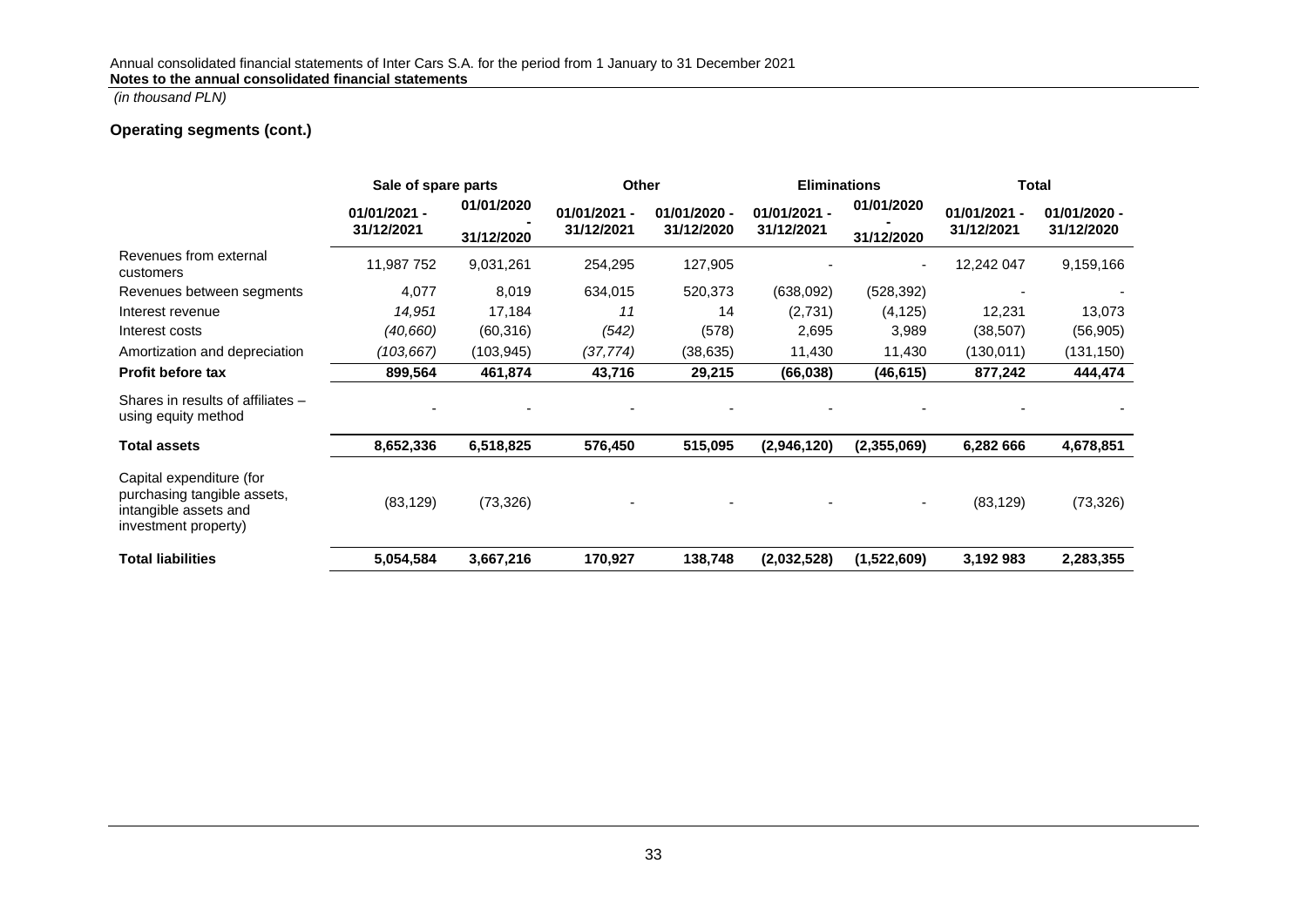*(in thousand PLN)*

## Operating segments (cont.)

| | Sale of spare parts | | Other | | Eliminations | | Total | |
|---|---|---|---|---|---|---|---|---|
| | 01/01/2021 - 31/12/2021 | 01/01/2020 - 31/12/2020 | 01/01/2021 - 31/12/2021 | 01/01/2020 - 31/12/2020 | 01/01/2021 - 31/12/2021 | 01/01/2020 - 31/12/2020 | 01/01/2021 - 31/12/2021 | 01/01/2020 - 31/12/2020 |
| Revenues from external customers | 11,987 752 | 9,031,261 | 254,295 | 127,905 | - | - | 12,242 047 | 9,159,166 |
| Revenues between segments | 4,077 | 8,019 | 634,015 | 520,373 | (638,092) | (528,392) | - | - |
| Interest revenue | *14,951* | 17,184 | *11* | 14 | (2,731) | (4,125) | 12,231 | 13,073 |
| Interest costs | *(40,660)* | (60,316) | *(542)* | (578) | 2,695 | 3,989 | (38,507) | (56,905) |
| Amortization and depreciation | *(103,667)* | (103,945) | *(37,774)* | (38,635) | 11,430 | 11,430 | (130,011) | (131,150) |
| **Profit before tax** | **899,564** | **461,874** | **43,716** | **29,215** | **(66,038)** | **(46,615)** | **877,242** | **444,474** |
| Shares in results of affiliates – using equity method | - | - | - | - | - | - | - | - |
| **Total assets** | **8,652,336** | **6,518,825** | **576,450** | **515,095** | **(2,946,120)** | **(2,355,069)** | **6,282 666** | **4,678,851** |
| Capital expenditure (for purchasing tangible assets, intangible assets and investment property) | (83,129) | (73,326) | - | - | - | - | (83,129) | (73,326) |
| **Total liabilities** | **5,054,584** | **3,667,216** | **170,927** | **138,748** | **(2,032,528)** | **(1,522,609)** | **3,192 983** | **2,283,355** |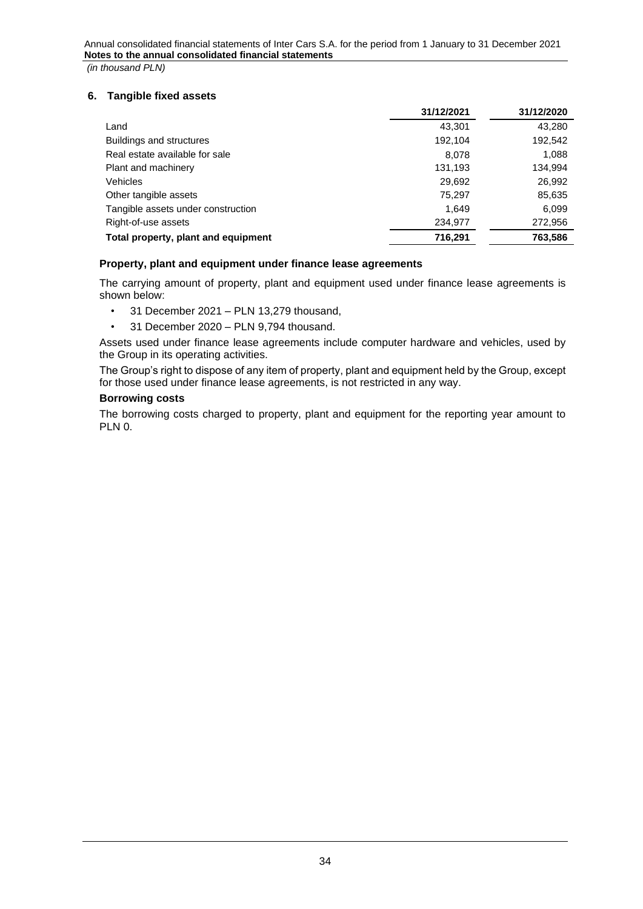## 6. Tangible fixed assets

| | 31/12/2021 | 31/12/2020 |
|---|---|---|
| Land | 43,301 | 43,280 |
| Buildings and structures | 192,104 | 192,542 |
| Real estate available for sale | 8,078 | 1,088 |
| Plant and machinery | 131,193 | 134,994 |
| Vehicles | 29,692 | 26,992 |
| Other tangible assets | 75,297 | 85,635 |
| Tangible assets under construction | 1,649 | 6,099 |
| Right-of-use assets | 234,977 | 272,956 |
| **Total property, plant and equipment** | **716,291** | **763,586** |

### Property, plant and equipment under finance lease agreements

The carrying amount of property, plant and equipment used under finance lease agreements is shown below:

- 31 December 2021 – PLN 13,279 thousand,
- 31 December 2020 – PLN 9,794 thousand.

Assets used under finance lease agreements include computer hardware and vehicles, used by the Group in its operating activities.

The Group's right to dispose of any item of property, plant and equipment held by the Group, except for those used under finance lease agreements, is not restricted in any way.

### Borrowing costs

The borrowing costs charged to property, plant and equipment for the reporting year amount to PLN 0.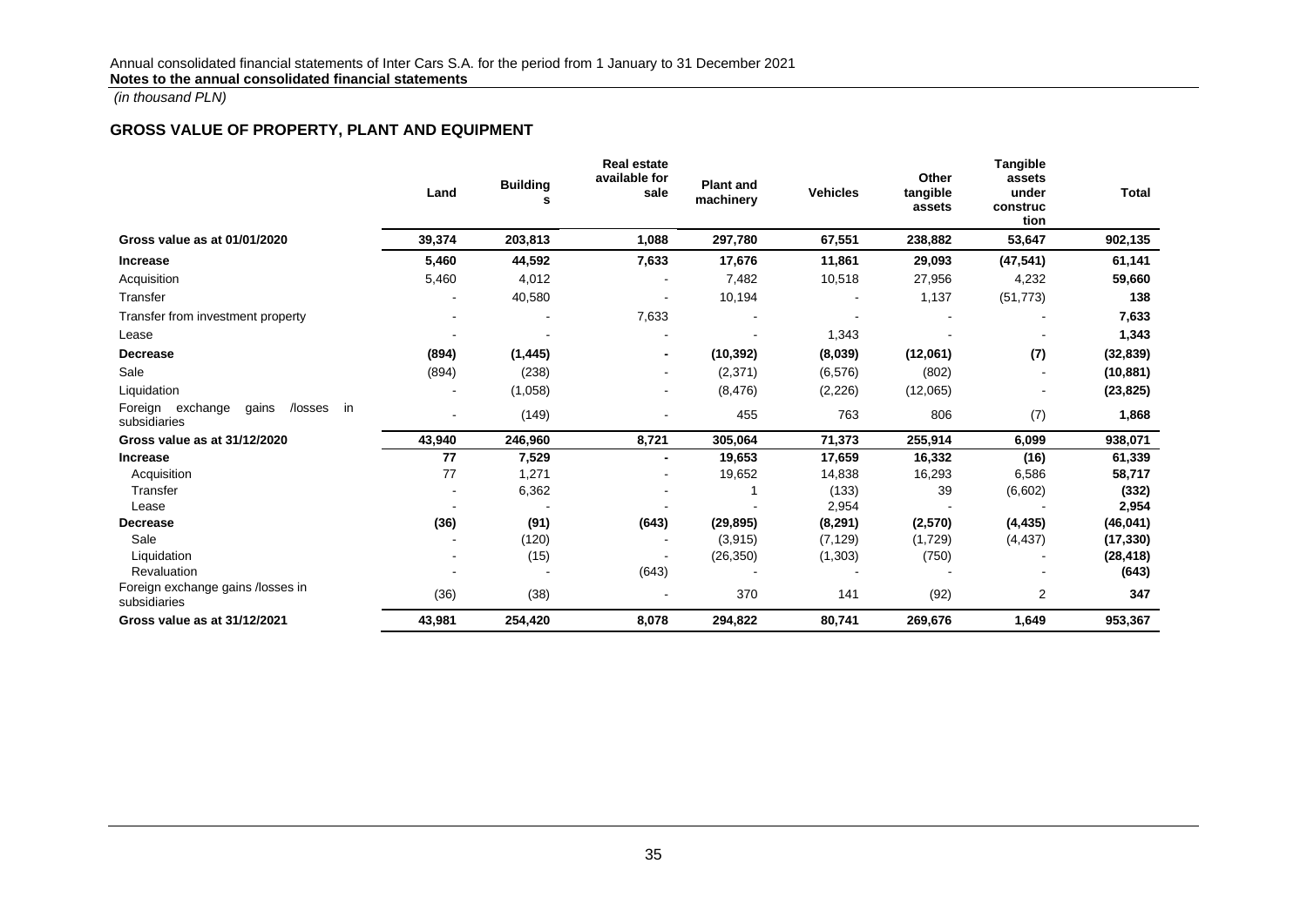*(in thousand PLN)*

## GROSS VALUE OF PROPERTY, PLANT AND EQUIPMENT

| | Land | Buildings | Real estate available for sale | Plant and machinery | Vehicles | Other tangible assets | Tangible assets under construction | Total |
|---|---|---|---|---|---|---|---|---|
| **Gross value as at 01/01/2020** | **39,374** | **203,813** | **1,088** | **297,780** | **67,551** | **238,882** | **53,647** | **902,135** |
| **Increase** | **5,460** | **44,592** | **7,633** | **17,676** | **11,861** | **29,093** | **(47,541)** | **61,141** |
| Acquisition | 5,460 | 4,012 | - | 7,482 | 10,518 | 27,956 | 4,232 | **59,660** |
| Transfer | - | 40,580 | - | 10,194 | - | 1,137 | (51,773) | **138** |
| Transfer from investment property | - | - | 7,633 | - | - | - | - | **7,633** |
| Lease | - | - | - | - | 1,343 | - | - | **1,343** |
| **Decrease** | **(894)** | **(1,445)** | **-** | **(10,392)** | **(8,039)** | **(12,061)** | **(7)** | **(32,839)** |
| Sale | (894) | (238) | - | (2,371) | (6,576) | (802) | - | **(10,881)** |
| Liquidation | - | (1,058) | - | (8,476) | (2,226) | (12,065) | - | **(23,825)** |
| Foreign exchange gains /losses in subsidiaries | - | (149) | - | 455 | 763 | 806 | (7) | **1,868** |
| **Gross value as at 31/12/2020** | **43,940** | **246,960** | **8,721** | **305,064** | **71,373** | **255,914** | **6,099** | **938,071** |
| **Increase** | **77** | **7,529** | **-** | **19,653** | **17,659** | **16,332** | **(16)** | **61,339** |
| Acquisition | 77 | 1,271 | - | 19,652 | 14,838 | 16,293 | 6,586 | **58,717** |
| Transfer | - | 6,362 | - | 1 | (133) | 39 | (6,602) | **(332)** |
| Lease | - | - | - | - | 2,954 | - | - | **2,954** |
| **Decrease** | **(36)** | **(91)** | **(643)** | **(29,895)** | **(8,291)** | **(2,570)** | **(4,435)** | **(46,041)** |
| Sale | - | (120) | - | (3,915) | (7,129) | (1,729) | (4,437) | **(17,330)** |
| Liquidation | - | (15) | - | (26,350) | (1,303) | (750) | - | **(28,418)** |
| Revaluation | - | - | (643) | - | - | - | - | **(643)** |
| Foreign exchange gains /losses in subsidiaries | (36) | (38) | - | 370 | 141 | (92) | 2 | **347** |
| **Gross value as at 31/12/2021** | **43,981** | **254,420** | **8,078** | **294,822** | **80,741** | **269,676** | **1,649** | **953,367** |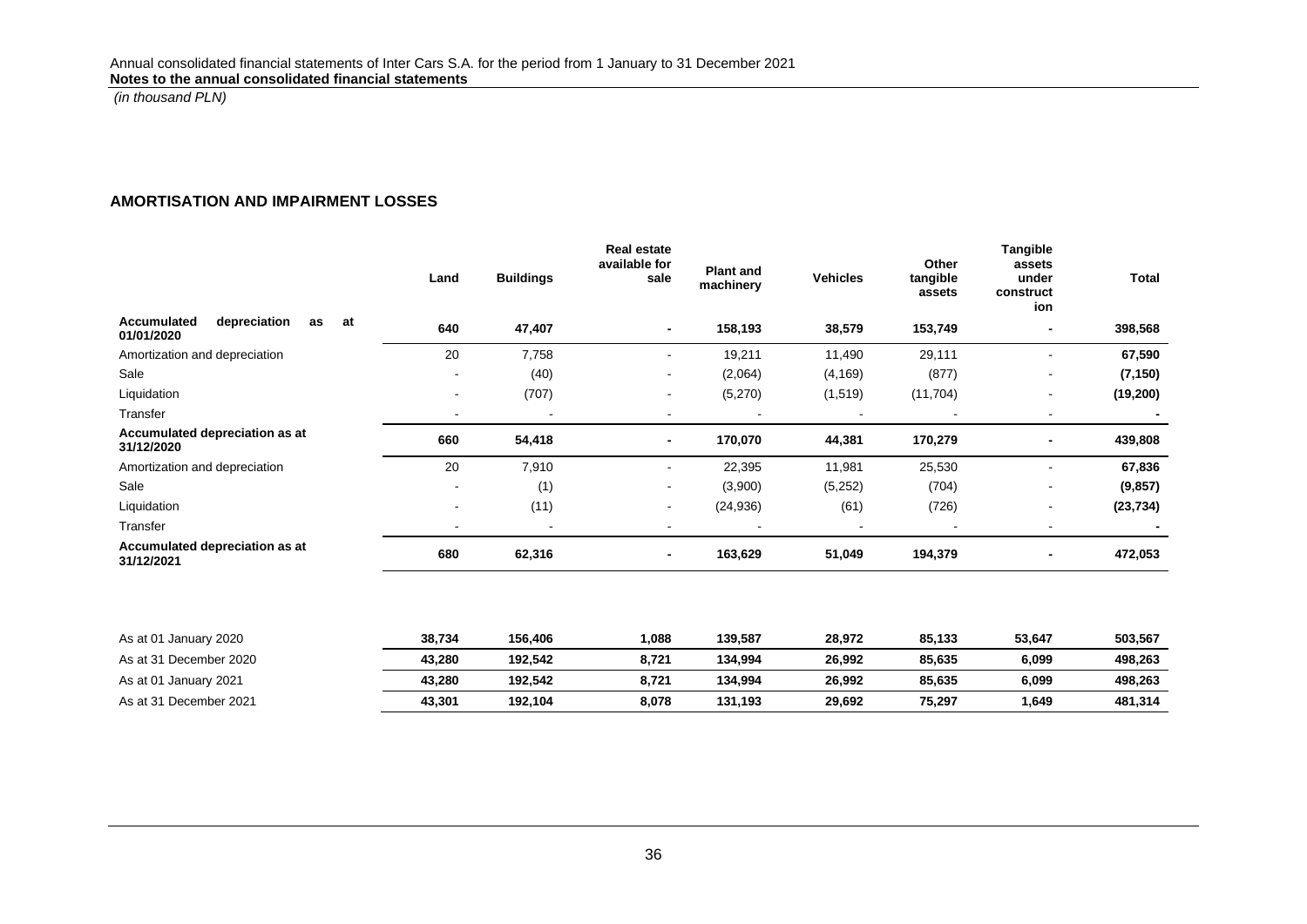*(in thousand PLN)*

## AMORTISATION AND IMPAIRMENT LOSSES

| | Land | Buildings | Real estate available for sale | Plant and machinery | Vehicles | Other tangible assets | Tangible assets under construction | Total |
|---|---|---|---|---|---|---|---|---|
| **Accumulated depreciation as at 01/01/2020** | **640** | **47,407** | **-** | **158,193** | **38,579** | **153,749** | **-** | **398,568** |
| Amortization and depreciation | 20 | 7,758 | - | 19,211 | 11,490 | 29,111 | - | **67,590** |
| Sale | - | (40) | - | (2,064) | (4,169) | (877) | - | **(7,150)** |
| Liquidation | - | (707) | - | (5,270) | (1,519) | (11,704) | - | **(19,200)** |
| Transfer | - | - | - | - | - | - | - | **-** |
| **Accumulated depreciation as at 31/12/2020** | **660** | **54,418** | **-** | **170,070** | **44,381** | **170,279** | **-** | **439,808** |
| Amortization and depreciation | 20 | 7,910 | - | 22,395 | 11,981 | 25,530 | - | **67,836** |
| Sale | - | (1) | - | (3,900) | (5,252) | (704) | - | **(9,857)** |
| Liquidation | - | (11) | - | (24,936) | (61) | (726) | - | **(23,734)** |
| Transfer | - | - | - | - | - | - | - | **-** |
| **Accumulated depreciation as at 31/12/2021** | **680** | **62,316** | **-** | **163,629** | **51,049** | **194,379** | **-** | **472,053** |

| | Land | Buildings | Real estate available for sale | Plant and machinery | Vehicles | Other tangible assets | Tangible assets under construction | Total |
|---|---|---|---|---|---|---|---|---|
| As at 01 January 2020 | **38,734** | **156,406** | **1,088** | **139,587** | **28,972** | **85,133** | **53,647** | **503,567** |
| As at 31 December 2020 | **43,280** | **192,542** | **8,721** | **134,994** | **26,992** | **85,635** | **6,099** | **498,263** |
| As at 01 January 2021 | **43,280** | **192,542** | **8,721** | **134,994** | **26,992** | **85,635** | **6,099** | **498,263** |
| As at 31 December 2021 | **43,301** | **192,104** | **8,078** | **131,193** | **29,692** | **75,297** | **1,649** | **481,314** |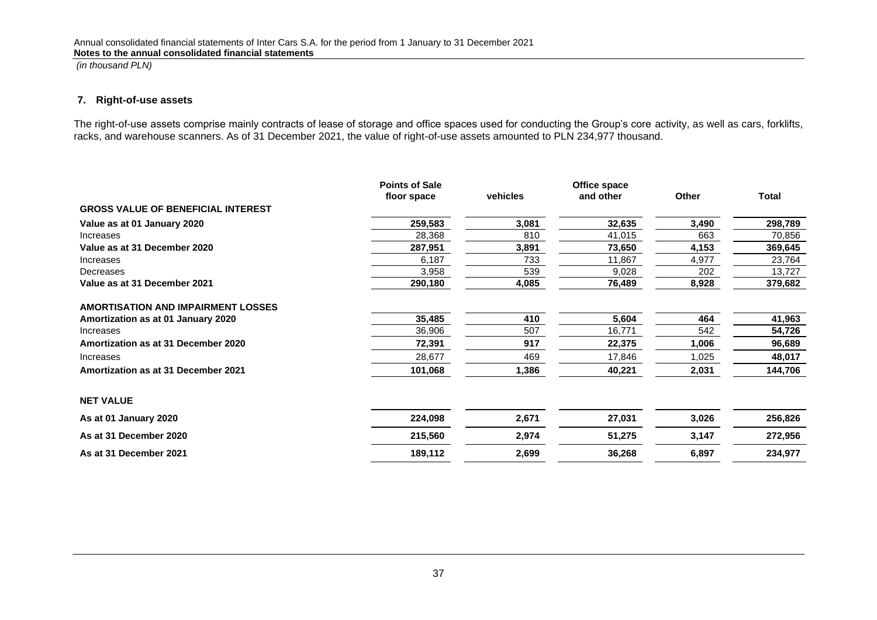## 7. Right-of-use assets

The right-of-use assets comprise mainly contracts of lease of storage and office spaces used for conducting the Group's core activity, as well as cars, forklifts, racks, and warehouse scanners. As of 31 December 2021, the value of right-of-use assets amounted to PLN 234,977 thousand.

| | Points of Sale floor space | vehicles | Office space and other | Other | Total |
|---|---|---|---|---|---|
| **GROSS VALUE OF BENEFICIAL INTEREST** | | | | | |
| **Value as at 01 January 2020** | **259,583** | **3,081** | **32,635** | **3,490** | **298,789** |
| Increases | 28,368 | 810 | 41,015 | 663 | 70,856 |
| **Value as at 31 December 2020** | **287,951** | **3,891** | **73,650** | **4,153** | **369,645** |
| Increases | 6,187 | 733 | 11,867 | 4,977 | 23,764 |
| Decreases | 3,958 | 539 | 9,028 | 202 | 13,727 |
| **Value as at 31 December 2021** | **290,180** | **4,085** | **76,489** | **8,928** | **379,682** |
| **AMORTISATION AND IMPAIRMENT LOSSES** | | | | | |
| **Amortization as at 01 January 2020** | **35,485** | **410** | **5,604** | **464** | **41,963** |
| Increases | 36,906 | 507 | 16,771 | 542 | **54,726** |
| **Amortization as at 31 December 2020** | **72,391** | **917** | **22,375** | **1,006** | **96,689** |
| Increases | 28,677 | 469 | 17,846 | 1,025 | **48,017** |
| **Amortization as at 31 December 2021** | **101,068** | **1,386** | **40,221** | **2,031** | **144,706** |
| **NET VALUE** | | | | | |
| **As at 01 January 2020** | **224,098** | **2,671** | **27,031** | **3,026** | **256,826** |
| **As at 31 December 2020** | **215,560** | **2,974** | **51,275** | **3,147** | **272,956** |
| **As at 31 December 2021** | **189,112** | **2,699** | **36,268** | **6,897** | **234,977** |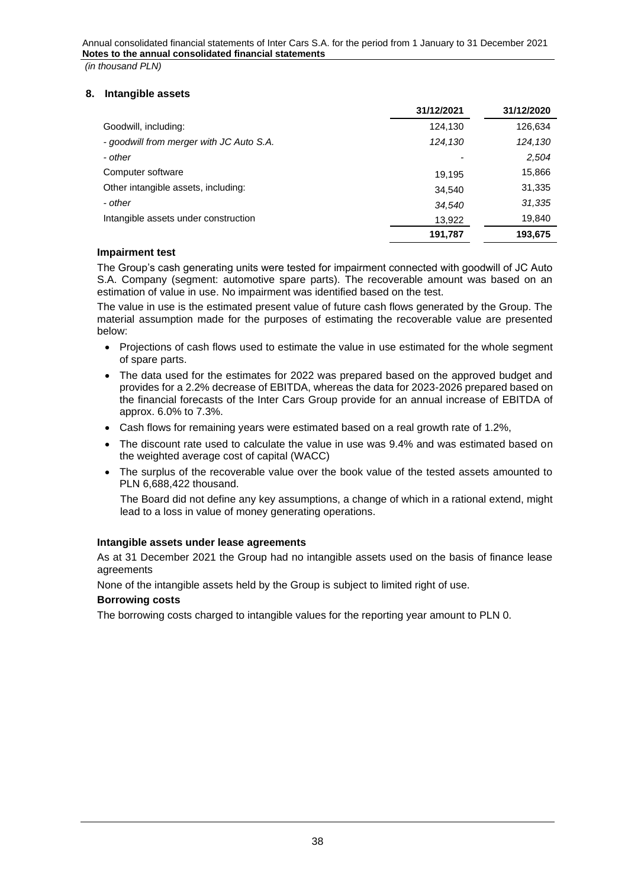## 8. Intangible assets

| | 31/12/2021 | 31/12/2020 |
|---|---|---|
| Goodwill, including: | 124,130 | 126,634 |
| *- goodwill from merger with JC Auto S.A.* | *124,130* | *124,130* |
| *- other* | - | *2,504* |
| Computer software | 19,195 | 15,866 |
| Other intangible assets, including: | 34,540 | 31,335 |
| *- other* | *34,540* | *31,335* |
| Intangible assets under construction | 13,922 | 19,840 |
| | **191,787** | **193,675** |

### Impairment test

The Group's cash generating units were tested for impairment connected with goodwill of JC Auto S.A. Company (segment: automotive spare parts). The recoverable amount was based on an estimation of value in use. No impairment was identified based on the test.

The value in use is the estimated present value of future cash flows generated by the Group. The material assumption made for the purposes of estimating the recoverable value are presented below:

- Projections of cash flows used to estimate the value in use estimated for the whole segment of spare parts.
- The data used for the estimates for 2022 was prepared based on the approved budget and provides for a 2.2% decrease of EBITDA, whereas the data for 2023-2026 prepared based on the financial forecasts of the Inter Cars Group provide for an annual increase of EBITDA of approx. 6.0% to 7.3%.
- Cash flows for remaining years were estimated based on a real growth rate of 1.2%,
- The discount rate used to calculate the value in use was 9.4% and was estimated based on the weighted average cost of capital (WACC)
- The surplus of the recoverable value over the book value of the tested assets amounted to PLN 6,688,422 thousand.

  The Board did not define any key assumptions, a change of which in a rational extend, might lead to a loss in value of money generating operations.

### Intangible assets under lease agreements

As at 31 December 2021 the Group had no intangible assets used on the basis of finance lease agreements

None of the intangible assets held by the Group is subject to limited right of use.

### Borrowing costs

The borrowing costs charged to intangible values for the reporting year amount to PLN 0.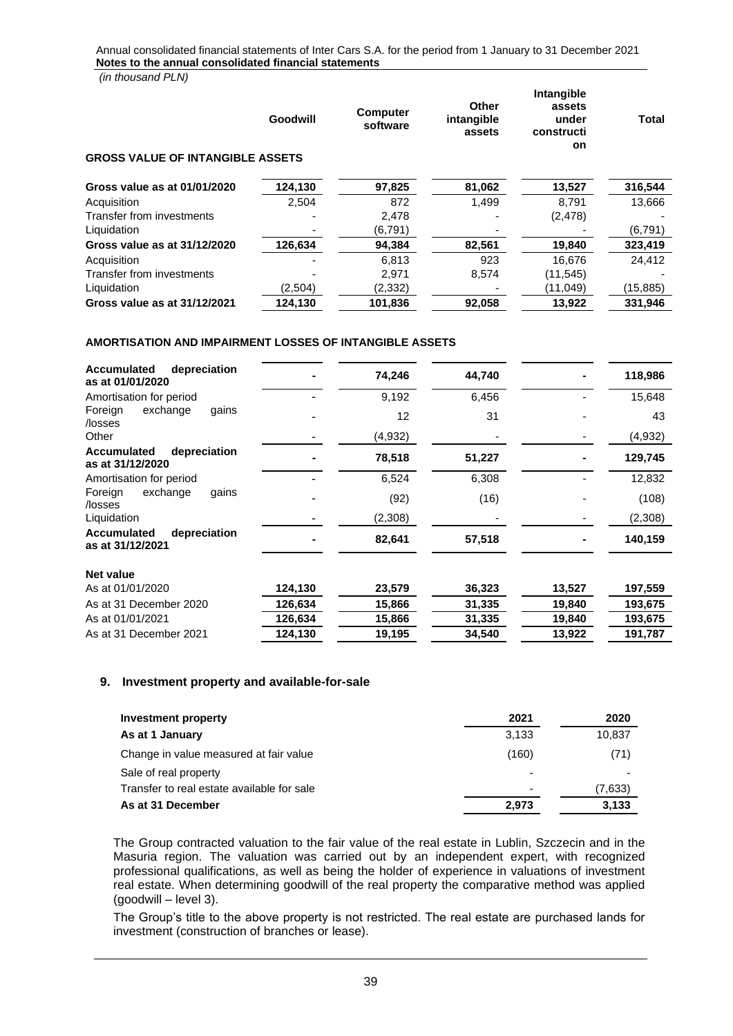*(in thousand PLN)*

| | Goodwill | Computer software | Other intangible assets | Intangible assets under construction | Total |
|---|---|---|---|---|---|
| **GROSS VALUE OF INTANGIBLE ASSETS** | | | | | |
| **Gross value as at 01/01/2020** | **124,130** | **97,825** | **81,062** | **13,527** | **316,544** |
| Acquisition | 2,504 | 872 | 1,499 | 8,791 | 13,666 |
| Transfer from investments | - | 2,478 | - | (2,478) | - |
| Liquidation | - | (6,791) | - | - | (6,791) |
| **Gross value as at 31/12/2020** | **126,634** | **94,384** | **82,561** | **19,840** | **323,419** |
| Acquisition | - | 6,813 | 923 | 16,676 | 24,412 |
| Transfer from investments | - | 2,971 | 8,574 | (11,545) | - |
| Liquidation | (2,504) | (2,332) | - | (11,049) | (15,885) |
| **Gross value as at 31/12/2021** | **124,130** | **101,836** | **92,058** | **13,922** | **331,946** |
| **AMORTISATION AND IMPAIRMENT LOSSES OF INTANGIBLE ASSETS** | | | | | |
| **Accumulated depreciation as at 01/01/2020** | **-** | **74,246** | **44,740** | **-** | **118,986** |
| Amortisation for period | - | 9,192 | 6,456 | - | 15,648 |
| Foreign exchange gains /losses | - | 12 | 31 | - | 43 |
| Other | - | (4,932) | - | - | (4,932) |
| **Accumulated depreciation as at 31/12/2020** | **-** | **78,518** | **51,227** | **-** | **129,745** |
| Amortisation for period | - | 6,524 | 6,308 | - | 12,832 |
| Foreign exchange gains /losses | - | (92) | (16) | - | (108) |
| Liquidation | - | (2,308) | - | - | (2,308) |
| **Accumulated depreciation as at 31/12/2021** | **-** | **82,641** | **57,518** | **-** | **140,159** |
| **Net value** | | | | | |
| As at 01/01/2020 | **124,130** | **23,579** | **36,323** | **13,527** | **197,559** |
| As at 31 December 2020 | **126,634** | **15,866** | **31,335** | **19,840** | **193,675** |
| As at 01/01/2021 | **126,634** | **15,866** | **31,335** | **19,840** | **193,675** |
| As at 31 December 2021 | **124,130** | **19,195** | **34,540** | **13,922** | **191,787** |

## 9. Investment property and available-for-sale

| Investment property | 2021 | 2020 |
|---|---|---|
| **As at 1 January** | 3,133 | 10,837 |
| Change in value measured at fair value | (160) | (71) |
| Sale of real property | - | - |
| Transfer to real estate available for sale | - | (7,633) |
| **As at 31 December** | **2,973** | **3,133** |

The Group contracted valuation to the fair value of the real estate in Lublin, Szczecin and in the Masuria region. The valuation was carried out by an independent expert, with recognized professional qualifications, as well as being the holder of experience in valuations of investment real estate. When determining goodwill of the real property the comparative method was applied (goodwill – level 3).

The Group's title to the above property is not restricted. The real estate are purchased lands for investment (construction of branches or lease).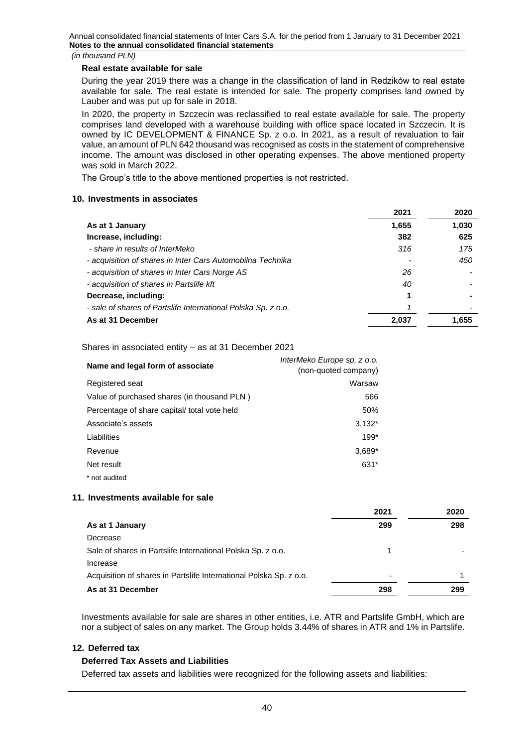*(in thousand PLN)*

**Real estate available for sale**

During the year 2019 there was a change in the classification of land in Redzików to real estate available for sale. The real estate is intended for sale. The property comprises land owned by Lauber and was put up for sale in 2018.

In 2020, the property in Szczecin was reclassified to real estate available for sale. The property comprises land developed with a warehouse building with office space located in Szczecin. It is owned by IC DEVELOPMENT & FINANCE Sp. z o.o. In 2021, as a result of revaluation to fair value, an amount of PLN 642 thousand was recognised as costs in the statement of comprehensive income. The amount was disclosed in other operating expenses. The above mentioned property was sold in March 2022.

The Group's title to the above mentioned properties is not restricted.

## 10. Investments in associates

| | 2021 | 2020 |
|---|---|---|
| **As at 1 January** | **1,655** | **1,030** |
| **Increase, including:** | **382** | **625** |
| *- share in results of InterMeko* | *316* | *175* |
| *- acquisition of shares in Inter Cars Automobilna Technika* | *-* | *450* |
| *- acquisition of shares in Inter Cars Norge AS* | *26* | *-* |
| *- acquisition of shares in Partslife kft* | *40* | *-* |
| **Decrease, including:** | **1** | **-** |
| *- sale of shares of Partslife International Polska Sp. z o.o.* | *1* | *-* |
| **As at 31 December** | **2,037** | **1,655** |

Shares in associated entity – as at 31 December 2021

| Name and legal form of associate | *InterMeko Europe sp. z o.o.* (non-quoted company) |
|---|---|
| Registered seat | Warsaw |
| Value of purchased shares (in thousand PLN ) | 566 |
| Percentage of share capital/ total vote held | 50% |
| Associate's assets | 3,132* |
| Liabilities | 199* |
| Revenue | 3,689* |
| Net result | 631* |

\* not audited

## 11. Investments available for sale

| | 2021 | 2020 |
|---|---|---|
| **As at 1 January** | **299** | **298** |
| Decrease | | |
| Sale of shares in Partslife International Polska Sp. z o.o. | 1 | - |
| Increase | | |
| Acquisition of shares in Partslife International Polska Sp. z o.o. | - | 1 |
| **As at 31 December** | **298** | **299** |

Investments available for sale are shares in other entities, i.e. ATR and Partslife GmbH, which are nor a subject of sales on any market. The Group holds 3.44% of shares in ATR and 1% in Partslife.

## 12. Deferred tax

**Deferred Tax Assets and Liabilities**

Deferred tax assets and liabilities were recognized for the following assets and liabilities: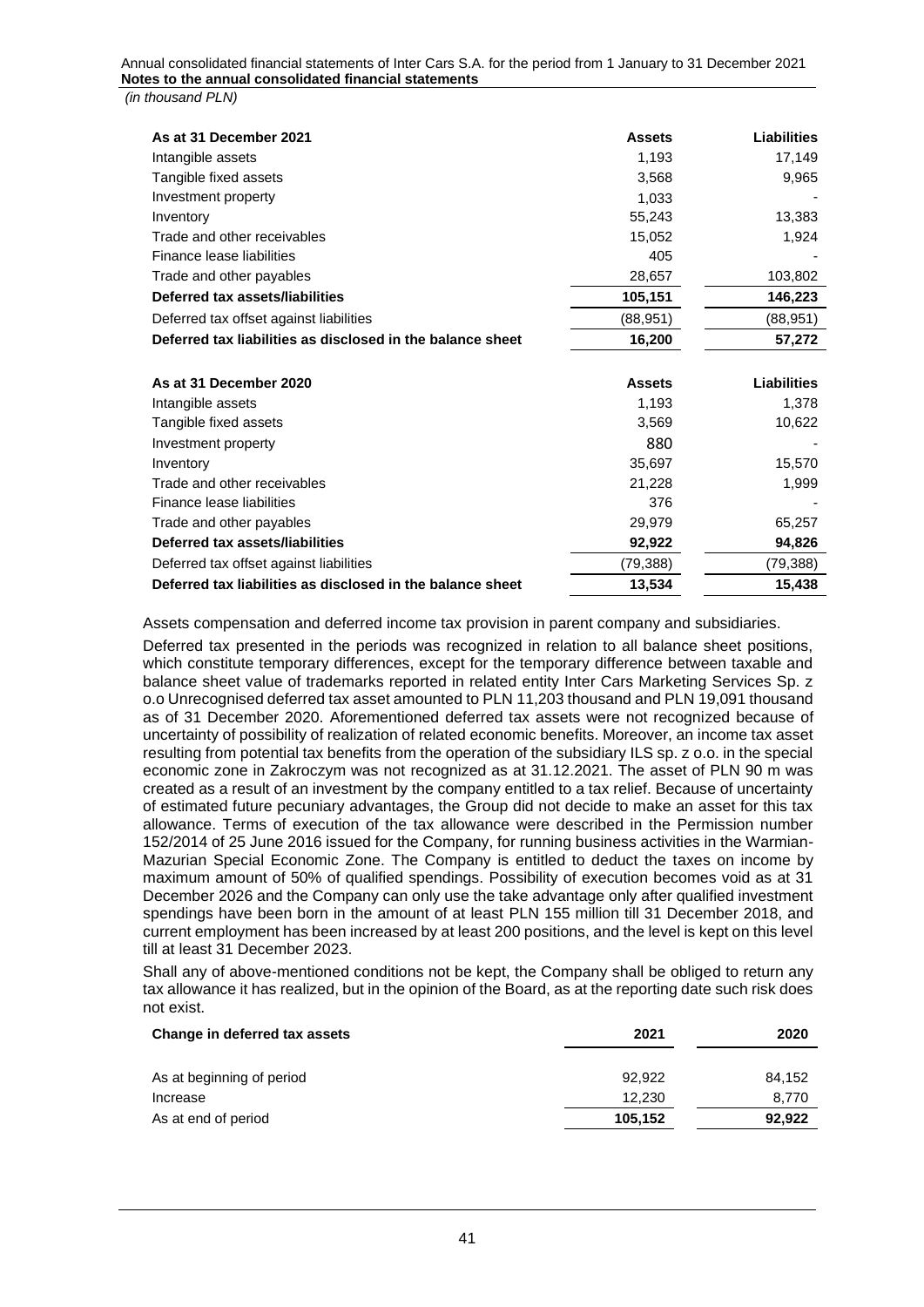| As at 31 December 2021 | Assets | Liabilities |
|---|---|---|
| Intangible assets | 1,193 | 17,149 |
| Tangible fixed assets | 3,568 | 9,965 |
| Investment property | 1,033 | - |
| Inventory | 55,243 | 13,383 |
| Trade and other receivables | 15,052 | 1,924 |
| Finance lease liabilities | 405 | - |
| Trade and other payables | 28,657 | 103,802 |
| **Deferred tax assets/liabilities** | **105,151** | **146,223** |
| Deferred tax offset against liabilities | (88,951) | (88,951) |
| **Deferred tax liabilities as disclosed in the balance sheet** | **16,200** | **57,272** |

| As at 31 December 2020 | Assets | Liabilities |
|---|---|---|
| Intangible assets | 1,193 | 1,378 |
| Tangible fixed assets | 3,569 | 10,622 |
| Investment property | 880 | - |
| Inventory | 35,697 | 15,570 |
| Trade and other receivables | 21,228 | 1,999 |
| Finance lease liabilities | 376 | - |
| Trade and other payables | 29,979 | 65,257 |
| **Deferred tax assets/liabilities** | **92,922** | **94,826** |
| Deferred tax offset against liabilities | (79,388) | (79,388) |
| **Deferred tax liabilities as disclosed in the balance sheet** | **13,534** | **15,438** |

Assets compensation and deferred income tax provision in parent company and subsidiaries.

Deferred tax presented in the periods was recognized in relation to all balance sheet positions, which constitute temporary differences, except for the temporary difference between taxable and balance sheet value of trademarks reported in related entity Inter Cars Marketing Services Sp. z o.o Unrecognised deferred tax asset amounted to PLN 11,203 thousand and PLN 19,091 thousand as of 31 December 2020. Aforementioned deferred tax assets were not recognized because of uncertainty of possibility of realization of related economic benefits. Moreover, an income tax asset resulting from potential tax benefits from the operation of the subsidiary ILS sp. z o.o. in the special economic zone in Zakroczym was not recognized as at 31.12.2021. The asset of PLN 90 m was created as a result of an investment by the company entitled to a tax relief. Because of uncertainty of estimated future pecuniary advantages, the Group did not decide to make an asset for this tax allowance. Terms of execution of the tax allowance were described in the Permission number 152/2014 of 25 June 2016 issued for the Company, for running business activities in the Warmian-Mazurian Special Economic Zone. The Company is entitled to deduct the taxes on income by maximum amount of 50% of qualified spendings. Possibility of execution becomes void as at 31 December 2026 and the Company can only use the take advantage only after qualified investment spendings have been born in the amount of at least PLN 155 million till 31 December 2018, and current employment has been increased by at least 200 positions, and the level is kept on this level till at least 31 December 2023.

Shall any of above-mentioned conditions not be kept, the Company shall be obliged to return any tax allowance it has realized, but in the opinion of the Board, as at the reporting date such risk does not exist.

| Change in deferred tax assets | 2021 | 2020 |
|---|---|---|
| As at beginning of period | 92,922 | 84,152 |
| Increase | 12,230 | 8,770 |
| As at end of period | **105,152** | **92,922** |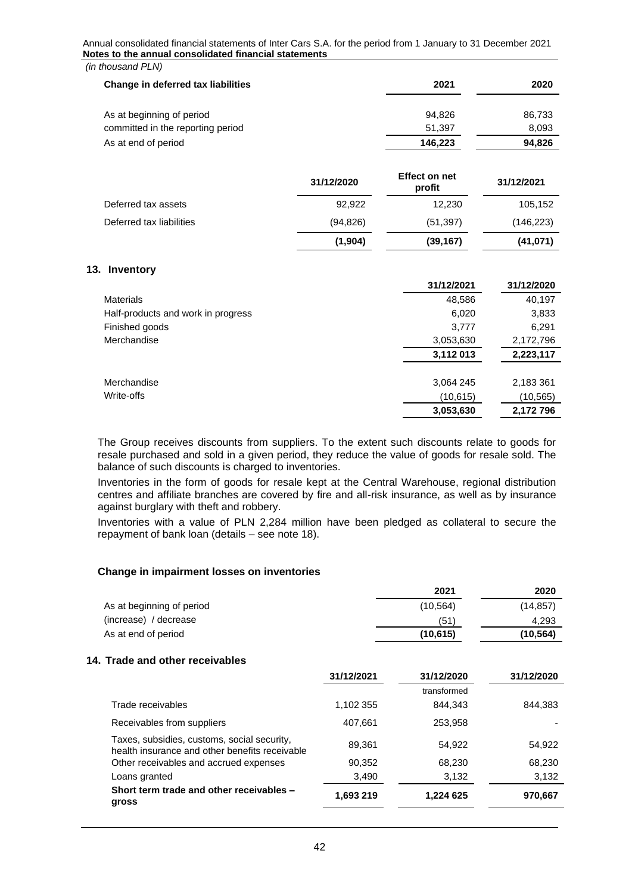*(in thousand PLN)*

| Change in deferred tax liabilities | 2021 | 2020 |
|---|---|---|
| As at beginning of period | 94,826 | 86,733 |
| committed in the reporting period | 51,397 | 8,093 |
| As at end of period | **146,223** | **94,826** |

| | 31/12/2020 | Effect on net profit | 31/12/2021 |
|---|---|---|---|
| Deferred tax assets | 92,922 | 12,230 | 105,152 |
| Deferred tax liabilities | (94,826) | (51,397) | (146,223) |
| | **(1,904)** | **(39,167)** | **(41,071)** |

## 13. Inventory

| | 31/12/2021 | 31/12/2020 |
|---|---|---|
| Materials | 48,586 | 40,197 |
| Half-products and work in progress | 6,020 | 3,833 |
| Finished goods | 3,777 | 6,291 |
| Merchandise | 3,053,630 | 2,172,796 |
| | **3,112 013** | **2,223,117** |
| | | |
| Merchandise | 3,064 245 | 2,183 361 |
| Write-offs | (10,615) | (10,565) |
| | **3,053,630** | **2,172 796** |

The Group receives discounts from suppliers. To the extent such discounts relate to goods for resale purchased and sold in a given period, they reduce the value of goods for resale sold. The balance of such discounts is charged to inventories.

Inventories in the form of goods for resale kept at the Central Warehouse, regional distribution centres and affiliate branches are covered by fire and all-risk insurance, as well as by insurance against burglary with theft and robbery.

Inventories with a value of PLN 2,284 million have been pledged as collateral to secure the repayment of bank loan (details – see note 18).

**Change in impairment losses on inventories**

| | 2021 | 2020 |
|---|---|---|
| As at beginning of period | (10,564) | (14,857) |
| (increase) / decrease | (51) | 4,293 |
| As at end of period | **(10,615)** | **(10,564)** |

## 14. Trade and other receivables

| | 31/12/2021 | 31/12/2020 transformed | 31/12/2020 |
|---|---|---|---|
| Trade receivables | 1,102 355 | 844,343 | 844,383 |
| Receivables from suppliers | 407,661 | 253,958 | - |
| Taxes, subsidies, customs, social security, health insurance and other benefits receivable | 89,361 | 54,922 | 54,922 |
| Other receivables and accrued expenses | 90,352 | 68,230 | 68,230 |
| Loans granted | 3,490 | 3,132 | 3,132 |
| **Short term trade and other receivables – gross** | **1,693 219** | **1,224 625** | **970,667** |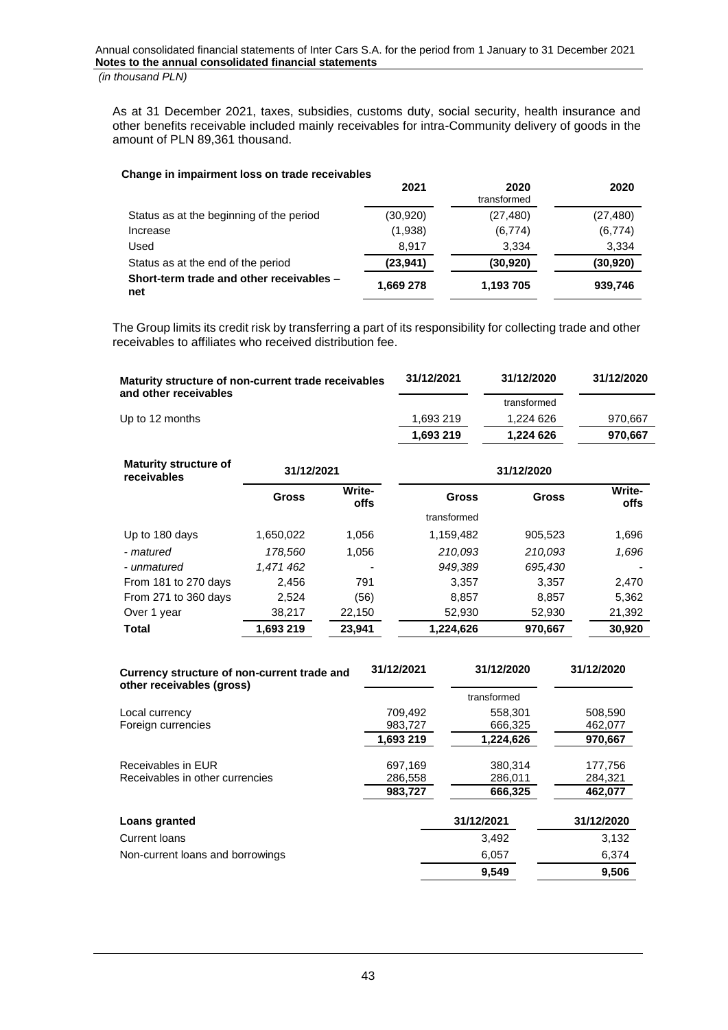As at 31 December 2021, taxes, subsidies, customs duty, social security, health insurance and other benefits receivable included mainly receivables for intra-Community delivery of goods in the amount of PLN 89,361 thousand.

**Change in impairment loss on trade receivables**

| | 2021 | 2020 transformed | 2020 |
|---|---|---|---|
| Status as at the beginning of the period | (30,920) | (27,480) | (27,480) |
| Increase | (1,938) | (6,774) | (6,774) |
| Used | 8,917 | 3,334 | 3,334 |
| Status as at the end of the period | **(23,941)** | **(30,920)** | **(30,920)** |
| **Short-term trade and other receivables – net** | **1,669 278** | **1,193 705** | **939,746** |

The Group limits its credit risk by transferring a part of its responsibility for collecting trade and other receivables to affiliates who received distribution fee.

| Maturity structure of non-current trade receivables and other receivables | 31/12/2021 | 31/12/2020 transformed | 31/12/2020 |
|---|---|---|---|
| Up to 12 months | 1,693 219 | 1,224 626 | 970,667 |
| | **1,693 219** | **1,224 626** | **970,667** |

| Maturity structure of receivables | 31/12/2021 | | 31/12/2020 | | |
|---|---|---|---|---|---|
| | Gross | Write-offs | Gross transformed | Gross | Write-offs |
| Up to 180 days | 1,650,022 | 1,056 | 1,159,482 | 905,523 | 1,696 |
| *- matured* | *178,560* | 1,056 | *210,093* | *210,093* | *1,696* |
| *- unmatured* | *1,471 462* | - | *949,389* | *695,430* | - |
| From 181 to 270 days | 2,456 | 791 | 3,357 | 3,357 | 2,470 |
| From 271 to 360 days | 2,524 | (56) | 8,857 | 8,857 | 5,362 |
| Over 1 year | 38,217 | 22,150 | 52,930 | 52,930 | 21,392 |
| **Total** | **1,693 219** | **23,941** | **1,224,626** | **970,667** | **30,920** |

| Currency structure of non-current trade and other receivables (gross) | 31/12/2021 | 31/12/2020 transformed | 31/12/2020 |
|---|---|---|---|
| Local currency | 709,492 | 558,301 | 508,590 |
| Foreign currencies | 983,727 | 666,325 | 462,077 |
| | **1,693 219** | **1,224,626** | **970,667** |
| Receivables in EUR | 697,169 | 380,314 | 177,756 |
| Receivables in other currencies | 286,558 | 286,011 | 284,321 |
| | **983,727** | **666,325** | **462,077** |

| **Loans granted** | **31/12/2021** | **31/12/2020** |
|---|---|---|
| Current loans | 3,492 | 3,132 |
| Non-current loans and borrowings | 6,057 | 6,374 |
| | **9,549** | **9,506** |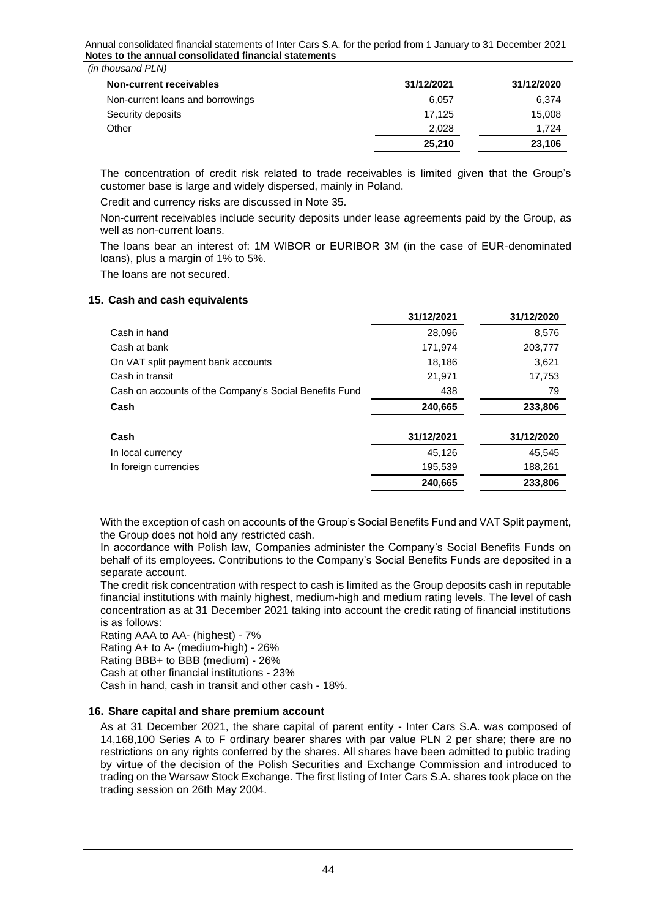*(in thousand PLN)*

| Non-current receivables | 31/12/2021 | 31/12/2020 |
|---|---|---|
| Non-current loans and borrowings | 6,057 | 6,374 |
| Security deposits | 17,125 | 15,008 |
| Other | 2,028 | 1,724 |
| | **25,210** | **23,106** |

The concentration of credit risk related to trade receivables is limited given that the Group's customer base is large and widely dispersed, mainly in Poland.

Credit and currency risks are discussed in Note 35.

Non-current receivables include security deposits under lease agreements paid by the Group, as well as non-current loans.

The loans bear an interest of: 1M WIBOR or EURIBOR 3M (in the case of EUR-denominated loans), plus a margin of 1% to 5%.

The loans are not secured.

## 15. Cash and cash equivalents

| | 31/12/2021 | 31/12/2020 |
|---|---|---|
| Cash in hand | 28,096 | 8,576 |
| Cash at bank | 171,974 | 203,777 |
| On VAT split payment bank accounts | 18,186 | 3,621 |
| Cash in transit | 21,971 | 17,753 |
| Cash on accounts of the Company's Social Benefits Fund | 438 | 79 |
| **Cash** | **240,665** | **233,806** |

| Cash | 31/12/2021 | 31/12/2020 |
|---|---|---|
| In local currency | 45,126 | 45,545 |
| In foreign currencies | 195,539 | 188,261 |
| | **240,665** | **233,806** |

With the exception of cash on accounts of the Group's Social Benefits Fund and VAT Split payment, the Group does not hold any restricted cash.

In accordance with Polish law, Companies administer the Company's Social Benefits Funds on behalf of its employees. Contributions to the Company's Social Benefits Funds are deposited in a separate account.

The credit risk concentration with respect to cash is limited as the Group deposits cash in reputable financial institutions with mainly highest, medium-high and medium rating levels. The level of cash concentration as at 31 December 2021 taking into account the credit rating of financial institutions is as follows:

Rating AAA to AA- (highest) - 7%

Rating A+ to A- (medium-high) - 26%

Rating BBB+ to BBB (medium) - 26%

Cash at other financial institutions - 23%

Cash in hand, cash in transit and other cash - 18%.

## 16. Share capital and share premium account

As at 31 December 2021, the share capital of parent entity - Inter Cars S.A. was composed of 14,168,100 Series A to F ordinary bearer shares with par value PLN 2 per share; there are no restrictions on any rights conferred by the shares. All shares have been admitted to public trading by virtue of the decision of the Polish Securities and Exchange Commission and introduced to trading on the Warsaw Stock Exchange. The first listing of Inter Cars S.A. shares took place on the trading session on 26th May 2004.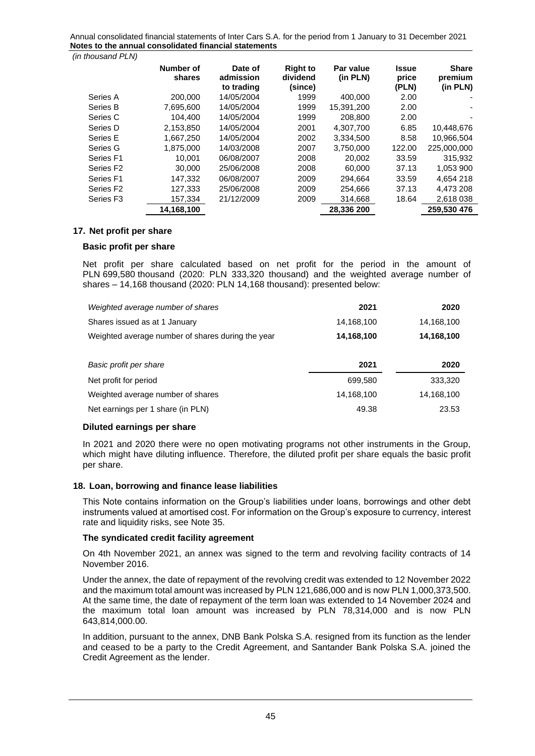*(in thousand PLN)*

| | Number of shares | Date of admission to trading | Right to dividend (since) | Par value (in PLN) | Issue price (PLN) | Share premium (in PLN) |
|---|---|---|---|---|---|---|
| Series A | 200,000 | 14/05/2004 | 1999 | 400,000 | 2.00 | - |
| Series B | 7,695,600 | 14/05/2004 | 1999 | 15,391,200 | 2.00 | - |
| Series C | 104,400 | 14/05/2004 | 1999 | 208,800 | 2.00 | - |
| Series D | 2,153,850 | 14/05/2004 | 2001 | 4,307,700 | 6.85 | 10,448,676 |
| Series E | 1,667,250 | 14/05/2004 | 2002 | 3,334,500 | 8.58 | 10,966,504 |
| Series G | 1,875,000 | 14/03/2008 | 2007 | 3,750,000 | 122.00 | 225,000,000 |
| Series F1 | 10,001 | 06/08/2007 | 2008 | 20,002 | 33.59 | 315,932 |
| Series F2 | 30,000 | 25/06/2008 | 2008 | 60,000 | 37.13 | 1,053 900 |
| Series F1 | 147,332 | 06/08/2007 | 2009 | 294,664 | 33.59 | 4,654 218 |
| Series F2 | 127,333 | 25/06/2008 | 2009 | 254,666 | 37.13 | 4,473 208 |
| Series F3 | 157,334 | 21/12/2009 | 2009 | 314,668 | 18.64 | 2,618 038 |
| | **14,168,100** | | | **28,336 200** | | **259,530 476** |

## 17. Net profit per share

**Basic profit per share**

Net profit per share calculated based on net profit for the period in the amount of PLN 699,580 thousand (2020: PLN 333,320 thousand) and the weighted average number of shares – 14,168 thousand (2020: PLN 14,168 thousand): presented below:

| *Weighted average number of shares* | 2021 | 2020 |
|---|---|---|
| Shares issued as at 1 January | 14,168,100 | 14,168,100 |
| Weighted average number of shares during the year | **14,168,100** | **14,168,100** |

| *Basic profit per share* | 2021 | 2020 |
|---|---|---|
| Net profit for period | 699,580 | 333,320 |
| Weighted average number of shares | 14,168,100 | 14,168,100 |
| Net earnings per 1 share (in PLN) | 49.38 | 23.53 |

**Diluted earnings per share**

In 2021 and 2020 there were no open motivating programs not other instruments in the Group, which might have diluting influence. Therefore, the diluted profit per share equals the basic profit per share.

## 18. Loan, borrowing and finance lease liabilities

This Note contains information on the Group's liabilities under loans, borrowings and other debt instruments valued at amortised cost. For information on the Group's exposure to currency, interest rate and liquidity risks, see Note 35.

**The syndicated credit facility agreement**

On 4th November 2021, an annex was signed to the term and revolving facility contracts of 14 November 2016.

Under the annex, the date of repayment of the revolving credit was extended to 12 November 2022 and the maximum total amount was increased by PLN 121,686,000 and is now PLN 1,000,373,500. At the same time, the date of repayment of the term loan was extended to 14 November 2024 and the maximum total loan amount was increased by PLN 78,314,000 and is now PLN 643,814,000.00.

In addition, pursuant to the annex, DNB Bank Polska S.A. resigned from its function as the lender and ceased to be a party to the Credit Agreement, and Santander Bank Polska S.A. joined the Credit Agreement as the lender.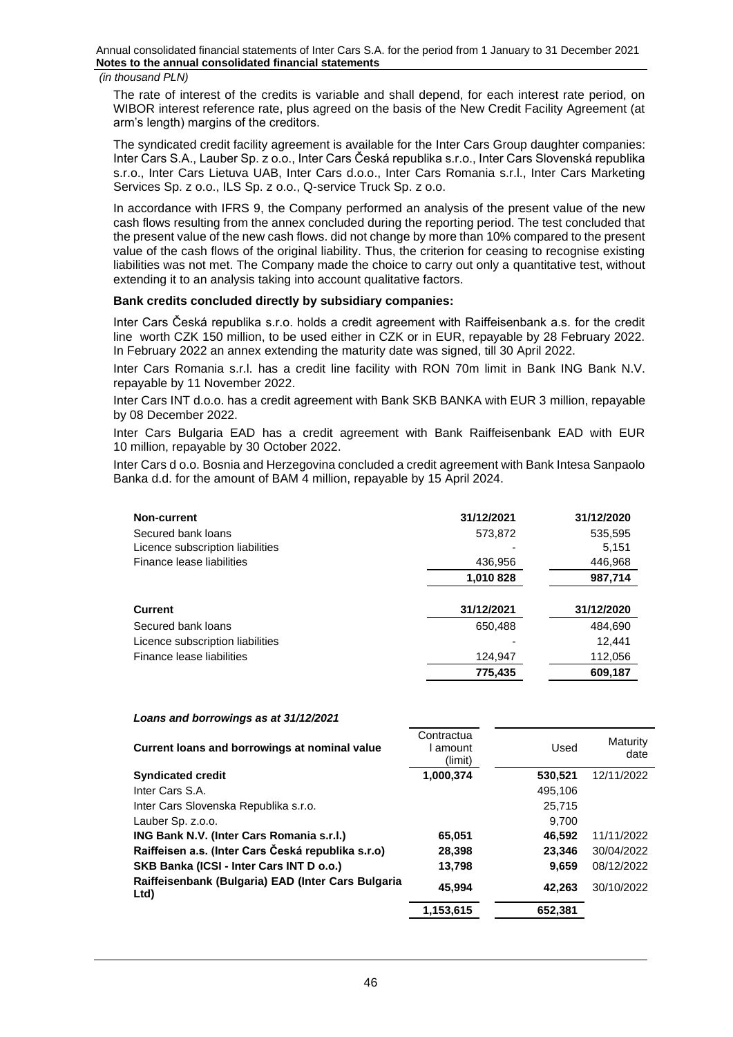*(in thousand PLN)*

The rate of interest of the credits is variable and shall depend, for each interest rate period, on WIBOR interest reference rate, plus agreed on the basis of the New Credit Facility Agreement (at arm's length) margins of the creditors.

The syndicated credit facility agreement is available for the Inter Cars Group daughter companies: Inter Cars S.A., Lauber Sp. z o.o., Inter Cars Česká republika s.r.o., Inter Cars Slovenská republika s.r.o., Inter Cars Lietuva UAB, Inter Cars d.o.o., Inter Cars Romania s.r.l., Inter Cars Marketing Services Sp. z o.o., ILS Sp. z o.o., Q-service Truck Sp. z o.o.

In accordance with IFRS 9, the Company performed an analysis of the present value of the new cash flows resulting from the annex concluded during the reporting period. The test concluded that the present value of the new cash flows. did not change by more than 10% compared to the present value of the cash flows of the original liability. Thus, the criterion for ceasing to recognise existing liabilities was not met. The Company made the choice to carry out only a quantitative test, without extending it to an analysis taking into account qualitative factors.

**Bank credits concluded directly by subsidiary companies:**

Inter Cars Česká republika s.r.o. holds a credit agreement with Raiffeisenbank a.s. for the credit line worth CZK 150 million, to be used either in CZK or in EUR, repayable by 28 February 2022. In February 2022 an annex extending the maturity date was signed, till 30 April 2022.

Inter Cars Romania s.r.l. has a credit line facility with RON 70m limit in Bank ING Bank N.V. repayable by 11 November 2022.

Inter Cars INT d.o.o. has a credit agreement with Bank SKB BANKA with EUR 3 million, repayable by 08 December 2022.

Inter Cars Bulgaria EAD has a credit agreement with Bank Raiffeisenbank EAD with EUR 10 million, repayable by 30 October 2022.

Inter Cars d o.o. Bosnia and Herzegovina concluded a credit agreement with Bank Intesa Sanpaolo Banka d.d. for the amount of BAM 4 million, repayable by 15 April 2024.

| **Non-current** | **31/12/2021** | **31/12/2020** |
|---|---|---|
| Secured bank loans | 573,872 | 535,595 |
| Licence subscription liabilities | - | 5,151 |
| Finance lease liabilities | 436,956 | 446,968 |
| | **1,010 828** | **987,714** |

| **Current** | **31/12/2021** | **31/12/2020** |
|---|---|---|
| Secured bank loans | 650,488 | 484,690 |
| Licence subscription liabilities | - | 12,441 |
| Finance lease liabilities | 124,947 | 112,056 |
| | **775,435** | **609,187** |

***Loans and borrowings as at 31/12/2021***

| **Current loans and borrowings at nominal value** | Contractual amount (limit) | Used | Maturity date |
|---|---|---|---|
| **Syndicated credit** | **1,000,374** | **530,521** | 12/11/2022 |
| Inter Cars S.A. | | 495,106 | |
| Inter Cars Slovenska Republika s.r.o. | | 25,715 | |
| Lauber Sp. z.o.o. | | 9,700 | |
| **ING Bank N.V. (Inter Cars Romania s.r.l.)** | **65,051** | **46,592** | 11/11/2022 |
| **Raiffeisen a.s. (Inter Cars Česká republika s.r.o)** | **28,398** | **23,346** | 30/04/2022 |
| **SKB Banka (ICSI - Inter Cars INT D o.o.)** | **13,798** | **9,659** | 08/12/2022 |
| **Raiffeisenbank (Bulgaria) EAD (Inter Cars Bulgaria Ltd)** | **45,994** | **42,263** | 30/10/2022 |
| | **1,153,615** | **652,381** | |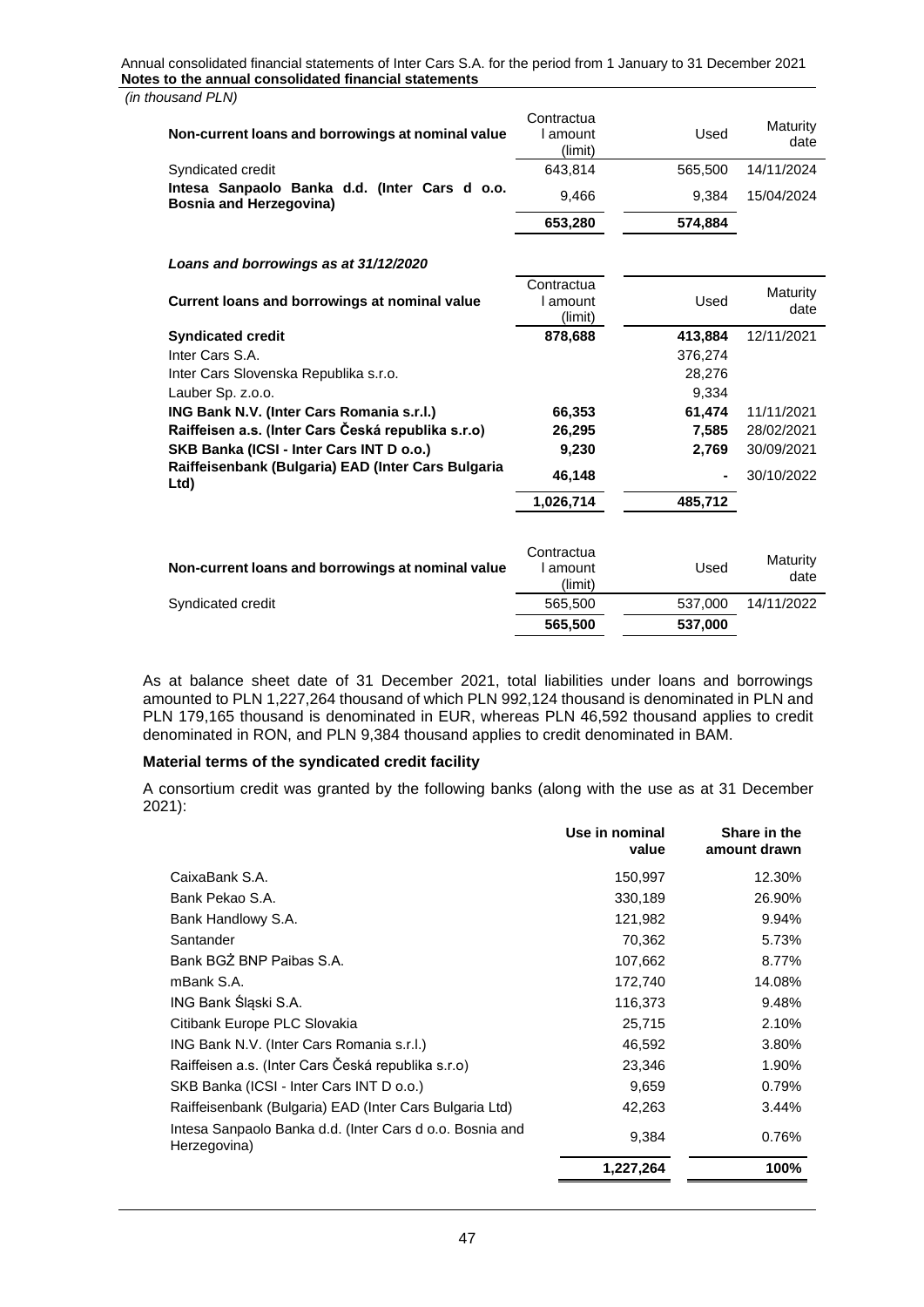*(in thousand PLN)*

| Non-current loans and borrowings at nominal value | Contractual amount (limit) | Used | Maturity date |
|---|---|---|---|
| Syndicated credit | 643,814 | 565,500 | 14/11/2024 |
| **Intesa Sanpaolo Banka d.d. (Inter Cars d o.o. Bosnia and Herzegovina)** | 9,466 | 9,384 | 15/04/2024 |
| | **653,280** | **574,884** | |

***Loans and borrowings as at 31/12/2020***

| Current loans and borrowings at nominal value | Contractual amount (limit) | Used | Maturity date |
|---|---|---|---|
| **Syndicated credit** | **878,688** | **413,884** | 12/11/2021 |
| Inter Cars S.A. | | 376,274 | |
| Inter Cars Slovenska Republika s.r.o. | | 28,276 | |
| Lauber Sp. z.o.o. | | 9,334 | |
| **ING Bank N.V. (Inter Cars Romania s.r.l.)** | **66,353** | **61,474** | 11/11/2021 |
| **Raiffeisen a.s. (Inter Cars Česká republika s.r.o)** | **26,295** | **7,585** | 28/02/2021 |
| **SKB Banka (ICSI - Inter Cars INT D o.o.)** | **9,230** | **2,769** | 30/09/2021 |
| **Raiffeisenbank (Bulgaria) EAD (Inter Cars Bulgaria Ltd)** | **46,148** | **-** | 30/10/2022 |
| | **1,026,714** | **485,712** | |

| Non-current loans and borrowings at nominal value | Contractual amount (limit) | Used | Maturity date |
|---|---|---|---|
| Syndicated credit | 565,500 | 537,000 | 14/11/2022 |
| | **565,500** | **537,000** | |

As at balance sheet date of 31 December 2021, total liabilities under loans and borrowings amounted to PLN 1,227,264 thousand of which PLN 992,124 thousand is denominated in PLN and PLN 179,165 thousand is denominated in EUR, whereas PLN 46,592 thousand applies to credit denominated in RON, and PLN 9,384 thousand applies to credit denominated in BAM.

**Material terms of the syndicated credit facility**

A consortium credit was granted by the following banks (along with the use as at 31 December 2021):

| | Use in nominal value | Share in the amount drawn |
|---|---|---|
| CaixaBank S.A. | 150,997 | 12.30% |
| Bank Pekao S.A. | 330,189 | 26.90% |
| Bank Handlowy S.A. | 121,982 | 9.94% |
| Santander | 70,362 | 5.73% |
| Bank BGŻ BNP Paibas S.A. | 107,662 | 8.77% |
| mBank S.A. | 172,740 | 14.08% |
| ING Bank Śląski S.A. | 116,373 | 9.48% |
| Citibank Europe PLC Slovakia | 25,715 | 2.10% |
| ING Bank N.V. (Inter Cars Romania s.r.l.) | 46,592 | 3.80% |
| Raiffeisen a.s. (Inter Cars Česká republika s.r.o) | 23,346 | 1.90% |
| SKB Banka (ICSI - Inter Cars INT D o.o.) | 9,659 | 0.79% |
| Raiffeisenbank (Bulgaria) EAD (Inter Cars Bulgaria Ltd) | 42,263 | 3.44% |
| Intesa Sanpaolo Banka d.d. (Inter Cars d o.o. Bosnia and Herzegovina) | 9,384 | 0.76% |
| | **1,227,264** | **100%** |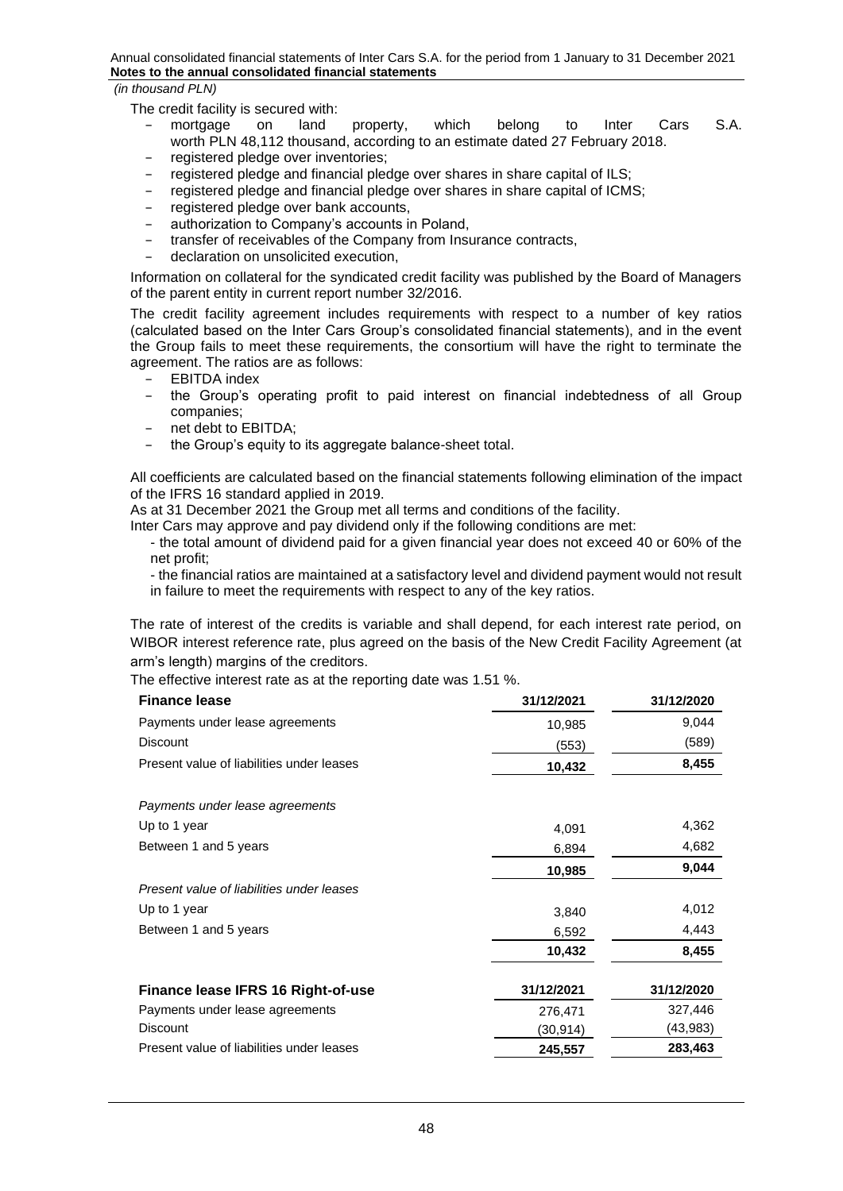*(in thousand PLN)*

The credit facility is secured with:

- mortgage on land property, which belong to Inter Cars S.A. worth PLN 48,112 thousand, according to an estimate dated 27 February 2018.
- registered pledge over inventories;
- registered pledge and financial pledge over shares in share capital of ILS;
- registered pledge and financial pledge over shares in share capital of ICMS;
- registered pledge over bank accounts,
- authorization to Company's accounts in Poland,
- transfer of receivables of the Company from Insurance contracts,
- declaration on unsolicited execution,

Information on collateral for the syndicated credit facility was published by the Board of Managers of the parent entity in current report number 32/2016.

The credit facility agreement includes requirements with respect to a number of key ratios (calculated based on the Inter Cars Group's consolidated financial statements), and in the event the Group fails to meet these requirements, the consortium will have the right to terminate the agreement. The ratios are as follows:

- EBITDA index
- the Group's operating profit to paid interest on financial indebtedness of all Group companies;
- net debt to EBITDA;
- the Group's equity to its aggregate balance-sheet total.

All coefficients are calculated based on the financial statements following elimination of the impact of the IFRS 16 standard applied in 2019.

As at 31 December 2021 the Group met all terms and conditions of the facility.

Inter Cars may approve and pay dividend only if the following conditions are met:

- the total amount of dividend paid for a given financial year does not exceed 40 or 60% of the net profit;

- the financial ratios are maintained at a satisfactory level and dividend payment would not result in failure to meet the requirements with respect to any of the key ratios.

The rate of interest of the credits is variable and shall depend, for each interest rate period, on WIBOR interest reference rate, plus agreed on the basis of the New Credit Facility Agreement (at arm's length) margins of the creditors.

The effective interest rate as at the reporting date was 1.51 %.

| **Finance lease** | **31/12/2021** | **31/12/2020** |
|---|---|---|
| Payments under lease agreements | 10,985 | 9,044 |
| Discount | (553) | (589) |
| Present value of liabilities under leases | **10,432** | **8,455** |
| | | |
| *Payments under lease agreements* | | |
| Up to 1 year | 4,091 | 4,362 |
| Between 1 and 5 years | 6,894 | 4,682 |
| | **10,985** | **9,044** |
| *Present value of liabilities under leases* | | |
| Up to 1 year | 3,840 | 4,012 |
| Between 1 and 5 years | 6,592 | 4,443 |
| | **10,432** | **8,455** |

| **Finance lease IFRS 16 Right-of-use** | **31/12/2021** | **31/12/2020** |
|---|---|---|
| Payments under lease agreements | 276,471 | 327,446 |
| Discount | (30,914) | (43,983) |
| Present value of liabilities under leases | **245,557** | **283,463** |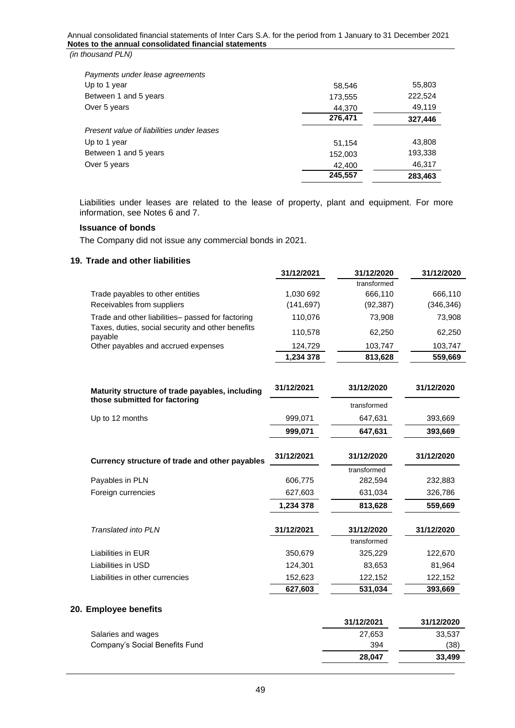*(in thousand PLN)*

| | | |
|---|---|---|
| *Payments under lease agreements* | | |
| Up to 1 year | 58,546 | 55,803 |
| Between 1 and 5 years | 173,555 | 222,524 |
| Over 5 years | 44,370 | 49,119 |
| | **276,471** | **327,446** |
| *Present value of liabilities under leases* | | |
| Up to 1 year | 51,154 | 43,808 |
| Between 1 and 5 years | 152,003 | 193,338 |
| Over 5 years | 42,400 | 46,317 |
| | **245,557** | **283,463** |

Liabilities under leases are related to the lease of property, plant and equipment. For more information, see Notes 6 and 7.

### Issuance of bonds

The Company did not issue any commercial bonds in 2021.

## 19. Trade and other liabilities

| | 31/12/2021 | 31/12/2020 transformed | 31/12/2020 |
|---|---|---|---|
| Trade payables to other entities | 1,030 692 | 666,110 | 666,110 |
| Receivables from suppliers | (141,697) | (92,387) | (346,346) |
| Trade and other liabilities– passed for factoring | 110,076 | 73,908 | 73,908 |
| Taxes, duties, social security and other benefits payable | 110,578 | 62,250 | 62,250 |
| Other payables and accrued expenses | 124,729 | 103,747 | 103,747 |
| | **1,234 378** | **813,628** | **559,669** |

| Maturity structure of trade payables, including those submitted for factoring | 31/12/2021 | 31/12/2020 transformed | 31/12/2020 |
|---|---|---|---|
| Up to 12 months | 999,071 | 647,631 | 393,669 |
| | **999,071** | **647,631** | **393,669** |

| Currency structure of trade and other payables | 31/12/2021 | 31/12/2020 transformed | 31/12/2020 |
|---|---|---|---|
| Payables in PLN | 606,775 | 282,594 | 232,883 |
| Foreign currencies | 627,603 | 631,034 | 326,786 |
| | 1,234 378 | 813,628 | 559,669 |

| *Translated into PLN* | 31/12/2021 | 31/12/2020 transformed | 31/12/2020 |
|---|---|---|---|
| Liabilities in EUR | 350,679 | 325,229 | 122,670 |
| Liabilities in USD | 124,301 | 83,653 | 81,964 |
| Liabilities in other currencies | 152,623 | 122,152 | 122,152 |
| | **627,603** | **531,034** | **393,669** |

## 20. Employee benefits

| | 31/12/2021 | 31/12/2020 |
|---|---|---|
| Salaries and wages | 27,653 | 33,537 |
| Company's Social Benefits Fund | 394 | (38) |
| | **28,047** | **33,499** |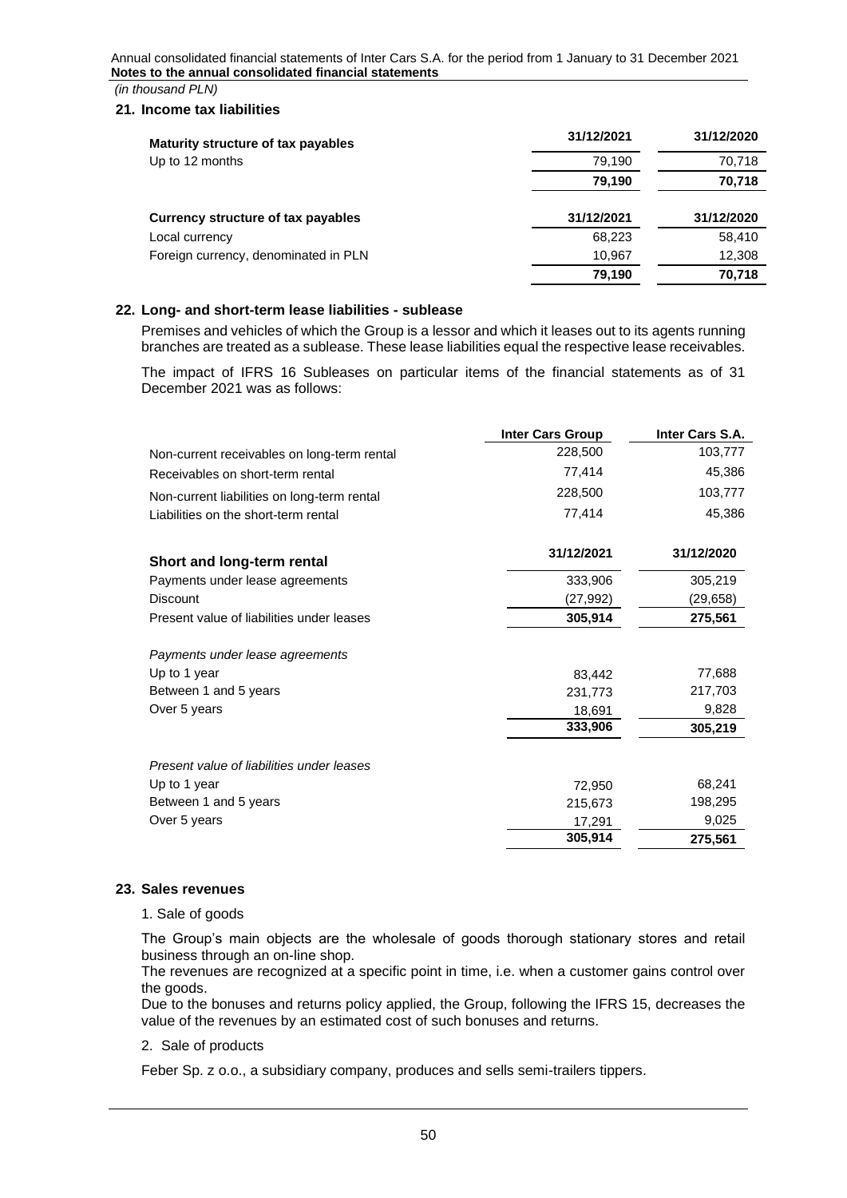*(in thousand PLN)*

## 21. Income tax liabilities

| Maturity structure of tax payables | 31/12/2021 | 31/12/2020 |
|---|---|---|
| Up to 12 months | 79,190 | 70,718 |
| | **79,190** | **70,718** |

| Currency structure of tax payables | 31/12/2021 | 31/12/2020 |
|---|---|---|
| Local currency | 68,223 | 58,410 |
| Foreign currency, denominated in PLN | 10,967 | 12,308 |
| | **79,190** | **70,718** |

## 22. Long- and short-term lease liabilities - sublease

Premises and vehicles of which the Group is a lessor and which it leases out to its agents running branches are treated as a sublease. These lease liabilities equal the respective lease receivables.

The impact of IFRS 16 Subleases on particular items of the financial statements as of 31 December 2021 was as follows:

| | Inter Cars Group | Inter Cars S.A. |
|---|---|---|
| Non-current receivables on long-term rental | 228,500 | 103,777 |
| Receivables on short-term rental | 77,414 | 45,386 |
| Non-current liabilities on long-term rental | 228,500 | 103,777 |
| Liabilities on the short-term rental | 77,414 | 45,386 |

| Short and long-term rental | 31/12/2021 | 31/12/2020 |
|---|---|---|
| Payments under lease agreements | 333,906 | 305,219 |
| Discount | (27,992) | (29,658) |
| Present value of liabilities under leases | **305,914** | **275,561** |
| *Payments under lease agreements* | | |
| Up to 1 year | 83,442 | 77,688 |
| Between 1 and 5 years | 231,773 | 217,703 |
| Over 5 years | 18,691 | 9,828 |
| | **333,906** | **305,219** |
| *Present value of liabilities under leases* | | |
| Up to 1 year | 72,950 | 68,241 |
| Between 1 and 5 years | 215,673 | 198,295 |
| Over 5 years | 17,291 | 9,025 |
| | **305,914** | **275,561** |

## 23. Sales revenues

1. Sale of goods

The Group's main objects are the wholesale of goods thorough stationary stores and retail business through an on-line shop.

The revenues are recognized at a specific point in time, i.e. when a customer gains control over the goods.

Due to the bonuses and returns policy applied, the Group, following the IFRS 15, decreases the value of the revenues by an estimated cost of such bonuses and returns.

2. Sale of products

Feber Sp. z o.o., a subsidiary company, produces and sells semi-trailers tippers.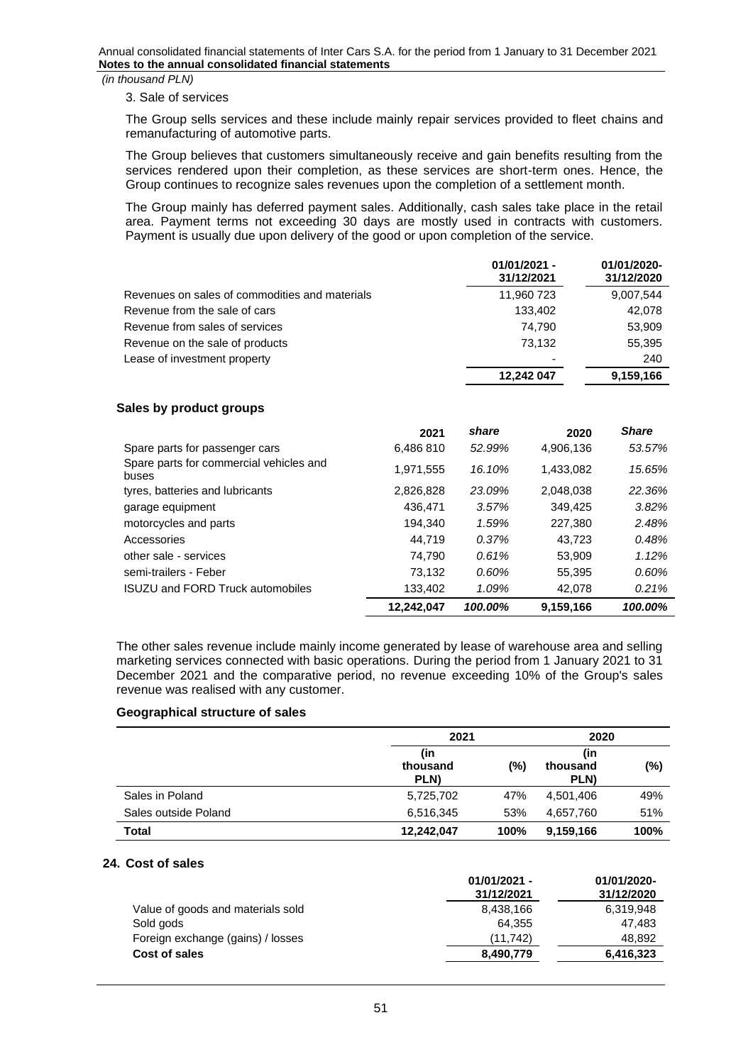*(in thousand PLN)*

3. Sale of services

The Group sells services and these include mainly repair services provided to fleet chains and remanufacturing of automotive parts.

The Group believes that customers simultaneously receive and gain benefits resulting from the services rendered upon their completion, as these services are short-term ones. Hence, the Group continues to recognize sales revenues upon the completion of a settlement month.

The Group mainly has deferred payment sales. Additionally, cash sales take place in the retail area. Payment terms not exceeding 30 days are mostly used in contracts with customers. Payment is usually due upon delivery of the good or upon completion of the service.

| | 01/01/2021 - 31/12/2021 | 01/01/2020- 31/12/2020 |
|---|---|---|
| Revenues on sales of commodities and materials | 11,960 723 | 9,007,544 |
| Revenue from the sale of cars | 133,402 | 42,078 |
| Revenue from sales of services | 74,790 | 53,909 |
| Revenue on the sale of products | 73,132 | 55,395 |
| Lease of investment property | - | 240 |
| | **12,242 047** | **9,159,166** |

### Sales by product groups

| | 2021 | *share* | 2020 | *Share* |
|---|---|---|---|---|
| Spare parts for passenger cars | 6,486 810 | *52.99%* | 4,906,136 | *53.57%* |
| Spare parts for commercial vehicles and buses | 1,971,555 | *16.10%* | 1,433,082 | *15.65%* |
| tyres, batteries and lubricants | 2,826,828 | *23.09%* | 2,048,038 | *22.36%* |
| garage equipment | 436,471 | *3.57%* | 349,425 | *3.82%* |
| motorcycles and parts | 194,340 | *1.59%* | 227,380 | *2.48%* |
| Accessories | 44,719 | *0.37%* | 43,723 | *0.48%* |
| other sale - services | 74,790 | *0.61%* | 53,909 | *1.12%* |
| semi-trailers - Feber | 73,132 | *0.60%* | 55,395 | *0.60%* |
| ISUZU and FORD Truck automobiles | 133,402 | *1.09%* | 42,078 | *0.21%* |
| | **12,242,047** | ***100.00%*** | **9,159,166** | ***100.00%*** |

The other sales revenue include mainly income generated by lease of warehouse area and selling marketing services connected with basic operations. During the period from 1 January 2021 to 31 December 2021 and the comparative period, no revenue exceeding 10% of the Group's sales revenue was realised with any customer.

### Geographical structure of sales

| | 2021 | | 2020 | |
|---|---|---|---|---|
| | (in thousand PLN) | (%) | (in thousand PLN) | (%) |
| Sales in Poland | 5,725,702 | 47% | 4,501,406 | 49% |
| Sales outside Poland | 6,516,345 | 53% | 4,657,760 | 51% |
| **Total** | **12,242,047** | **100%** | **9,159,166** | **100%** |

## 24. Cost of sales

| | 01/01/2021 - 31/12/2021 | 01/01/2020- 31/12/2020 |
|---|---|---|
| Value of goods and materials sold | 8,438,166 | 6,319,948 |
| Sold gods | 64,355 | 47,483 |
| Foreign exchange (gains) / losses | (11,742) | 48,892 |
| **Cost of sales** | **8,490,779** | **6,416,323** |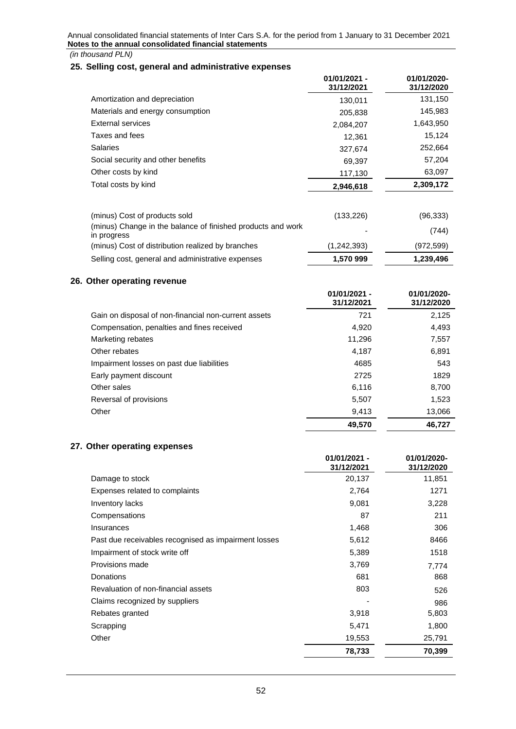*(in thousand PLN)*

## 25. Selling cost, general and administrative expenses

| | 01/01/2021 - 31/12/2021 | 01/01/2020- 31/12/2020 |
|---|---|---|
| Amortization and depreciation | 130,011 | 131,150 |
| Materials and energy consumption | 205,838 | 145,983 |
| External services | 2,084,207 | 1,643,950 |
| Taxes and fees | 12,361 | 15,124 |
| Salaries | 327,674 | 252,664 |
| Social security and other benefits | 69,397 | 57,204 |
| Other costs by kind | 117,130 | 63,097 |
| Total costs by kind | **2,946,618** | **2,309,172** |
| | | |
| (minus) Cost of products sold | (133,226) | (96,333) |
| (minus) Change in the balance of finished products and work in progress | - | (744) |
| (minus) Cost of distribution realized by branches | (1,242,393) | (972,599) |
| Selling cost, general and administrative expenses | **1,570 999** | **1,239,496** |

## 26. Other operating revenue

| | 01/01/2021 - 31/12/2021 | 01/01/2020- 31/12/2020 |
|---|---|---|
| Gain on disposal of non-financial non-current assets | 721 | 2,125 |
| Compensation, penalties and fines received | 4,920 | 4,493 |
| Marketing rebates | 11,296 | 7,557 |
| Other rebates | 4,187 | 6,891 |
| Impairment losses on past due liabilities | 4685 | 543 |
| Early payment discount | 2725 | 1829 |
| Other sales | 6,116 | 8,700 |
| Reversal of provisions | 5,507 | 1,523 |
| Other | 9,413 | 13,066 |
| | **49,570** | **46,727** |

## 27. Other operating expenses

| | 01/01/2021 - 31/12/2021 | 01/01/2020- 31/12/2020 |
|---|---|---|
| Damage to stock | 20,137 | 11,851 |
| Expenses related to complaints | 2,764 | 1271 |
| Inventory lacks | 9,081 | 3,228 |
| Compensations | 87 | 211 |
| Insurances | 1,468 | 306 |
| Past due receivables recognised as impairment losses | 5,612 | 8466 |
| Impairment of stock write off | 5,389 | 1518 |
| Provisions made | 3,769 | 7,774 |
| Donations | 681 | 868 |
| Revaluation of non-financial assets | 803 | 526 |
| Claims recognized by suppliers | - | 986 |
| Rebates granted | 3,918 | 5,803 |
| Scrapping | 5,471 | 1,800 |
| Other | 19,553 | 25,791 |
| | **78,733** | **70,399** |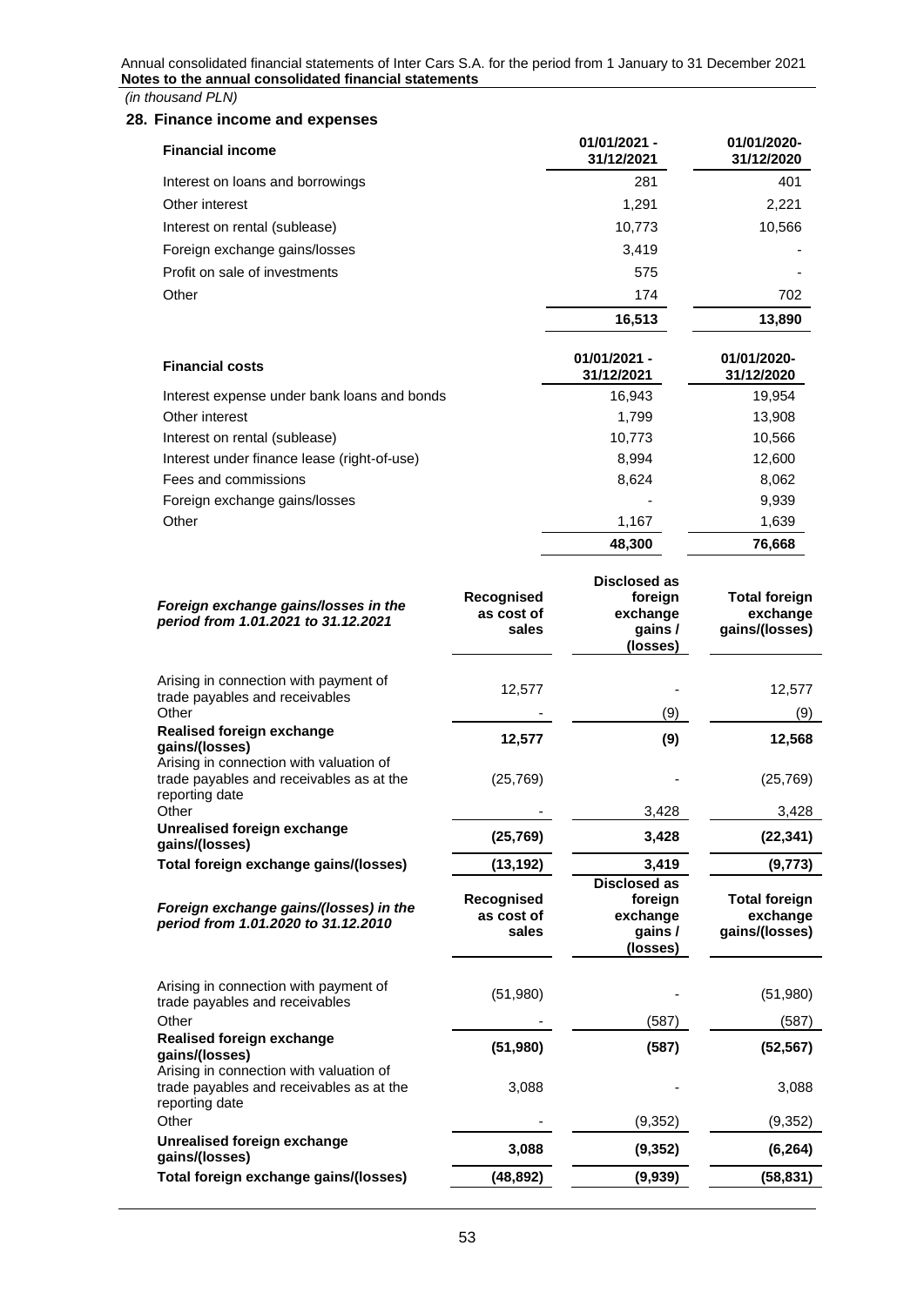*(in thousand PLN)*

## 28. Finance income and expenses

| Financial income | 01/01/2021 - 31/12/2021 | 01/01/2020- 31/12/2020 |
|---|---|---|
| Interest on loans and borrowings | 281 | 401 |
| Other interest | 1,291 | 2,221 |
| Interest on rental (sublease) | 10,773 | 10,566 |
| Foreign exchange gains/losses | 3,419 | - |
| Profit on sale of investments | 575 | - |
| Other | 174 | 702 |
| | **16,513** | **13,890** |

| Financial costs | 01/01/2021 - 31/12/2021 | 01/01/2020- 31/12/2020 |
|---|---|---|
| Interest expense under bank loans and bonds | 16,943 | 19,954 |
| Other interest | 1,799 | 13,908 |
| Interest on rental (sublease) | 10,773 | 10,566 |
| Interest under finance lease (right-of-use) | 8,994 | 12,600 |
| Fees and commissions | 8,624 | 8,062 |
| Foreign exchange gains/losses | - | 9,939 |
| Other | 1,167 | 1,639 |
| | **48,300** | **76,668** |

| ***Foreign exchange gains/losses in the period from 1.01.2021 to 31.12.2021*** | **Recognised as cost of sales** | **Disclosed as foreign exchange gains / (losses)** | **Total foreign exchange gains/(losses)** |
|---|---|---|---|
| Arising in connection with payment of trade payables and receivables | 12,577 | - | 12,577 |
| Other | - | (9) | (9) |
| **Realised foreign exchange gains/(losses)** | **12,577** | **(9)** | **12,568** |
| Arising in connection with valuation of trade payables and receivables as at the reporting date | (25,769) | - | (25,769) |
| Other | - | 3,428 | 3,428 |
| **Unrealised foreign exchange gains/(losses)** | **(25,769)** | **3,428** | **(22,341)** |
| **Total foreign exchange gains/(losses)** | **(13,192)** | **3,419** | **(9,773)** |

| ***Foreign exchange gains/(losses) in the period from 1.01.2020 to 31.12.2010*** | **Recognised as cost of sales** | **Disclosed as foreign exchange gains / (losses)** | **Total foreign exchange gains/(losses)** |
|---|---|---|---|
| Arising in connection with payment of trade payables and receivables | (51,980) | - | (51,980) |
| Other | - | (587) | (587) |
| **Realised foreign exchange gains/(losses)** | **(51,980)** | **(587)** | **(52,567)** |
| Arising in connection with valuation of trade payables and receivables as at the reporting date | 3,088 | - | 3,088 |
| Other | - | (9,352) | (9,352) |
| **Unrealised foreign exchange gains/(losses)** | **3,088** | **(9,352)** | **(6,264)** |
| **Total foreign exchange gains/(losses)** | **(48,892)** | **(9,939)** | **(58,831)** |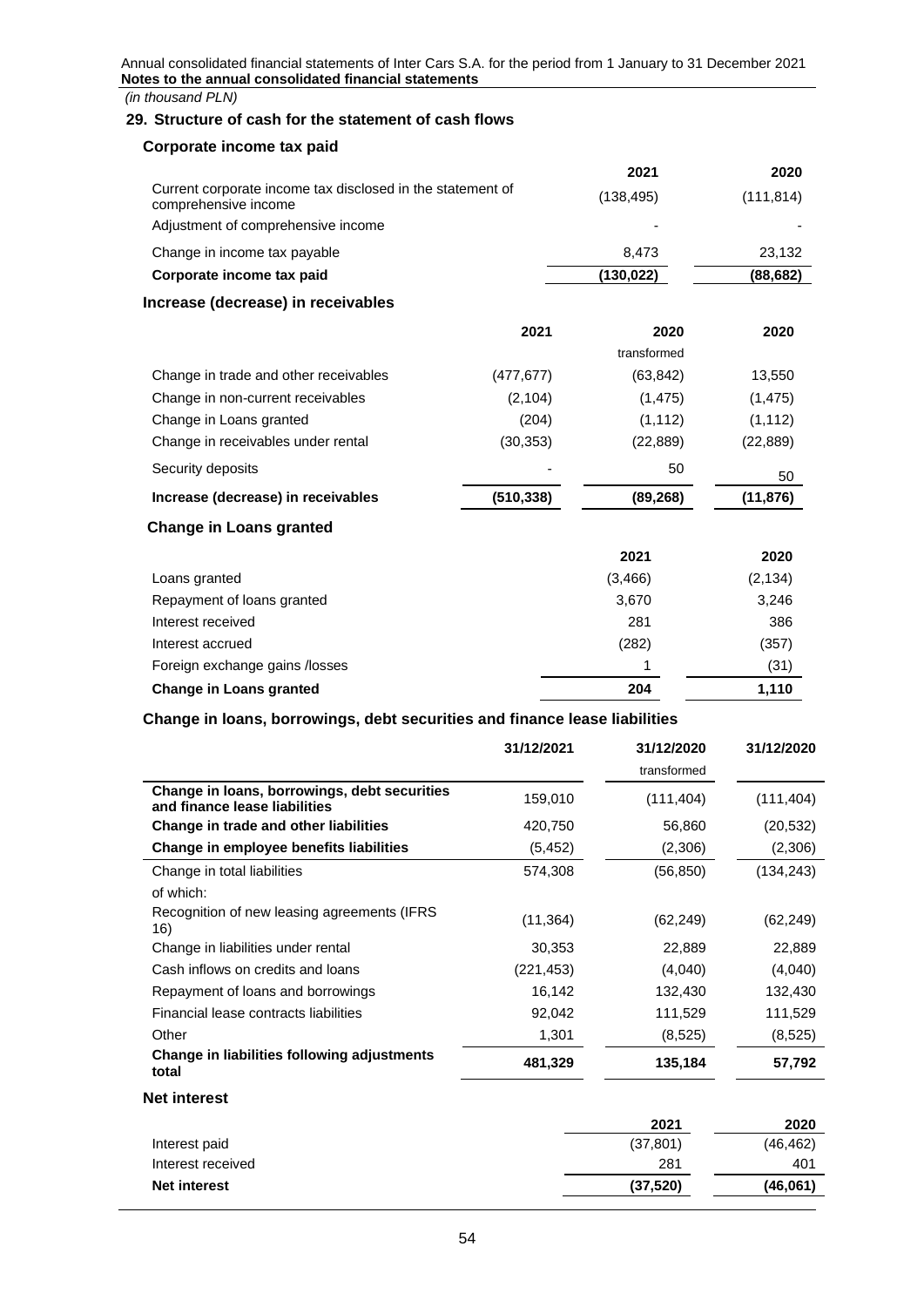*(in thousand PLN)*

## 29. Structure of cash for the statement of cash flows

### Corporate income tax paid

| | 2021 | 2020 |
|---|---|---|
| Current corporate income tax disclosed in the statement of comprehensive income | (138,495) | (111,814) |
| Adjustment of comprehensive income | - | - |
| Change in income tax payable | 8,473 | 23,132 |
| **Corporate income tax paid** | **(130,022)** | **(88,682)** |

### Increase (decrease) in receivables

| | 2021 | 2020 transformed | 2020 |
|---|---|---|---|
| Change in trade and other receivables | (477,677) | (63,842) | 13,550 |
| Change in non-current receivables | (2,104) | (1,475) | (1,475) |
| Change in Loans granted | (204) | (1,112) | (1,112) |
| Change in receivables under rental | (30,353) | (22,889) | (22,889) |
| Security deposits | - | 50 | 50 |
| **Increase (decrease) in receivables** | **(510,338)** | **(89,268)** | **(11,876)** |

### Change in Loans granted

| | 2021 | 2020 |
|---|---|---|
| Loans granted | (3,466) | (2,134) |
| Repayment of loans granted | 3,670 | 3,246 |
| Interest received | 281 | 386 |
| Interest accrued | (282) | (357) |
| Foreign exchange gains /losses | 1 | (31) |
| **Change in Loans granted** | **204** | **1,110** |

### Change in loans, borrowings, debt securities and finance lease liabilities

| | 31/12/2021 | 31/12/2020 transformed | 31/12/2020 |
|---|---|---|---|
| **Change in loans, borrowings, debt securities and finance lease liabilities** | 159,010 | (111,404) | (111,404) |
| **Change in trade and other liabilities** | 420,750 | 56,860 | (20,532) |
| **Change in employee benefits liabilities** | (5,452) | (2,306) | (2,306) |
| Change in total liabilities | 574,308 | (56,850) | (134,243) |
| of which: | | | |
| Recognition of new leasing agreements (IFRS 16) | (11,364) | (62,249) | (62,249) |
| Change in liabilities under rental | 30,353 | 22,889 | 22,889 |
| Cash inflows on credits and loans | (221,453) | (4,040) | (4,040) |
| Repayment of loans and borrowings | 16,142 | 132,430 | 132,430 |
| Financial lease contracts liabilities | 92,042 | 111,529 | 111,529 |
| Other | 1,301 | (8,525) | (8,525) |
| **Change in liabilities following adjustments total** | **481,329** | **135,184** | **57,792** |

### Net interest

| | 2021 | 2020 |
|---|---|---|
| Interest paid | (37,801) | (46,462) |
| Interest received | 281 | 401 |
| **Net interest** | **(37,520)** | **(46,061)** |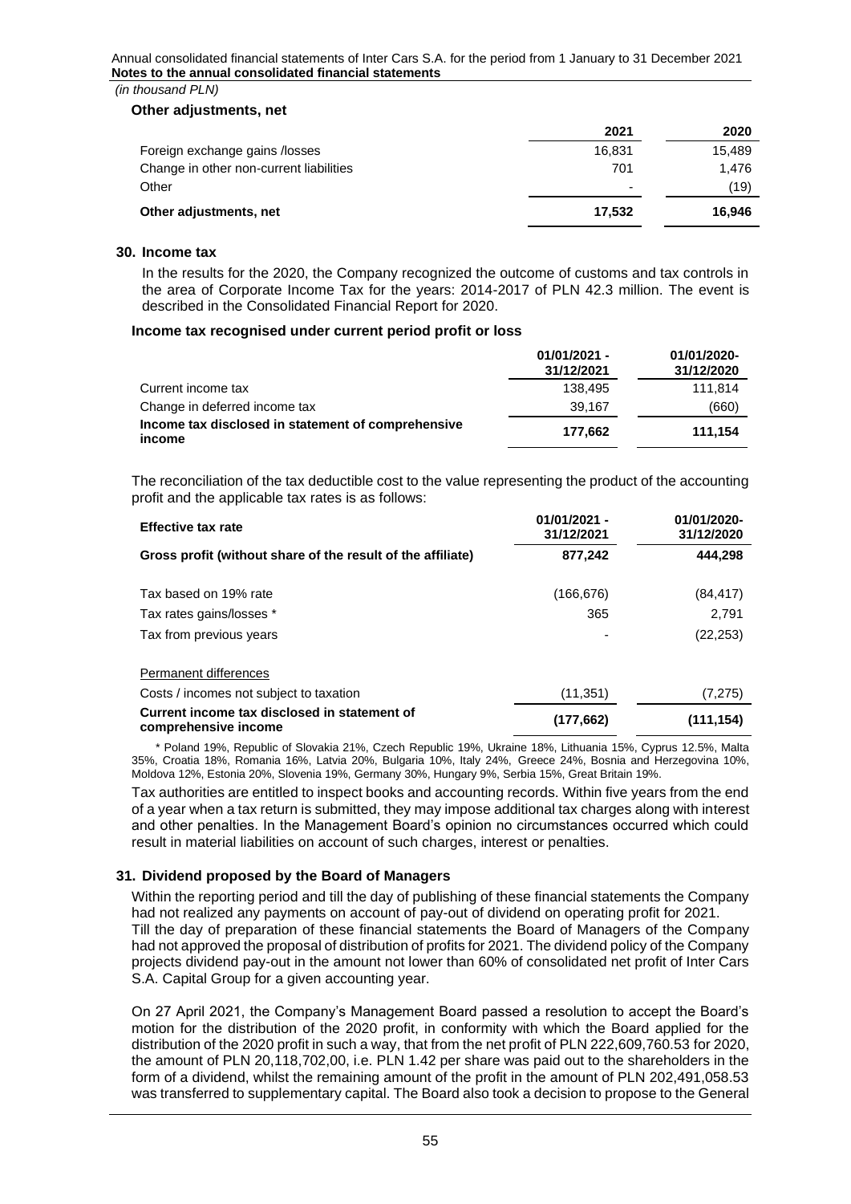*(in thousand PLN)*

**Other adjustments, net**

| | 2021 | 2020 |
|---|---|---|
| Foreign exchange gains /losses | 16,831 | 15,489 |
| Change in other non-current liabilities | 701 | 1,476 |
| Other | - | (19) |
| **Other adjustments, net** | **17,532** | **16,946** |

## 30. Income tax

In the results for the 2020, the Company recognized the outcome of customs and tax controls in the area of Corporate Income Tax for the years: 2014-2017 of PLN 42.3 million. The event is described in the Consolidated Financial Report for 2020.

**Income tax recognised under current period profit or loss**

| | 01/01/2021 - 31/12/2021 | 01/01/2020- 31/12/2020 |
|---|---|---|
| Current income tax | 138,495 | 111,814 |
| Change in deferred income tax | 39,167 | (660) |
| **Income tax disclosed in statement of comprehensive income** | **177,662** | **111,154** |

The reconciliation of the tax deductible cost to the value representing the product of the accounting profit and the applicable tax rates is as follows:

| **Effective tax rate** | **01/01/2021 - 31/12/2021** | **01/01/2020- 31/12/2020** |
|---|---|---|
| **Gross profit (without share of the result of the affiliate)** | **877,242** | **444,298** |
| Tax based on 19% rate | (166,676) | (84,417) |
| Tax rates gains/losses * | 365 | 2,791 |
| Tax from previous years | - | (22,253) |
| Permanent differences | | |
| Costs / incomes not subject to taxation | (11,351) | (7,275) |
| **Current income tax disclosed in statement of comprehensive income** | **(177,662)** | **(111,154)** |

\* Poland 19%, Republic of Slovakia 21%, Czech Republic 19%, Ukraine 18%, Lithuania 15%, Cyprus 12.5%, Malta 35%, Croatia 18%, Romania 16%, Latvia 20%, Bulgaria 10%, Italy 24%, Greece 24%, Bosnia and Herzegovina 10%, Moldova 12%, Estonia 20%, Slovenia 19%, Germany 30%, Hungary 9%, Serbia 15%, Great Britain 19%.

Tax authorities are entitled to inspect books and accounting records. Within five years from the end of a year when a tax return is submitted, they may impose additional tax charges along with interest and other penalties. In the Management Board's opinion no circumstances occurred which could result in material liabilities on account of such charges, interest or penalties.

## 31. Dividend proposed by the Board of Managers

Within the reporting period and till the day of publishing of these financial statements the Company had not realized any payments on account of pay-out of dividend on operating profit for 2021. Till the day of preparation of these financial statements the Board of Managers of the Company had not approved the proposal of distribution of profits for 2021. The dividend policy of the Company projects dividend pay-out in the amount not lower than 60% of consolidated net profit of Inter Cars S.A. Capital Group for a given accounting year.

On 27 April 2021, the Company's Management Board passed a resolution to accept the Board's motion for the distribution of the 2020 profit, in conformity with which the Board applied for the distribution of the 2020 profit in such a way, that from the net profit of PLN 222,609,760.53 for 2020, the amount of PLN 20,118,702,00, i.e. PLN 1.42 per share was paid out to the shareholders in the form of a dividend, whilst the remaining amount of the profit in the amount of PLN 202,491,058.53 was transferred to supplementary capital. The Board also took a decision to propose to the General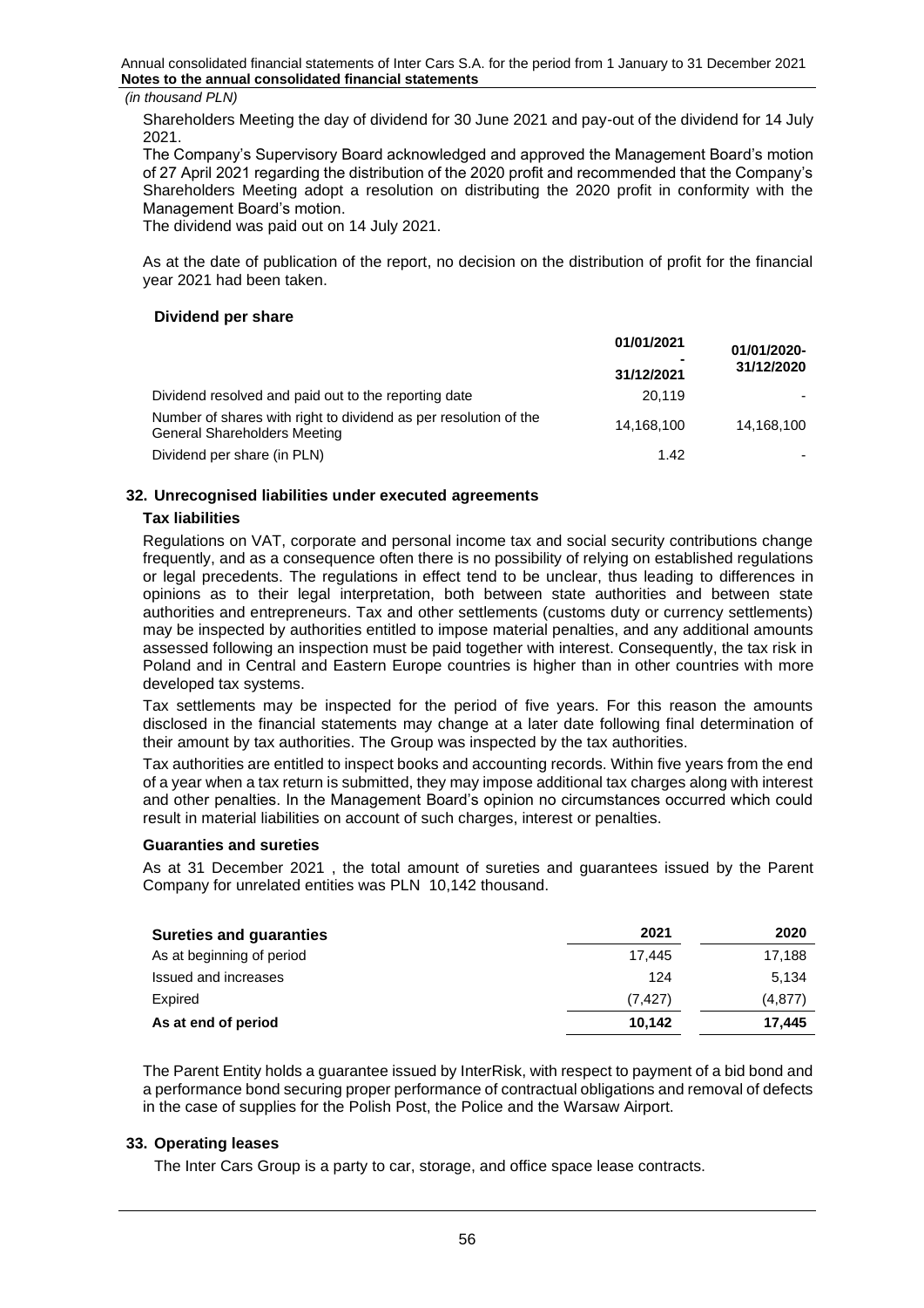*(in thousand PLN)*

Shareholders Meeting the day of dividend for 30 June 2021 and pay-out of the dividend for 14 July 2021.

The Company's Supervisory Board acknowledged and approved the Management Board's motion of 27 April 2021 regarding the distribution of the 2020 profit and recommended that the Company's Shareholders Meeting adopt a resolution on distributing the 2020 profit in conformity with the Management Board's motion.

The dividend was paid out on 14 July 2021.

As at the date of publication of the report, no decision on the distribution of profit for the financial year 2021 had been taken.

### Dividend per share

| | 01/01/2021 - 31/12/2021 | 01/01/2020-31/12/2020 |
|---|---|---|
| Dividend resolved and paid out to the reporting date | 20,119 | - |
| Number of shares with right to dividend as per resolution of the General Shareholders Meeting | 14,168,100 | 14,168,100 |
| Dividend per share (in PLN) | 1.42 | - |

## 32. Unrecognised liabilities under executed agreements

### Tax liabilities

Regulations on VAT, corporate and personal income tax and social security contributions change frequently, and as a consequence often there is no possibility of relying on established regulations or legal precedents. The regulations in effect tend to be unclear, thus leading to differences in opinions as to their legal interpretation, both between state authorities and between state authorities and entrepreneurs. Tax and other settlements (customs duty or currency settlements) may be inspected by authorities entitled to impose material penalties, and any additional amounts assessed following an inspection must be paid together with interest. Consequently, the tax risk in Poland and in Central and Eastern Europe countries is higher than in other countries with more developed tax systems.

Tax settlements may be inspected for the period of five years. For this reason the amounts disclosed in the financial statements may change at a later date following final determination of their amount by tax authorities. The Group was inspected by the tax authorities.

Tax authorities are entitled to inspect books and accounting records. Within five years from the end of a year when a tax return is submitted, they may impose additional tax charges along with interest and other penalties. In the Management Board's opinion no circumstances occurred which could result in material liabilities on account of such charges, interest or penalties.

### Guaranties and sureties

As at 31 December 2021 , the total amount of sureties and guarantees issued by the Parent Company for unrelated entities was PLN 10,142 thousand.

| Sureties and guaranties | 2021 | 2020 |
|---|---|---|
| As at beginning of period | 17,445 | 17,188 |
| Issued and increases | 124 | 5,134 |
| Expired | (7,427) | (4,877) |
| **As at end of period** | **10,142** | **17,445** |

The Parent Entity holds a guarantee issued by InterRisk, with respect to payment of a bid bond and a performance bond securing proper performance of contractual obligations and removal of defects in the case of supplies for the Polish Post, the Police and the Warsaw Airport.

## 33. Operating leases

The Inter Cars Group is a party to car, storage, and office space lease contracts.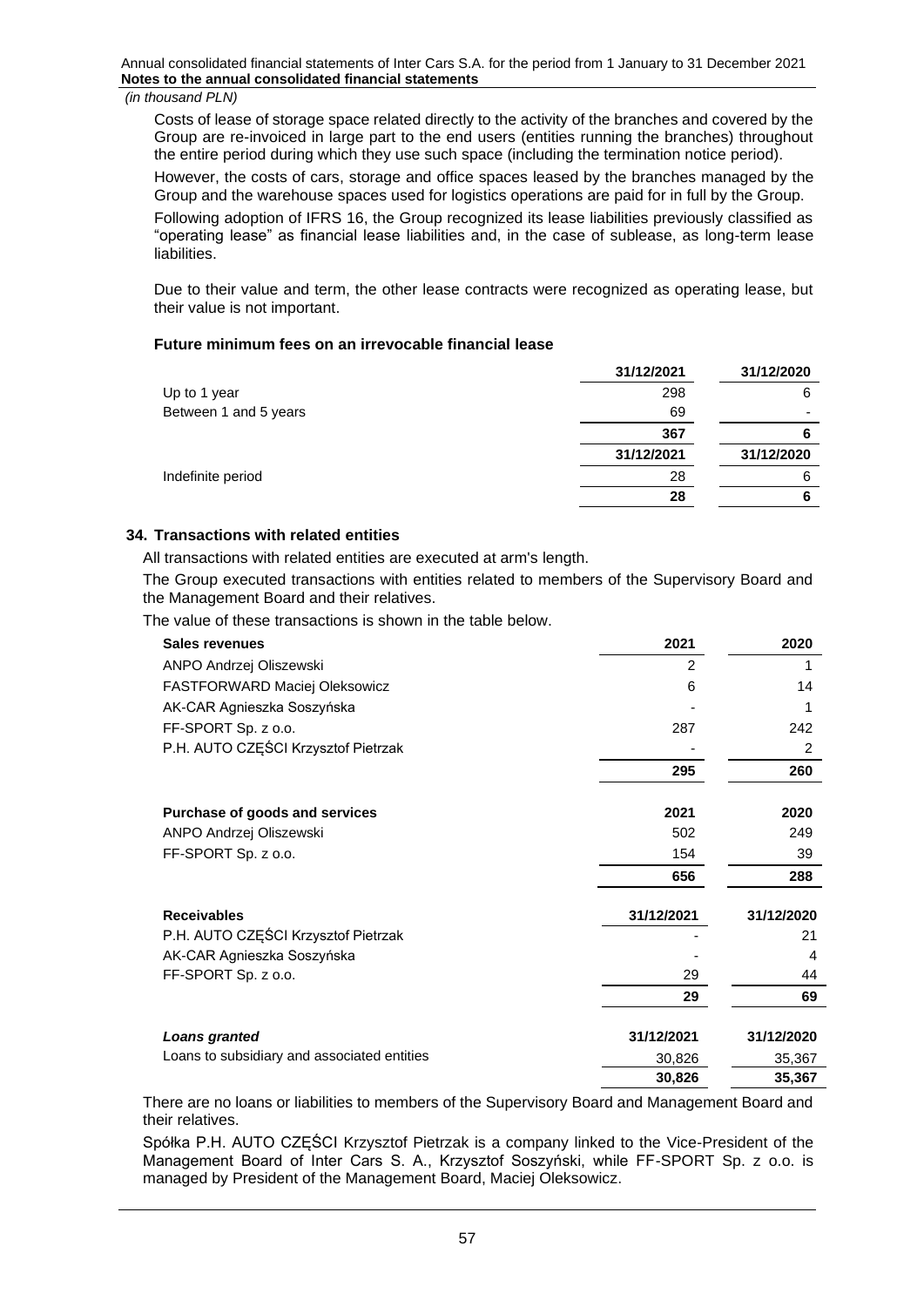*(in thousand PLN)*

Costs of lease of storage space related directly to the activity of the branches and covered by the Group are re-invoiced in large part to the end users (entities running the branches) throughout the entire period during which they use such space (including the termination notice period).

However, the costs of cars, storage and office spaces leased by the branches managed by the Group and the warehouse spaces used for logistics operations are paid for in full by the Group.

Following adoption of IFRS 16, the Group recognized its lease liabilities previously classified as "operating lease" as financial lease liabilities and, in the case of sublease, as long-term lease liabilities.

Due to their value and term, the other lease contracts were recognized as operating lease, but their value is not important.

**Future minimum fees on an irrevocable financial lease**

| | 31/12/2021 | 31/12/2020 |
|---|---|---|
| Up to 1 year | 298 | 6 |
| Between 1 and 5 years | 69 | - |
| | **367** | **6** |
| | **31/12/2021** | **31/12/2020** |
| Indefinite period | 28 | 6 |
| | **28** | **6** |

## 34. Transactions with related entities

All transactions with related entities are executed at arm's length.

The Group executed transactions with entities related to members of the Supervisory Board and the Management Board and their relatives.

The value of these transactions is shown in the table below.

| **Sales revenues** | **2021** | **2020** |
|---|---|---|
| ANPO Andrzej Oliszewski | 2 | 1 |
| FASTFORWARD Maciej Oleksowicz | 6 | 14 |
| AK-CAR Agnieszka Soszyńska | - | 1 |
| FF-SPORT Sp. z o.o. | 287 | 242 |
| P.H. AUTO CZĘŚCI Krzysztof Pietrzak | - | 2 |
| | **295** | **260** |

| **Purchase of goods and services** | **2021** | **2020** |
|---|---|---|
| ANPO Andrzej Oliszewski | 502 | 249 |
| FF-SPORT Sp. z o.o. | 154 | 39 |
| | **656** | **288** |

| **Receivables** | **31/12/2021** | **31/12/2020** |
|---|---|---|
| P.H. AUTO CZĘŚCI Krzysztof Pietrzak | - | 21 |
| AK-CAR Agnieszka Soszyńska | - | 4 |
| FF-SPORT Sp. z o.o. | 29 | 44 |
| | **29** | **69** |

| ***Loans granted*** | **31/12/2021** | **31/12/2020** |
|---|---|---|
| Loans to subsidiary and associated entities | 30,826 | 35,367 |
| | **30,826** | **35,367** |

There are no loans or liabilities to members of the Supervisory Board and Management Board and their relatives.

Spółka P.H. AUTO CZĘŚCI Krzysztof Pietrzak is a company linked to the Vice-President of the Management Board of Inter Cars S. A., Krzysztof Soszyński, while FF-SPORT Sp. z o.o. is managed by President of the Management Board, Maciej Oleksowicz.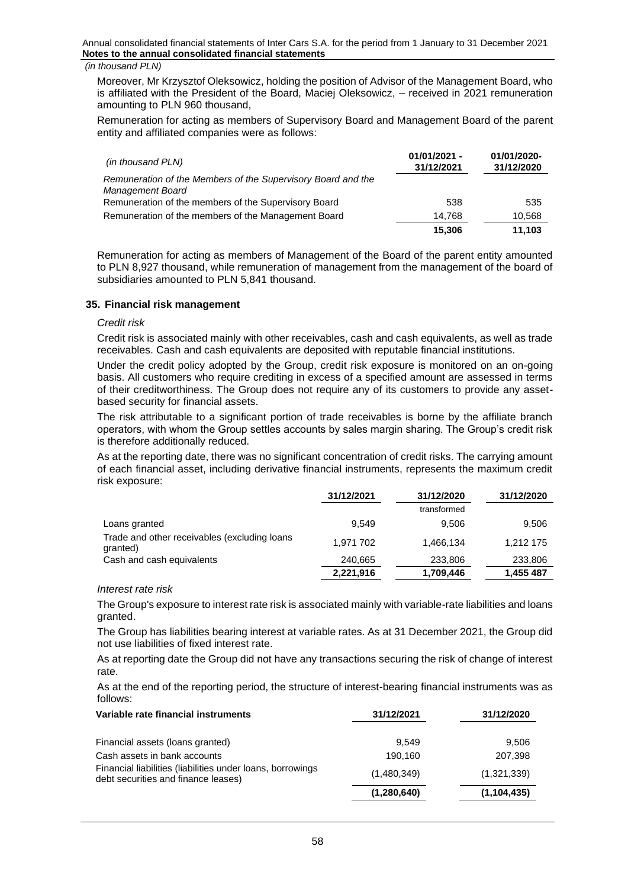*(in thousand PLN)*

Moreover, Mr Krzysztof Oleksowicz, holding the position of Advisor of the Management Board, who is affiliated with the President of the Board, Maciej Oleksowicz, – received in 2021 remuneration amounting to PLN 960 thousand,

Remuneration for acting as members of Supervisory Board and Management Board of the parent entity and affiliated companies were as follows:

| *(in thousand PLN)* | 01/01/2021 - 31/12/2021 | 01/01/2020- 31/12/2020 |
|---|---|---|
| *Remuneration of the Members of the Supervisory Board and the Management Board* | | |
| Remuneration of the members of the Supervisory Board | 538 | 535 |
| Remuneration of the members of the Management Board | 14,768 | 10,568 |
| | **15,306** | **11,103** |

Remuneration for acting as members of Management of the Board of the parent entity amounted to PLN 8,927 thousand, while remuneration of management from the management of the board of subsidiaries amounted to PLN 5,841 thousand.

## 35. Financial risk management

*Credit risk*

Credit risk is associated mainly with other receivables, cash and cash equivalents, as well as trade receivables. Cash and cash equivalents are deposited with reputable financial institutions.

Under the credit policy adopted by the Group, credit risk exposure is monitored on an on-going basis. All customers who require crediting in excess of a specified amount are assessed in terms of their creditworthiness. The Group does not require any of its customers to provide any asset-based security for financial assets.

The risk attributable to a significant portion of trade receivables is borne by the affiliate branch operators, with whom the Group settles accounts by sales margin sharing. The Group's credit risk is therefore additionally reduced.

As at the reporting date, there was no significant concentration of credit risks. The carrying amount of each financial asset, including derivative financial instruments, represents the maximum credit risk exposure:

| | 31/12/2021 | 31/12/2020 | 31/12/2020 |
|---|---|---|---|
| | | transformed | |
| Loans granted | 9.549 | 9.506 | 9,506 |
| Trade and other receivables (excluding loans granted) | 1,971 702 | 1,466,134 | 1,212 175 |
| Cash and cash equivalents | 240,665 | 233,806 | 233,806 |
| | **2,221,916** | **1,709,446** | **1,455 487** |

*Interest rate risk*

The Group's exposure to interest rate risk is associated mainly with variable-rate liabilities and loans granted.

The Group has liabilities bearing interest at variable rates. As at 31 December 2021, the Group did not use liabilities of fixed interest rate.

As at reporting date the Group did not have any transactions securing the risk of change of interest rate.

As at the end of the reporting period, the structure of interest-bearing financial instruments was as follows:

| Variable rate financial instruments | 31/12/2021 | 31/12/2020 |
|---|---|---|
| Financial assets (loans granted) | 9.549 | 9.506 |
| Cash assets in bank accounts | 190,160 | 207,398 |
| Financial liabilities (liabilities under loans, borrowings debt securities and finance leases) | (1,480,349) | (1,321,339) |
| | **(1,280,640)** | **(1,104,435)** |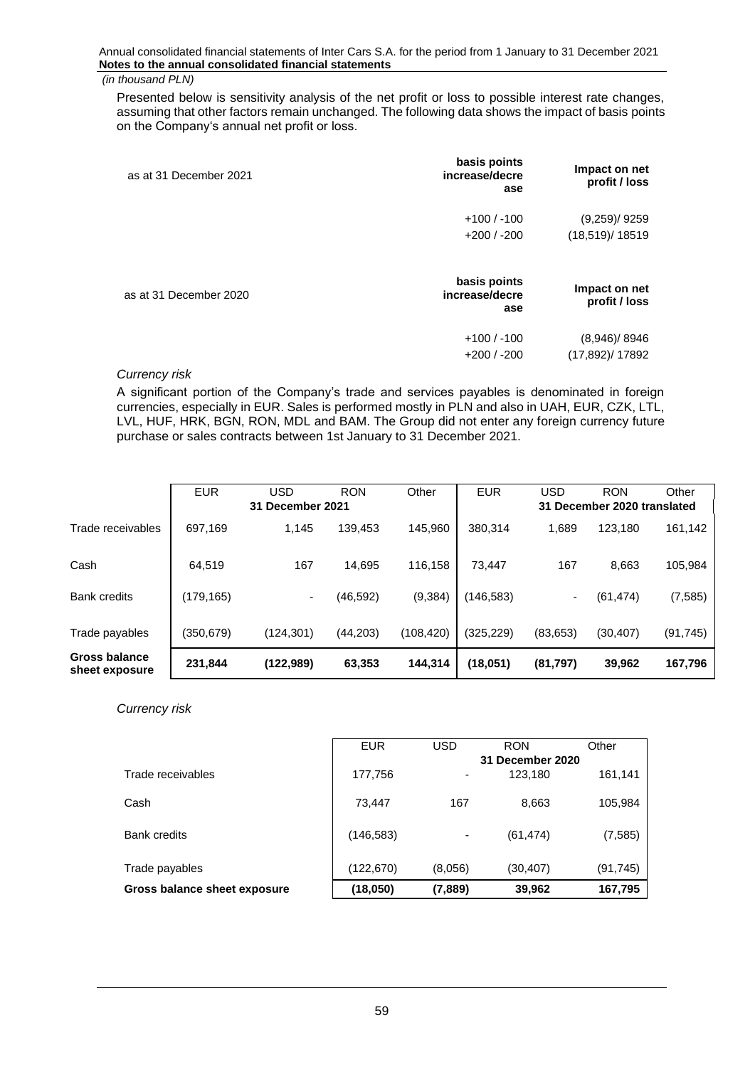*(in thousand PLN)*

Presented below is sensitivity analysis of the net profit or loss to possible interest rate changes, assuming that other factors remain unchanged. The following data shows the impact of basis points on the Company's annual net profit or loss.

| as at 31 December 2021 | basis points increase/decrease | Impact on net profit / loss |
|---|---|---|
| | +100 / -100 | (9,259)/ 9259 |
| | +200 / -200 | (18,519)/ 18519 |

| as at 31 December 2020 | basis points increase/decrease | Impact on net profit / loss |
|---|---|---|
| | +100 / -100 | (8,946)/ 8946 |
| | +200 / -200 | (17,892)/ 17892 |

*Currency risk*

A significant portion of the Company's trade and services payables is denominated in foreign currencies, especially in EUR. Sales is performed mostly in PLN and also in UAH, EUR, CZK, LTL, LVL, HUF, HRK, BGN, RON, MDL and BAM. The Group did not enter any foreign currency future purchase or sales contracts between 1st January to 31 December 2021.

| | EUR | USD | RON | Other | EUR | USD | RON | Other |
|---|---|---|---|---|---|---|---|---|
| | 31 December 2021 | | | | 31 December 2020 translated | | | |
| Trade receivables | 697,169 | 1,145 | 139,453 | 145,960 | 380,314 | 1,689 | 123,180 | 161,142 |
| Cash | 64,519 | 167 | 14,695 | 116,158 | 73,447 | 167 | 8,663 | 105,984 |
| Bank credits | (179,165) | - | (46,592) | (9,384) | (146,583) | - | (61,474) | (7,585) |
| Trade payables | (350,679) | (124,301) | (44,203) | (108,420) | (325,229) | (83,653) | (30,407) | (91,745) |
| **Gross balance sheet exposure** | **231,844** | **(122,989)** | **63,353** | **144,314** | **(18,051)** | **(81,797)** | **39,962** | **167,796** |

*Currency risk*

| | EUR | USD | RON | Other |
|---|---|---|---|---|
| | 31 December 2020 | | | |
| Trade receivables | 177,756 | - | 123,180 | 161,141 |
| Cash | 73,447 | 167 | 8,663 | 105,984 |
| Bank credits | (146,583) | - | (61,474) | (7,585) |
| Trade payables | (122,670) | (8,056) | (30,407) | (91,745) |
| **Gross balance sheet exposure** | **(18,050)** | **(7,889)** | **39,962** | **167,795** |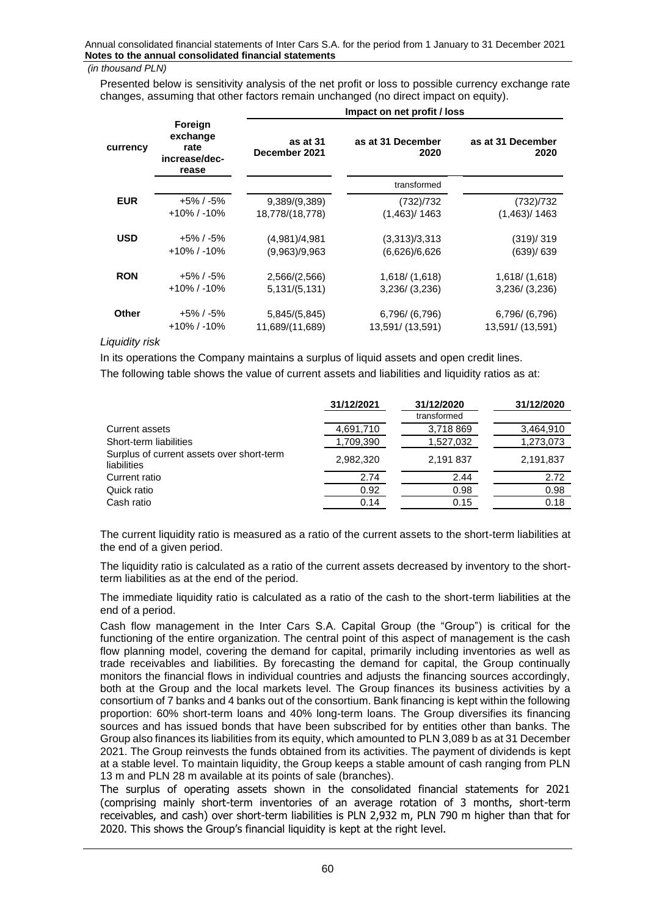*(in thousand PLN)*

Presented below is sensitivity analysis of the net profit or loss to possible currency exchange rate changes, assuming that other factors remain unchanged (no direct impact on equity).

| currency | Foreign exchange rate increase/decrease | Impact on net profit / loss | | |
|---|---|---|---|---|
| | | as at 31 December 2021 | as at 31 December 2020 | as at 31 December 2020 |
| | | | transformed | |
| **EUR** | +5% / -5% | 9,389/(9,389) | (732)/732 | (732)/732 |
| | +10% / -10% | 18,778/(18,778) | (1,463)/ 1463 | (1,463)/ 1463 |
| **USD** | +5% / -5% | (4,981)/4,981 | (3,313)/3,313 | (319)/ 319 |
| | +10% / -10% | (9,963)/9,963 | (6,626)/6,626 | (639)/ 639 |
| **RON** | +5% / -5% | 2,566/(2,566) | 1,618/ (1,618) | 1,618/ (1,618) |
| | +10% / -10% | 5,131/(5,131) | 3,236/ (3,236) | 3,236/ (3,236) |
| **Other** | +5% / -5% | 5,845/(5,845) | 6,796/ (6,796) | 6,796/ (6,796) |
| | +10% / -10% | 11,689/(11,689) | 13,591/ (13,591) | 13,591/ (13,591) |

*Liquidity risk*

In its operations the Company maintains a surplus of liquid assets and open credit lines.

The following table shows the value of current assets and liabilities and liquidity ratios as at:

| | 31/12/2021 | 31/12/2020 | 31/12/2020 |
|---|---|---|---|
| | | transformed | |
| Current assets | 4,691,710 | 3,718 869 | 3,464,910 |
| Short-term liabilities | 1,709,390 | 1,527,032 | 1,273,073 |
| Surplus of current assets over short-term liabilities | 2,982,320 | 2,191 837 | 2,191,837 |
| Current ratio | 2.74 | 2.44 | 2.72 |
| Quick ratio | 0.92 | 0.98 | 0.98 |
| Cash ratio | 0.14 | 0.15 | 0.18 |

The current liquidity ratio is measured as a ratio of the current assets to the short-term liabilities at the end of a given period.

The liquidity ratio is calculated as a ratio of the current assets decreased by inventory to the short-term liabilities as at the end of the period.

The immediate liquidity ratio is calculated as a ratio of the cash to the short-term liabilities at the end of a period.

Cash flow management in the Inter Cars S.A. Capital Group (the "Group") is critical for the functioning of the entire organization. The central point of this aspect of management is the cash flow planning model, covering the demand for capital, primarily including inventories as well as trade receivables and liabilities. By forecasting the demand for capital, the Group continually monitors the financial flows in individual countries and adjusts the financing sources accordingly, both at the Group and the local markets level. The Group finances its business activities by a consortium of 7 banks and 4 banks out of the consortium. Bank financing is kept within the following proportion: 60% short-term loans and 40% long-term loans. The Group diversifies its financing sources and has issued bonds that have been subscribed for by entities other than banks. The Group also finances its liabilities from its equity, which amounted to PLN 3,089 b as at 31 December 2021. The Group reinvests the funds obtained from its activities. The payment of dividends is kept at a stable level. To maintain liquidity, the Group keeps a stable amount of cash ranging from PLN 13 m and PLN 28 m available at its points of sale (branches).

The surplus of operating assets shown in the consolidated financial statements for 2021 (comprising mainly short-term inventories of an average rotation of 3 months, short-term receivables, and cash) over short-term liabilities is PLN 2,932 m, PLN 790 m higher than that for 2020. This shows the Group's financial liquidity is kept at the right level.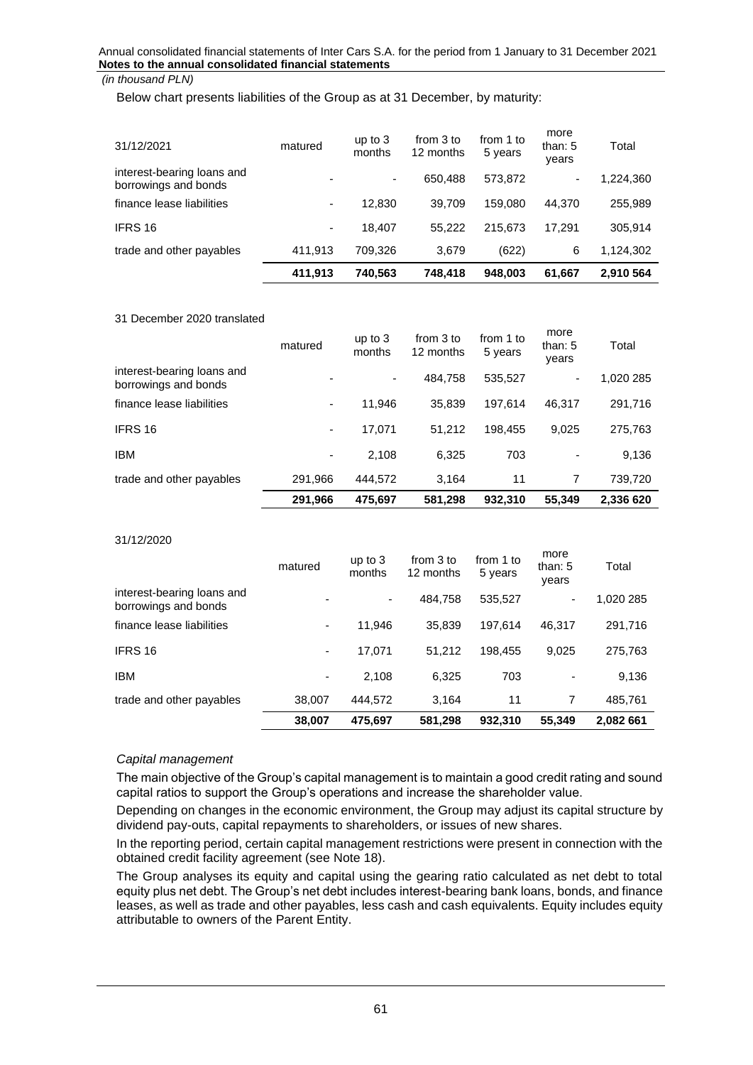*(in thousand PLN)*

Below chart presents liabilities of the Group as at 31 December, by maturity:

| 31/12/2021 | matured | up to 3 months | from 3 to 12 months | from 1 to 5 years | more than: 5 years | Total |
|---|---|---|---|---|---|---|
| interest-bearing loans and borrowings and bonds | - | - | 650,488 | 573,872 | - | 1,224,360 |
| finance lease liabilities | - | 12,830 | 39,709 | 159,080 | 44,370 | 255,989 |
| IFRS 16 | - | 18,407 | 55,222 | 215,673 | 17,291 | 305,914 |
| trade and other payables | 411,913 | 709,326 | 3,679 | (622) | 6 | 1,124,302 |
| | **411,913** | **740,563** | **748,418** | **948,003** | **61,667** | **2,910 564** |

31 December 2020 translated

| | matured | up to 3 months | from 3 to 12 months | from 1 to 5 years | more than: 5 years | Total |
|---|---|---|---|---|---|---|
| interest-bearing loans and borrowings and bonds | - | - | 484,758 | 535,527 | - | 1,020 285 |
| finance lease liabilities | - | 11,946 | 35,839 | 197,614 | 46,317 | 291,716 |
| IFRS 16 | - | 17,071 | 51,212 | 198,455 | 9,025 | 275,763 |
| IBM | - | 2,108 | 6,325 | 703 | - | 9,136 |
| trade and other payables | 291,966 | 444,572 | 3,164 | 11 | 7 | 739,720 |
| | **291,966** | **475,697** | **581,298** | **932,310** | **55,349** | **2,336 620** |

31/12/2020

| | matured | up to 3 months | from 3 to 12 months | from 1 to 5 years | more than: 5 years | Total |
|---|---|---|---|---|---|---|
| interest-bearing loans and borrowings and bonds | - | - | 484,758 | 535,527 | - | 1,020 285 |
| finance lease liabilities | - | 11,946 | 35,839 | 197,614 | 46,317 | 291,716 |
| IFRS 16 | - | 17,071 | 51,212 | 198,455 | 9,025 | 275,763 |
| IBM | - | 2,108 | 6,325 | 703 | - | 9,136 |
| trade and other payables | 38,007 | 444,572 | 3,164 | 11 | 7 | 485,761 |
| | **38,007** | **475,697** | **581,298** | **932,310** | **55,349** | **2,082 661** |

*Capital management*

The main objective of the Group's capital management is to maintain a good credit rating and sound capital ratios to support the Group's operations and increase the shareholder value.

Depending on changes in the economic environment, the Group may adjust its capital structure by dividend pay-outs, capital repayments to shareholders, or issues of new shares.

In the reporting period, certain capital management restrictions were present in connection with the obtained credit facility agreement (see Note 18).

The Group analyses its equity and capital using the gearing ratio calculated as net debt to total equity plus net debt. The Group's net debt includes interest-bearing bank loans, bonds, and finance leases, as well as trade and other payables, less cash and cash equivalents. Equity includes equity attributable to owners of the Parent Entity.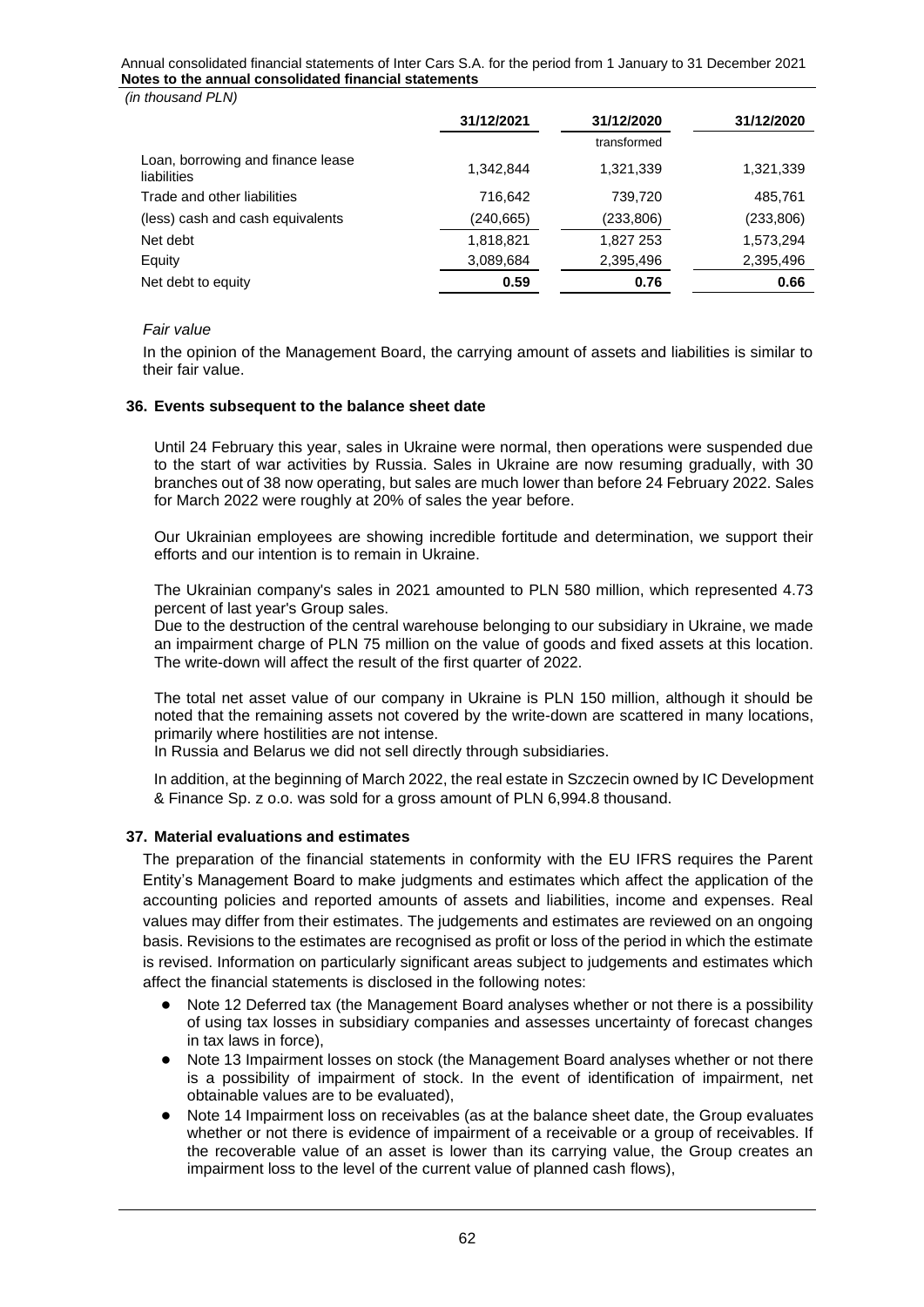*(in thousand PLN)*

| | 31/12/2021 | 31/12/2020 | 31/12/2020 |
|---|---|---|---|
| | | transformed | |
| Loan, borrowing and finance lease liabilities | 1,342,844 | 1,321,339 | 1,321,339 |
| Trade and other liabilities | 716,642 | 739,720 | 485,761 |
| (less) cash and cash equivalents | (240,665) | (233,806) | (233,806) |
| Net debt | 1,818,821 | 1,827 253 | 1,573,294 |
| Equity | 3,089,684 | 2,395,496 | 2,395,496 |
| Net debt to equity | **0.59** | **0.76** | **0.66** |

*Fair value*

In the opinion of the Management Board, the carrying amount of assets and liabilities is similar to their fair value.

### 36. Events subsequent to the balance sheet date

Until 24 February this year, sales in Ukraine were normal, then operations were suspended due to the start of war activities by Russia. Sales in Ukraine are now resuming gradually, with 30 branches out of 38 now operating, but sales are much lower than before 24 February 2022. Sales for March 2022 were roughly at 20% of sales the year before.

Our Ukrainian employees are showing incredible fortitude and determination, we support their efforts and our intention is to remain in Ukraine.

The Ukrainian company's sales in 2021 amounted to PLN 580 million, which represented 4.73 percent of last year's Group sales.
Due to the destruction of the central warehouse belonging to our subsidiary in Ukraine, we made an impairment charge of PLN 75 million on the value of goods and fixed assets at this location. The write-down will affect the result of the first quarter of 2022.

The total net asset value of our company in Ukraine is PLN 150 million, although it should be noted that the remaining assets not covered by the write-down are scattered in many locations, primarily where hostilities are not intense.
In Russia and Belarus we did not sell directly through subsidiaries.

In addition, at the beginning of March 2022, the real estate in Szczecin owned by IC Development & Finance Sp. z o.o. was sold for a gross amount of PLN 6,994.8 thousand.

### 37. Material evaluations and estimates

The preparation of the financial statements in conformity with the EU IFRS requires the Parent Entity's Management Board to make judgments and estimates which affect the application of the accounting policies and reported amounts of assets and liabilities, income and expenses. Real values may differ from their estimates. The judgements and estimates are reviewed on an ongoing basis. Revisions to the estimates are recognised as profit or loss of the period in which the estimate is revised. Information on particularly significant areas subject to judgements and estimates which affect the financial statements is disclosed in the following notes:

- Note 12 Deferred tax (the Management Board analyses whether or not there is a possibility of using tax losses in subsidiary companies and assesses uncertainty of forecast changes in tax laws in force),
- Note 13 Impairment losses on stock (the Management Board analyses whether or not there is a possibility of impairment of stock. In the event of identification of impairment, net obtainable values are to be evaluated),
- Note 14 Impairment loss on receivables (as at the balance sheet date, the Group evaluates whether or not there is evidence of impairment of a receivable or a group of receivables. If the recoverable value of an asset is lower than its carrying value, the Group creates an impairment loss to the level of the current value of planned cash flows),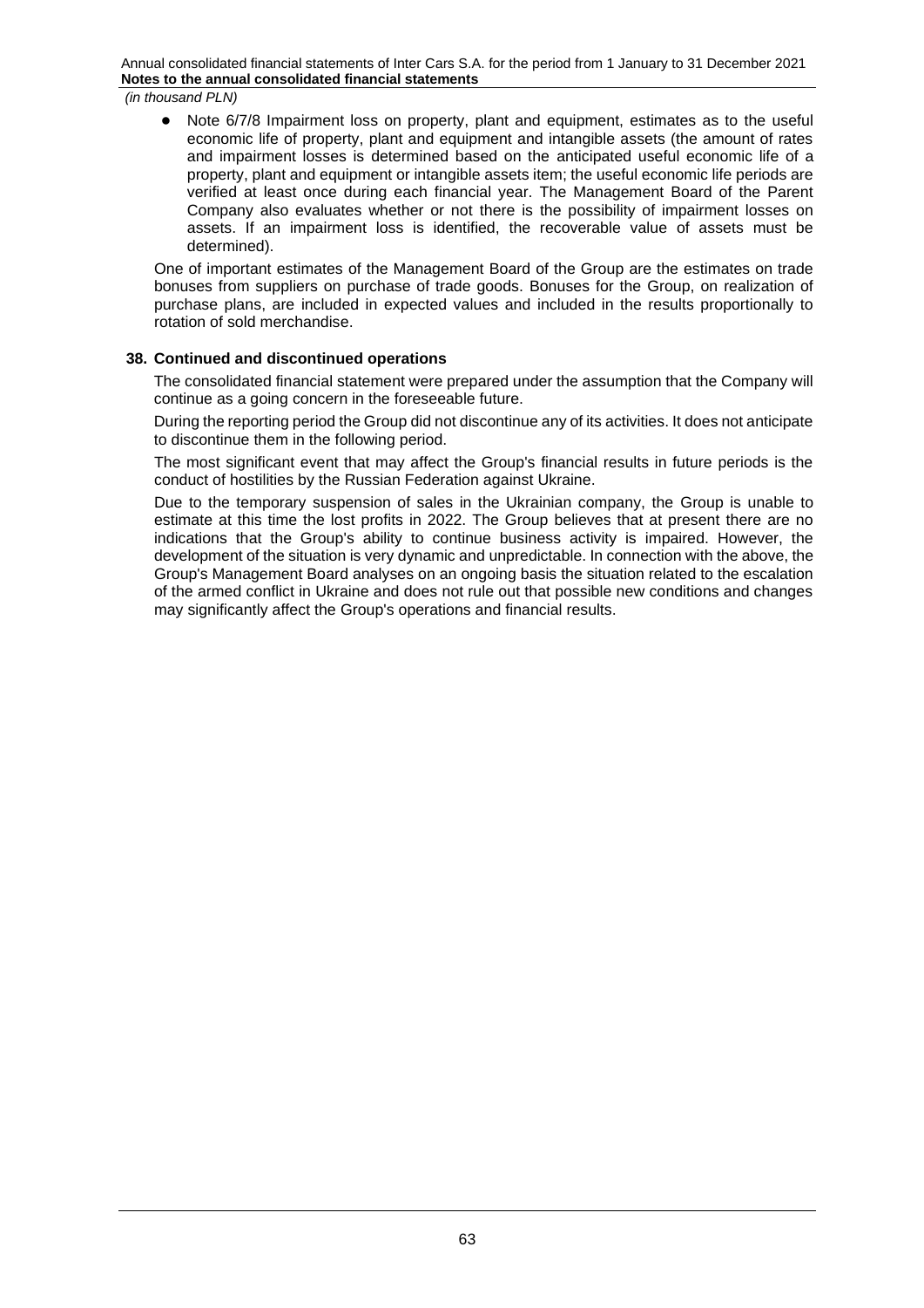- Note 6/7/8 Impairment loss on property, plant and equipment, estimates as to the useful economic life of property, plant and equipment and intangible assets (the amount of rates and impairment losses is determined based on the anticipated useful economic life of a property, plant and equipment or intangible assets item; the useful economic life periods are verified at least once during each financial year. The Management Board of the Parent Company also evaluates whether or not there is the possibility of impairment losses on assets. If an impairment loss is identified, the recoverable value of assets must be determined).

One of important estimates of the Management Board of the Group are the estimates on trade bonuses from suppliers on purchase of trade goods. Bonuses for the Group, on realization of purchase plans, are included in expected values and included in the results proportionally to rotation of sold merchandise.

## 38. Continued and discontinued operations

The consolidated financial statement were prepared under the assumption that the Company will continue as a going concern in the foreseeable future.

During the reporting period the Group did not discontinue any of its activities. It does not anticipate to discontinue them in the following period.

The most significant event that may affect the Group's financial results in future periods is the conduct of hostilities by the Russian Federation against Ukraine.

Due to the temporary suspension of sales in the Ukrainian company, the Group is unable to estimate at this time the lost profits in 2022. The Group believes that at present there are no indications that the Group's ability to continue business activity is impaired. However, the development of the situation is very dynamic and unpredictable. In connection with the above, the Group's Management Board analyses on an ongoing basis the situation related to the escalation of the armed conflict in Ukraine and does not rule out that possible new conditions and changes may significantly affect the Group's operations and financial results.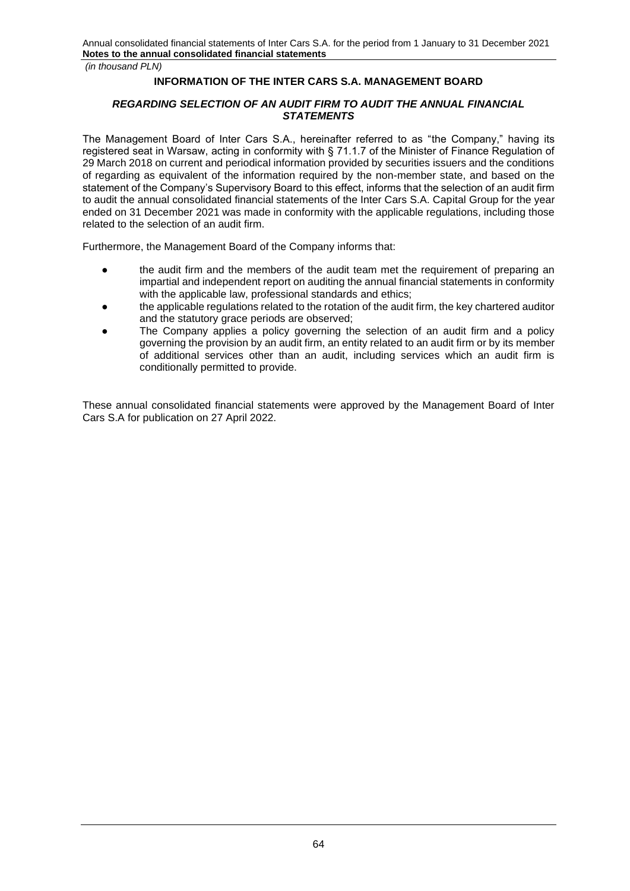## INFORMATION OF THE INTER CARS S.A. MANAGEMENT BOARD

### *REGARDING SELECTION OF AN AUDIT FIRM TO AUDIT THE ANNUAL FINANCIAL STATEMENTS*

The Management Board of Inter Cars S.A., hereinafter referred to as "the Company," having its registered seat in Warsaw, acting in conformity with § 71.1.7 of the Minister of Finance Regulation of 29 March 2018 on current and periodical information provided by securities issuers and the conditions of regarding as equivalent of the information required by the non-member state, and based on the statement of the Company's Supervisory Board to this effect, informs that the selection of an audit firm to audit the annual consolidated financial statements of the Inter Cars S.A. Capital Group for the year ended on 31 December 2021 was made in conformity with the applicable regulations, including those related to the selection of an audit firm.

Furthermore, the Management Board of the Company informs that:

- the audit firm and the members of the audit team met the requirement of preparing an impartial and independent report on auditing the annual financial statements in conformity with the applicable law, professional standards and ethics;
- the applicable regulations related to the rotation of the audit firm, the key chartered auditor and the statutory grace periods are observed;
- The Company applies a policy governing the selection of an audit firm and a policy governing the provision by an audit firm, an entity related to an audit firm or by its member of additional services other than an audit, including services which an audit firm is conditionally permitted to provide.

These annual consolidated financial statements were approved by the Management Board of Inter Cars S.A for publication on 27 April 2022.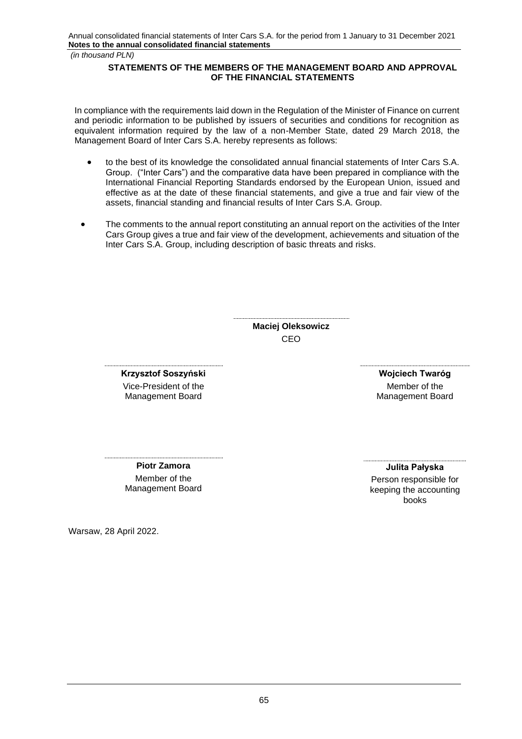## STATEMENTS OF THE MEMBERS OF THE MANAGEMENT BOARD AND APPROVAL OF THE FINANCIAL STATEMENTS

In compliance with the requirements laid down in the Regulation of the Minister of Finance on current and periodic information to be published by issuers of securities and conditions for recognition as equivalent information required by the law of a non-Member State, dated 29 March 2018, the Management Board of Inter Cars S.A. hereby represents as follows:

- to the best of its knowledge the consolidated annual financial statements of Inter Cars S.A. Group. ("Inter Cars") and the comparative data have been prepared in compliance with the International Financial Reporting Standards endorsed by the European Union, issued and effective as at the date of these financial statements, and give a true and fair view of the assets, financial standing and financial results of Inter Cars S.A. Group.
- The comments to the annual report constituting an annual report on the activities of the Inter Cars Group gives a true and fair view of the development, achievements and situation of the Inter Cars S.A. Group, including description of basic threats and risks.

.............................................

**Maciej Oleksowicz**
CEO

.............................................

**Krzysztof Soszyński**
Vice-President of the Management Board

.............................................

**Wojciech Twaróg**
Member of the Management Board

.............................................

**Piotr Zamora**
Member of the Management Board

.............................................

**Julita Pałyska**
Person responsible for keeping the accounting books

Warsaw, 28 April 2022.